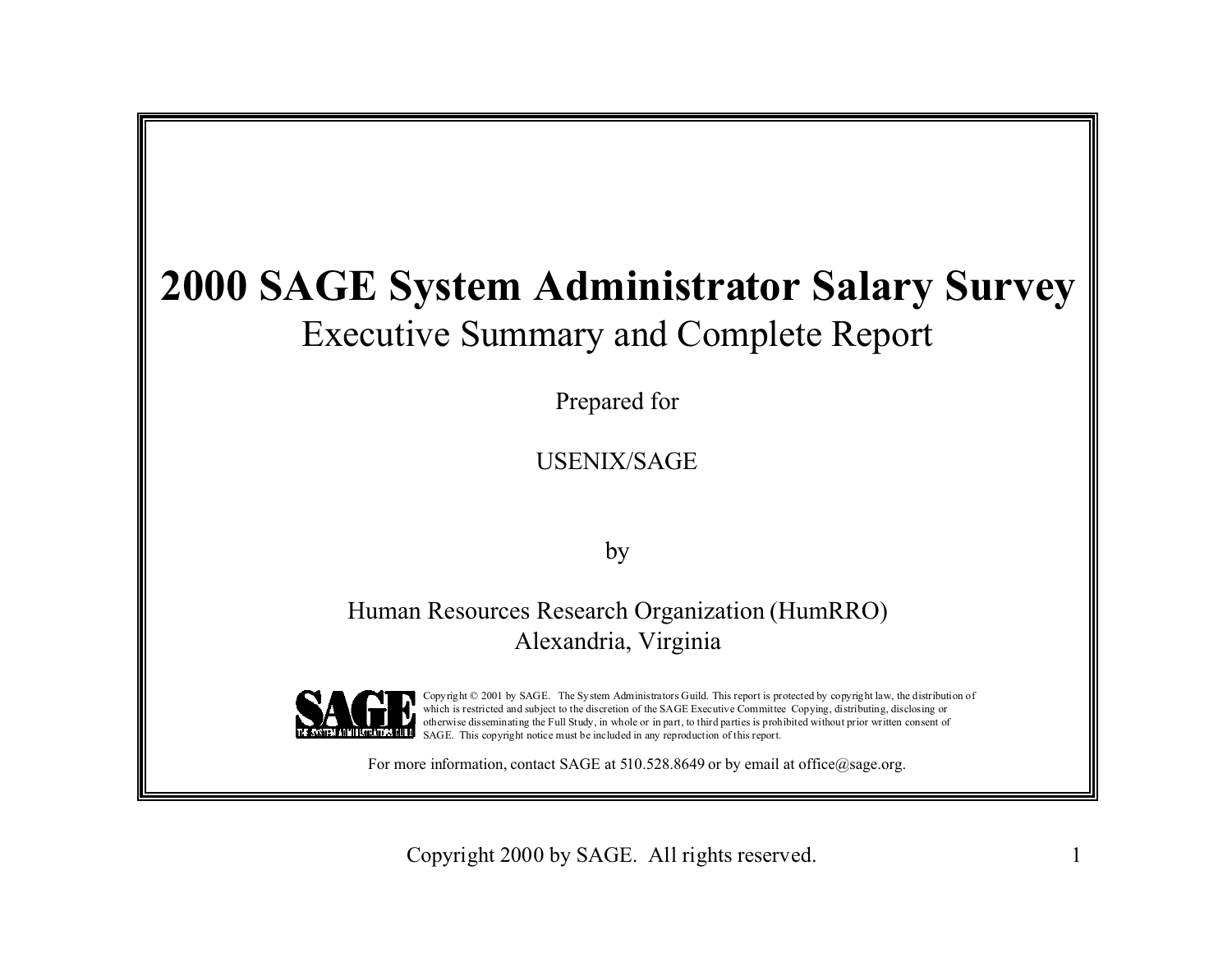# 2000 SAGE System Administrator Salary Survey

## Executive Summary and Complete Report

Prepared for

USENIX/SAGE

by

Human Resources Research Organization (HumRRO)
Alexandria, Virginia

Copyright © 2001 by SAGE. The System Administrators Guild. This report is protected by copyright law, the distribution of which is restricted and subject to the discretion of the SAGE Executive Committee Copying, distributing, disclosing or otherwise disseminating the Full Study, in whole or in part, to third parties is prohibited without prior written consent of SAGE. This copyright notice must be included in any reproduction of this report.

For more information, contact SAGE at 510.528.8649 or by email at office@sage.org.

Copyright 2000 by SAGE. All rights reserved.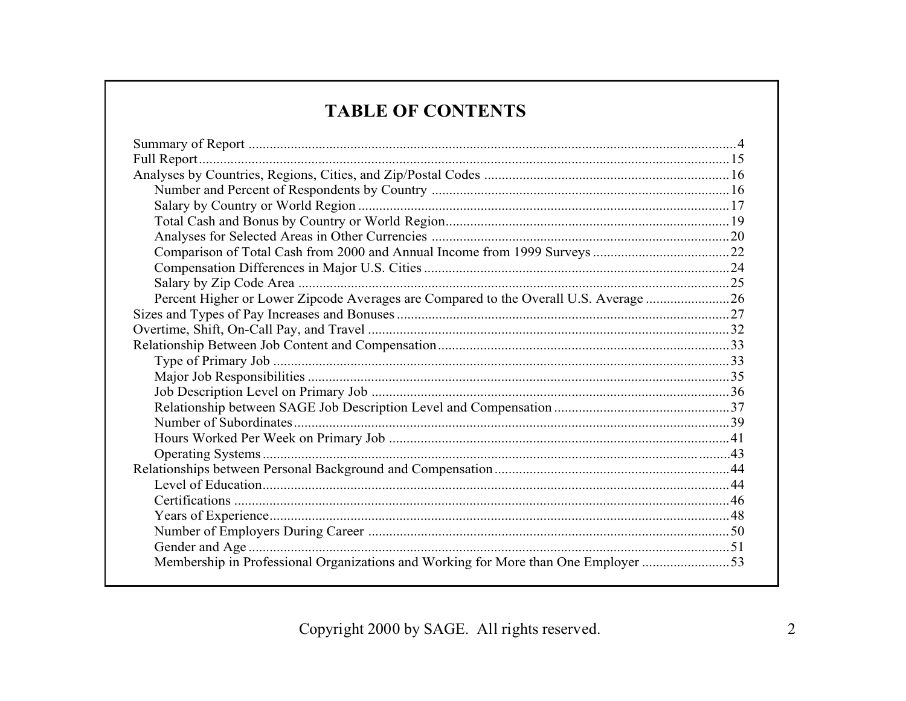# TABLE OF CONTENTS

- Summary of Report ....................................................................... 4
- Full Report ....................................................................... 15
- Analyses by Countries, Regions, Cities, and Zip/Postal Codes ....................................................................... 16
    - Number and Percent of Respondents by Country ....................................................................... 16
    - Salary by Country or World Region ....................................................................... 17
    - Total Cash and Bonus by Country or World Region ....................................................................... 19
    - Analyses for Selected Areas in Other Currencies ....................................................................... 20
    - Comparison of Total Cash from 2000 and Annual Income from 1999 Surveys ....................................................................... 22
    - Compensation Differences in Major U.S. Cities ....................................................................... 24
    - Salary by Zip Code Area ....................................................................... 25
    - Percent Higher or Lower Zipcode Averages are Compared to the Overall U.S. Average ....................................................................... 26
- Sizes and Types of Pay Increases and Bonuses ....................................................................... 27
- Overtime, Shift, On-Call Pay, and Travel ....................................................................... 32
- Relationship Between Job Content and Compensation ....................................................................... 33
    - Type of Primary Job ....................................................................... 33
    - Major Job Responsibilities ....................................................................... 35
    - Job Description Level on Primary Job ....................................................................... 36
    - Relationship between SAGE Job Description Level and Compensation ....................................................................... 37
    - Number of Subordinates ....................................................................... 39
    - Hours Worked Per Week on Primary Job ....................................................................... 41
    - Operating Systems ....................................................................... 43
- Relationships between Personal Background and Compensation ....................................................................... 44
    - Level of Education ....................................................................... 44
    - Certifications ....................................................................... 46
    - Years of Experience ....................................................................... 48
    - Number of Employers During Career ....................................................................... 50
    - Gender and Age ....................................................................... 51
    - Membership in Professional Organizations and Working for More than One Employer ....................................................................... 53

Copyright 2000 by SAGE. All rights reserved.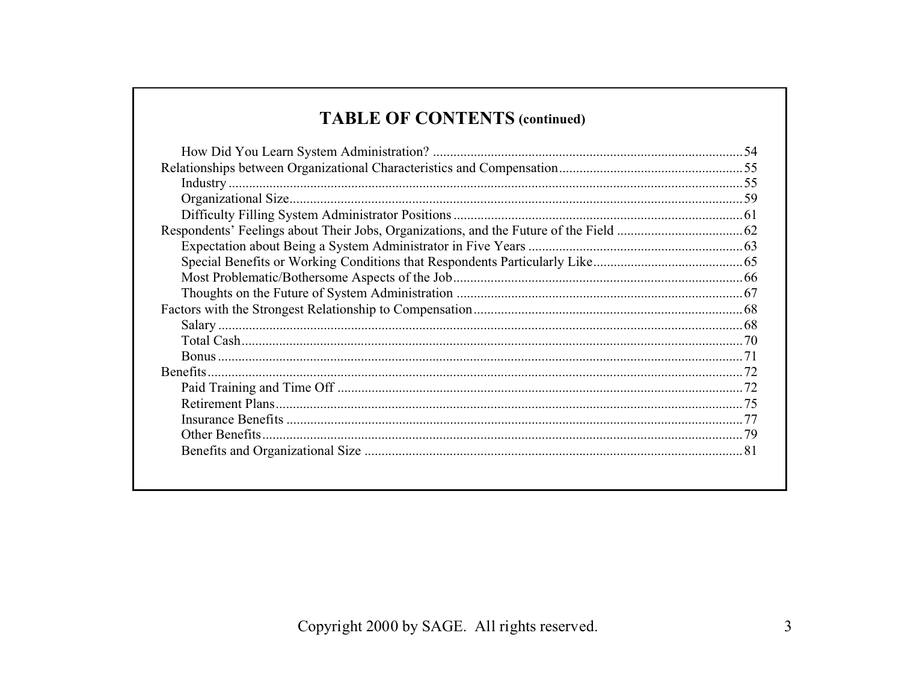## TABLE OF CONTENTS (continued)

- How Did You Learn System Administration? .......... 54
- Relationships between Organizational Characteristics and Compensation .......... 55
  - Industry .......... 55
  - Organizational Size .......... 59
  - Difficulty Filling System Administrator Positions .......... 61
- Respondents' Feelings about Their Jobs, Organizations, and the Future of the Field .......... 62
  - Expectation about Being a System Administrator in Five Years .......... 63
  - Special Benefits or Working Conditions that Respondents Particularly Like .......... 65
  - Most Problematic/Bothersome Aspects of the Job .......... 66
  - Thoughts on the Future of System Administration .......... 67
- Factors with the Strongest Relationship to Compensation .......... 68
  - Salary .......... 68
  - Total Cash .......... 70
  - Bonus .......... 71
- Benefits .......... 72
  - Paid Training and Time Off .......... 72
  - Retirement Plans .......... 75
  - Insurance Benefits .......... 77
  - Other Benefits .......... 79
  - Benefits and Organizational Size .......... 81

Copyright 2000 by SAGE. All rights reserved.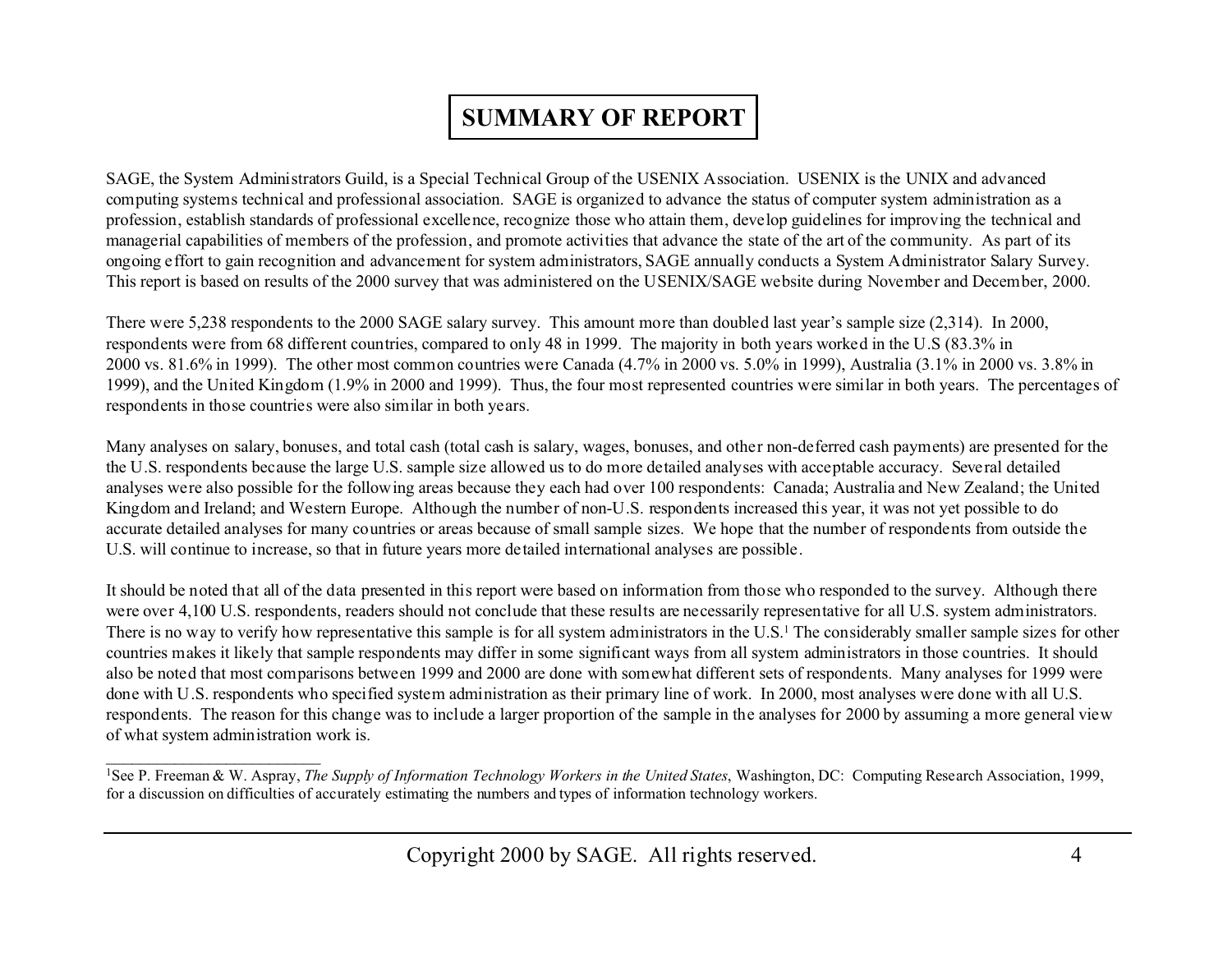# SUMMARY OF REPORT

SAGE, the System Administrators Guild, is a Special Technical Group of the USENIX Association. USENIX is the UNIX and advanced computing systems technical and professional association. SAGE is organized to advance the status of computer system administration as a profession, establish standards of professional excellence, recognize those who attain them, develop guidelines for improving the technical and managerial capabilities of members of the profession, and promote activities that advance the state of the art of the community. As part of its ongoing effort to gain recognition and advancement for system administrators, SAGE annually conducts a System Administrator Salary Survey. This report is based on results of the 2000 survey that was administered on the USENIX/SAGE website during November and December, 2000.

There were 5,238 respondents to the 2000 SAGE salary survey. This amount more than doubled last year's sample size (2,314). In 2000, respondents were from 68 different countries, compared to only 48 in 1999. The majority in both years worked in the U.S (83.3% in 2000 vs. 81.6% in 1999). The other most common countries were Canada (4.7% in 2000 vs. 5.0% in 1999), Australia (3.1% in 2000 vs. 3.8% in 1999), and the United Kingdom (1.9% in 2000 and 1999). Thus, the four most represented countries were similar in both years. The percentages of respondents in those countries were also similar in both years.

Many analyses on salary, bonuses, and total cash (total cash is salary, wages, bonuses, and other non-deferred cash payments) are presented for the the U.S. respondents because the large U.S. sample size allowed us to do more detailed analyses with acceptable accuracy. Several detailed analyses were also possible for the following areas because they each had over 100 respondents: Canada; Australia and New Zealand; the United Kingdom and Ireland; and Western Europe. Although the number of non-U.S. respondents increased this year, it was not yet possible to do accurate detailed analyses for many countries or areas because of small sample sizes. We hope that the number of respondents from outside the U.S. will continue to increase, so that in future years more detailed international analyses are possible.

It should be noted that all of the data presented in this report were based on information from those who responded to the survey. Although there were over 4,100 U.S. respondents, readers should not conclude that these results are necessarily representative for all U.S. system administrators. There is no way to verify how representative this sample is for all system administrators in the U.S.[1] The considerably smaller sample sizes for other countries makes it likely that sample respondents may differ in some significant ways from all system administrators in those countries. It should also be noted that most comparisons between 1999 and 2000 are done with somewhat different sets of respondents. Many analyses for 1999 were done with U.S. respondents who specified system administration as their primary line of work. In 2000, most analyses were done with all U.S. respondents. The reason for this change was to include a larger proportion of the sample in the analyses for 2000 by assuming a more general view of what system administration work is.

---

[1]See P. Freeman & W. Aspray, *The Supply of Information Technology Workers in the United States*, Washington, DC: Computing Research Association, 1999, for a discussion on difficulties of accurately estimating the numbers and types of information technology workers.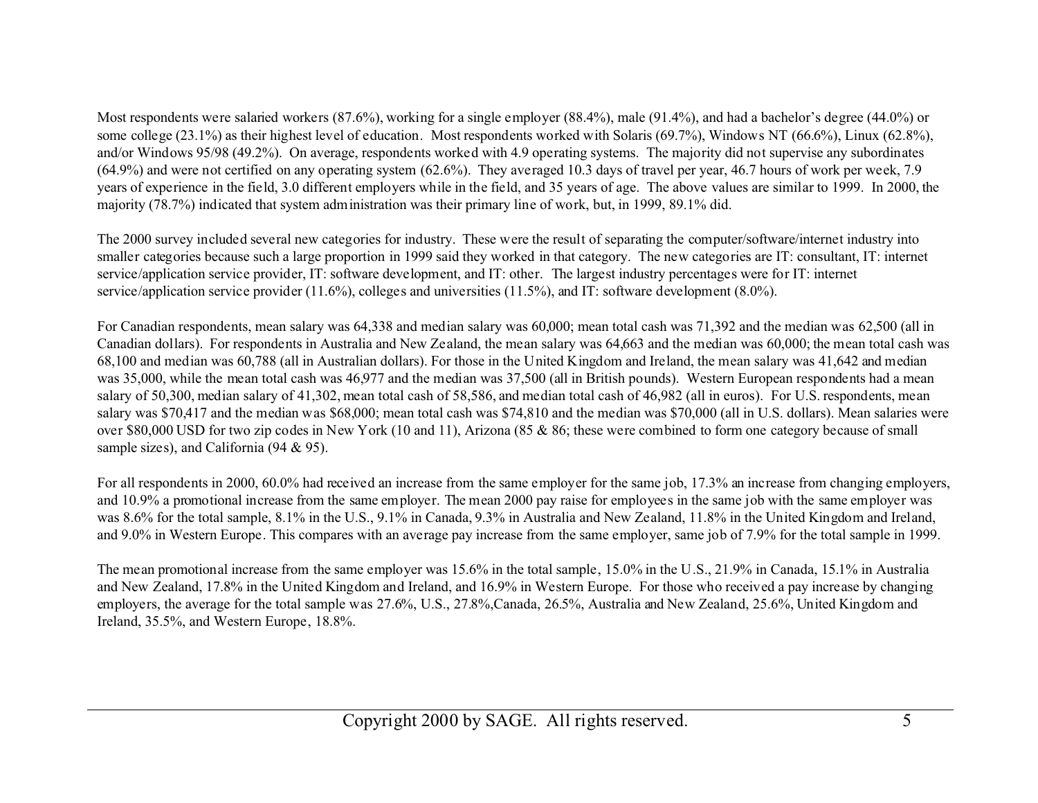Most respondents were salaried workers (87.6%), working for a single employer (88.4%), male (91.4%), and had a bachelor's degree (44.0%) or some college (23.1%) as their highest level of education. Most respondents worked with Solaris (69.7%), Windows NT (66.6%), Linux (62.8%), and/or Windows 95/98 (49.2%). On average, respondents worked with 4.9 operating systems. The majority did not supervise any subordinates (64.9%) and were not certified on any operating system (62.6%). They averaged 10.3 days of travel per year, 46.7 hours of work per week, 7.9 years of experience in the field, 3.0 different employers while in the field, and 35 years of age. The above values are similar to 1999. In 2000, the majority (78.7%) indicated that system administration was their primary line of work, but, in 1999, 89.1% did.

The 2000 survey included several new categories for industry. These were the result of separating the computer/software/internet industry into smaller categories because such a large proportion in 1999 said they worked in that category. The new categories are IT: consultant, IT: internet service/application service provider, IT: software development, and IT: other. The largest industry percentages were for IT: internet service/application service provider (11.6%), colleges and universities (11.5%), and IT: software development (8.0%).

For Canadian respondents, mean salary was 64,338 and median salary was 60,000; mean total cash was 71,392 and the median was 62,500 (all in Canadian dollars). For respondents in Australia and New Zealand, the mean salary was 64,663 and the median was 60,000; the mean total cash was 68,100 and median was 60,788 (all in Australian dollars). For those in the United Kingdom and Ireland, the mean salary was 41,642 and median was 35,000, while the mean total cash was 46,977 and the median was 37,500 (all in British pounds). Western European respondents had a mean salary of 50,300, median salary of 41,302, mean total cash of 58,586, and median total cash of 46,982 (all in euros). For U.S. respondents, mean salary was $70,417 and the median was $68,000; mean total cash was $74,810 and the median was $70,000 (all in U.S. dollars). Mean salaries were over $80,000 USD for two zip codes in New York (10 and 11), Arizona (85 & 86; these were combined to form one category because of small sample sizes), and California (94 & 95).

For all respondents in 2000, 60.0% had received an increase from the same employer for the same job, 17.3% an increase from changing employers, and 10.9% a promotional increase from the same employer. The mean 2000 pay raise for employees in the same job with the same employer was was 8.6% for the total sample, 8.1% in the U.S., 9.1% in Canada, 9.3% in Australia and New Zealand, 11.8% in the United Kingdom and Ireland, and 9.0% in Western Europe. This compares with an average pay increase from the same employer, same job of 7.9% for the total sample in 1999.

The mean promotional increase from the same employer was 15.6% in the total sample, 15.0% in the U.S., 21.9% in Canada, 15.1% in Australia and New Zealand, 17.8% in the United Kingdom and Ireland, and 16.9% in Western Europe. For those who received a pay increase by changing employers, the average for the total sample was 27.6%, U.S., 27.8%,Canada, 26.5%, Australia and New Zealand, 25.6%, United Kingdom and Ireland, 35.5%, and Western Europe, 18.8%.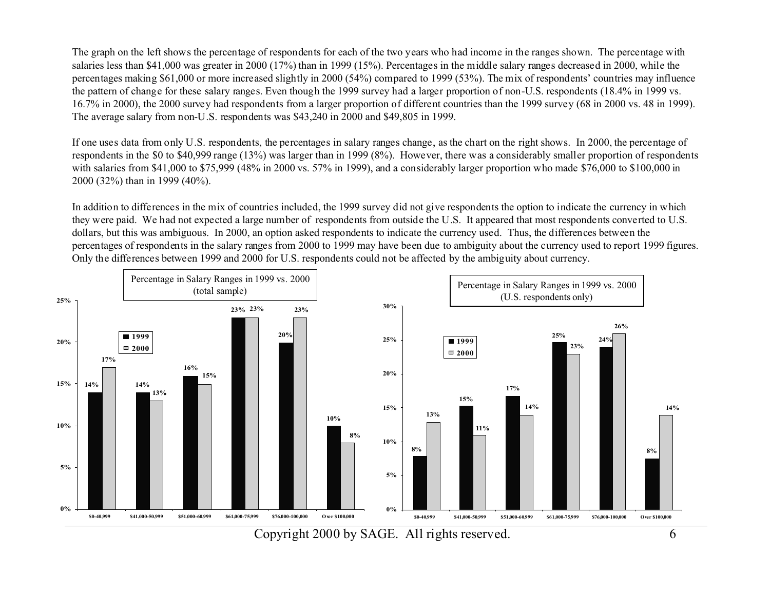The graph on the left shows the percentage of respondents for each of the two years who had income in the ranges shown. The percentage with salaries less than $41,000 was greater in 2000 (17%) than in 1999 (15%). Percentages in the middle salary ranges decreased in 2000, while the percentages making $61,000 or more increased slightly in 2000 (54%) compared to 1999 (53%). The mix of respondents' countries may influence the pattern of change for these salary ranges. Even though the 1999 survey had a larger proportion of non-U.S. respondents (18.4% in 1999 vs. 16.7% in 2000), the 2000 survey had respondents from a larger proportion of different countries than the 1999 survey (68 in 2000 vs. 48 in 1999). The average salary from non-U.S. respondents was $43,240 in 2000 and $49,805 in 1999.

If one uses data from only U.S. respondents, the percentages in salary ranges change, as the chart on the right shows. In 2000, the percentage of respondents in the $0 to $40,999 range (13%) was larger than in 1999 (8%). However, there was a considerably smaller proportion of respondents with salaries from $41,000 to $75,999 (48% in 2000 vs. 57% in 1999), and a considerably larger proportion who made $76,000 to $100,000 in 2000 (32%) than in 1999 (40%).

In addition to differences in the mix of countries included, the 1999 survey did not give respondents the option to indicate the currency in which they were paid. We had not expected a large number of respondents from outside the U.S. It appeared that most respondents converted to U.S. dollars, but this was ambiguous. In 2000, an option asked respondents to indicate the currency used. Thus, the differences between the percentages of respondents in the salary ranges from 2000 to 1999 may have been due to ambiguity about the currency used to report 1999 figures. Only the differences between 1999 and 2000 for U.S. respondents could not be affected by the ambiguity about currency.

**Percentage in Salary Ranges in 1999 vs. 2000 (total sample)**

| Salary Range | 1999 | 2000 |
|---|---|---|
| $0-40,999 | 14% | 17% |
| $41,000-50,999 | 14% | 13% |
| $51,000-60,999 | 16% | 15% |
| $61,000-75,999 | 23% | 23% |
| $76,000-100,000 | 20% | 23% |
| Over $100,000 | 10% | 8% |

**Percentage in Salary Ranges in 1999 vs. 2000 (U.S. respondents only)**

| Salary Range | 1999 | 2000 |
|---|---|---|
| $0-40,999 | 8% | 13% |
| $41,000-50,999 | 15% | 11% |
| $51,000-60,999 | 17% | 14% |
| $61,000-75,999 | 25% | 23% |
| $76,000-100,000 | 24% | 26% |
| Over $100,000 | 8% | 14% |

Copyright 2000 by SAGE. All rights reserved.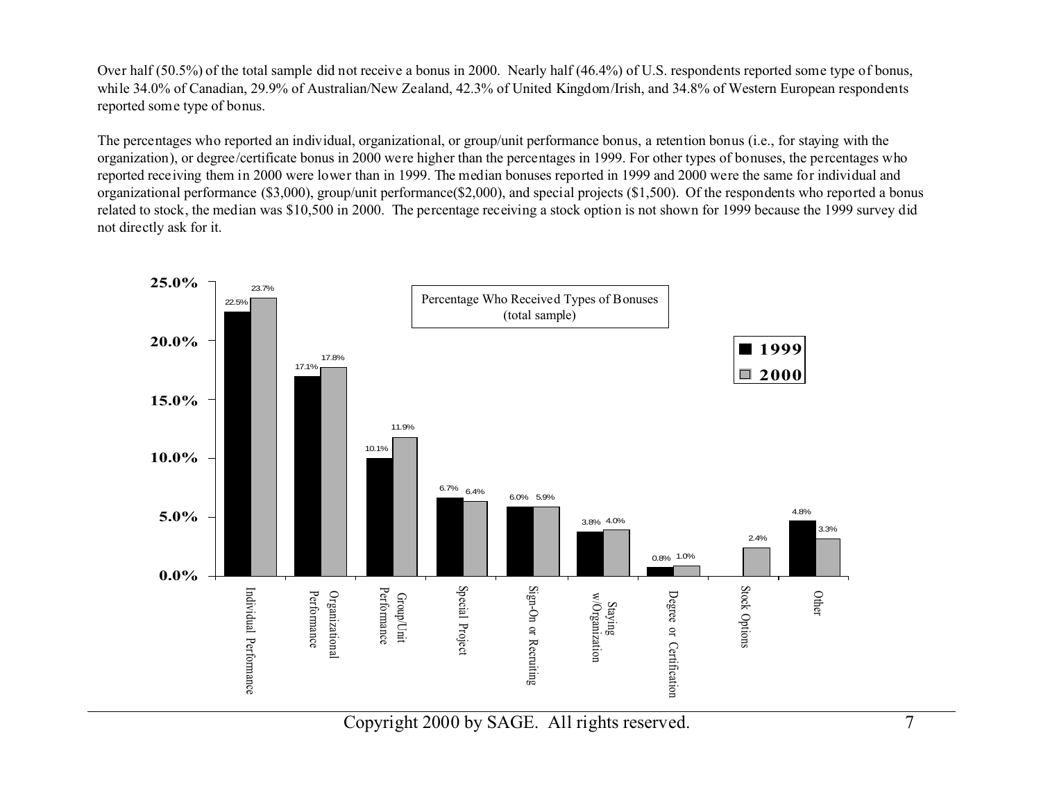Over half (50.5%) of the total sample did not receive a bonus in 2000. Nearly half (46.4%) of U.S. respondents reported some type of bonus, while 34.0% of Canadian, 29.9% of Australian/New Zealand, 42.3% of United Kingdom/Irish, and 34.8% of Western European respondents reported some type of bonus.

The percentages who reported an individual, organizational, or group/unit performance bonus, a retention bonus (i.e., for staying with the organization), or degree/certificate bonus in 2000 were higher than the percentages in 1999. For other types of bonuses, the percentages who reported receiving them in 2000 were lower than in 1999. The median bonuses reported in 1999 and 2000 were the same for individual and organizational performance ($3,000), group/unit performance($2,000), and special projects ($1,500). Of the respondents who reported a bonus related to stock, the median was $10,500 in 2000. The percentage receiving a stock option is not shown for 1999 because the 1999 survey did not directly ask for it.

**Percentage Who Received Types of Bonuses (total sample)**

| Bonus Type | 1999 | 2000 |
|---|---|---|
| Individual Performance | 22.5% | 23.7% |
| Organizational Performance | 17.1% | 17.8% |
| Group/Unit Performance | 10.1% | 11.9% |
| Special Project | 6.7% | 6.4% |
| Sign-On or Recruiting | 6.0% | 5.9% |
| Staying w/Organization | 3.8% | 4.0% |
| Degree or Certification | 0.8% | 1.0% |
| Stock Options | | 2.4% |
| Other | 4.8% | 3.3% |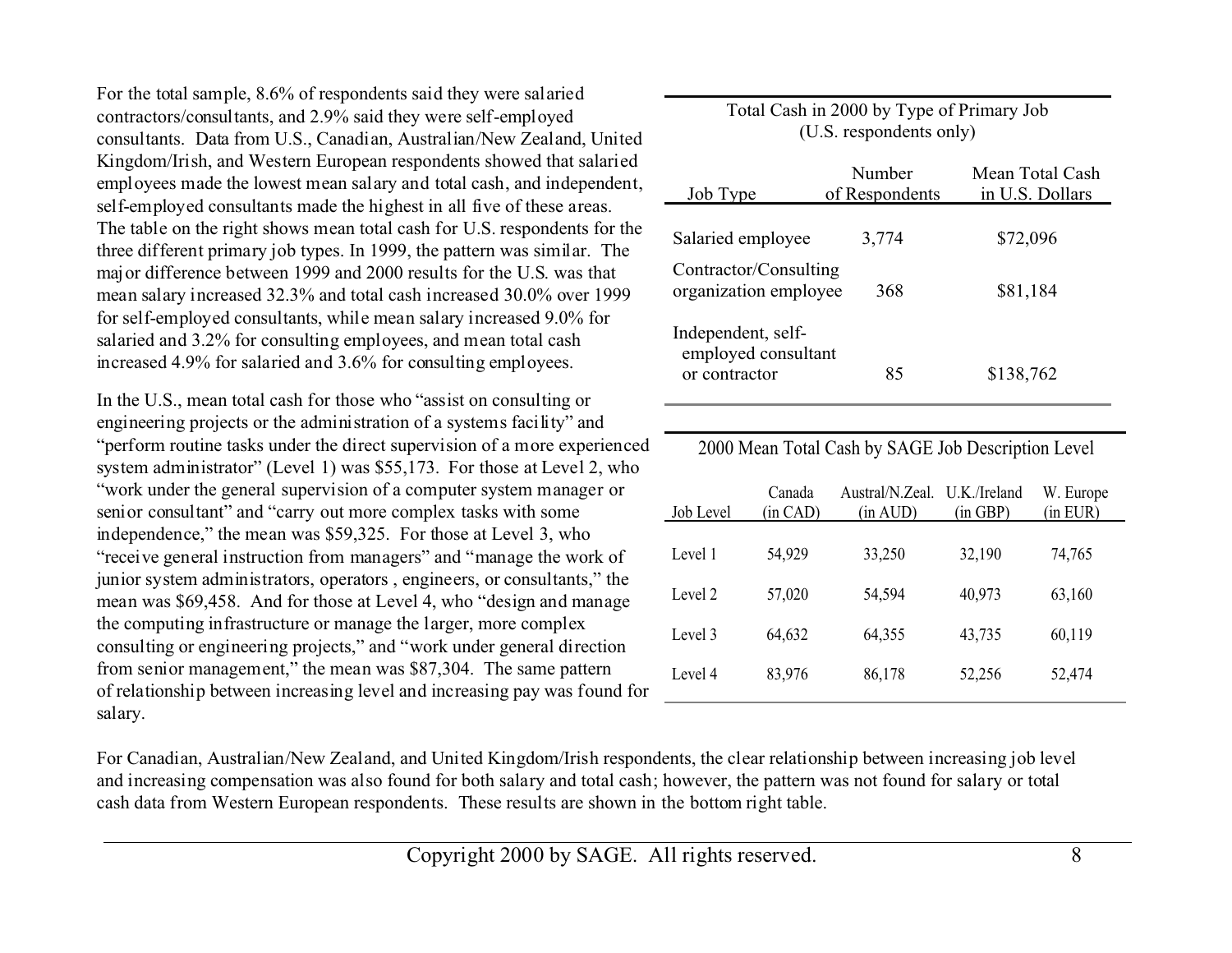For the total sample, 8.6% of respondents said they were salaried contractors/consultants, and 2.9% said they were self-employed consultants. Data from U.S., Canadian, Australian/New Zealand, United Kingdom/Irish, and Western European respondents showed that salaried employees made the lowest mean salary and total cash, and independent, self-employed consultants made the highest in all five of these areas. The table on the right shows mean total cash for U.S. respondents for the three different primary job types. In 1999, the pattern was similar. The major difference between 1999 and 2000 results for the U.S. was that mean salary increased 32.3% and total cash increased 30.0% over 1999 for self-employed consultants, while mean salary increased 9.0% for salaried and 3.2% for consulting employees, and mean total cash increased 4.9% for salaried and 3.6% for consulting employees.

Total Cash in 2000 by Type of Primary Job (U.S. respondents only)

| Job Type | Number of Respondents | Mean Total Cash in U.S. Dollars |
|---|---|---|
| Salaried employee | 3,774 | $72,096 |
| Contractor/Consulting organization employee | 368 | $81,184 |
| Independent, self-employed consultant or contractor | 85 | $138,762 |

In the U.S., mean total cash for those who "assist on consulting or engineering projects or the administration of a systems facility" and "perform routine tasks under the direct supervision of a more experienced system administrator" (Level 1) was $55,173. For those at Level 2, who "work under the general supervision of a computer system manager or senior consultant" and "carry out more complex tasks with some independence," the mean was $59,325. For those at Level 3, who "receive general instruction from managers" and "manage the work of junior system administrators, operators , engineers, or consultants," the mean was $69,458. And for those at Level 4, who "design and manage the computing infrastructure or manage the larger, more complex consulting or engineering projects," and "work under general direction from senior management," the mean was $87,304. The same pattern of relationship between increasing level and increasing pay was found for salary.

2000 Mean Total Cash by SAGE Job Description Level

| Job Level | Canada (in CAD) | Austral/N.Zeal. (in AUD) | U.K./Ireland (in GBP) | W. Europe (in EUR) |
|---|---|---|---|---|
| Level 1 | 54,929 | 33,250 | 32,190 | 74,765 |
| Level 2 | 57,020 | 54,594 | 40,973 | 63,160 |
| Level 3 | 64,632 | 64,355 | 43,735 | 60,119 |
| Level 4 | 83,976 | 86,178 | 52,256 | 52,474 |

For Canadian, Australian/New Zealand, and United Kingdom/Irish respondents, the clear relationship between increasing job level and increasing compensation was also found for both salary and total cash; however, the pattern was not found for salary or total cash data from Western European respondents. These results are shown in the bottom right table.

Copyright 2000 by SAGE. All rights reserved.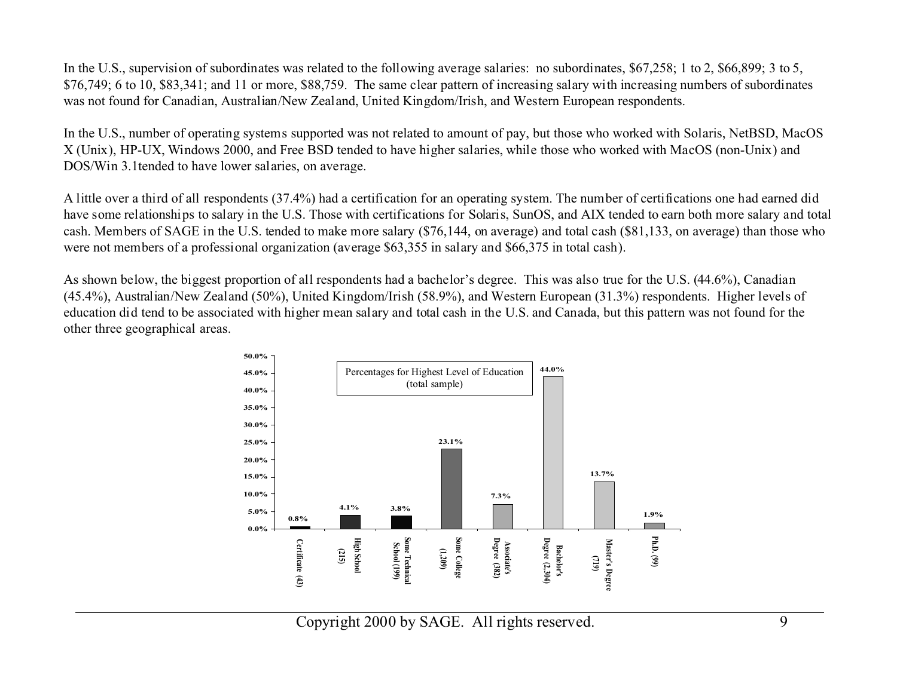In the U.S., supervision of subordinates was related to the following average salaries: no subordinates, $67,258; 1 to 2, $66,899; 3 to 5, $76,749; 6 to 10, $83,341; and 11 or more, $88,759. The same clear pattern of increasing salary with increasing numbers of subordinates was not found for Canadian, Australian/New Zealand, United Kingdom/Irish, and Western European respondents.

In the U.S., number of operating systems supported was not related to amount of pay, but those who worked with Solaris, NetBSD, MacOS X (Unix), HP-UX, Windows 2000, and Free BSD tended to have higher salaries, while those who worked with MacOS (non-Unix) and DOS/Win 3.1tended to have lower salaries, on average.

A little over a third of all respondents (37.4%) had a certification for an operating system. The number of certifications one had earned did have some relationships to salary in the U.S. Those with certifications for Solaris, SunOS, and AIX tended to earn both more salary and total cash. Members of SAGE in the U.S. tended to make more salary ($76,144, on average) and total cash ($81,133, on average) than those who were not members of a professional organization (average $63,355 in salary and $66,375 in total cash).

As shown below, the biggest proportion of all respondents had a bachelor's degree. This was also true for the U.S. (44.6%), Canadian (45.4%), Australian/New Zealand (50%), United Kingdom/Irish (58.9%), and Western European (31.3%) respondents. Higher levels of education did tend to be associated with higher mean salary and total cash in the U.S. and Canada, but this pattern was not found for the other three geographical areas.

Percentages for Highest Level of Education (total sample)

| Highest Level of Education | Percentage |
|---|---|
| Certificate (43) | 0.8% |
| High School (215) | 4.1% |
| Some Technical School (199) | 3.8% |
| Some College (1,209) | 23.1% |
| Associate's Degree (382) | 7.3% |
| Bachelor's Degree (2,304) | 44.0% |
| Master's Degree (719) | 13.7% |
| Ph.D. (99) | 1.9% |

Copyright 2000 by SAGE. All rights reserved.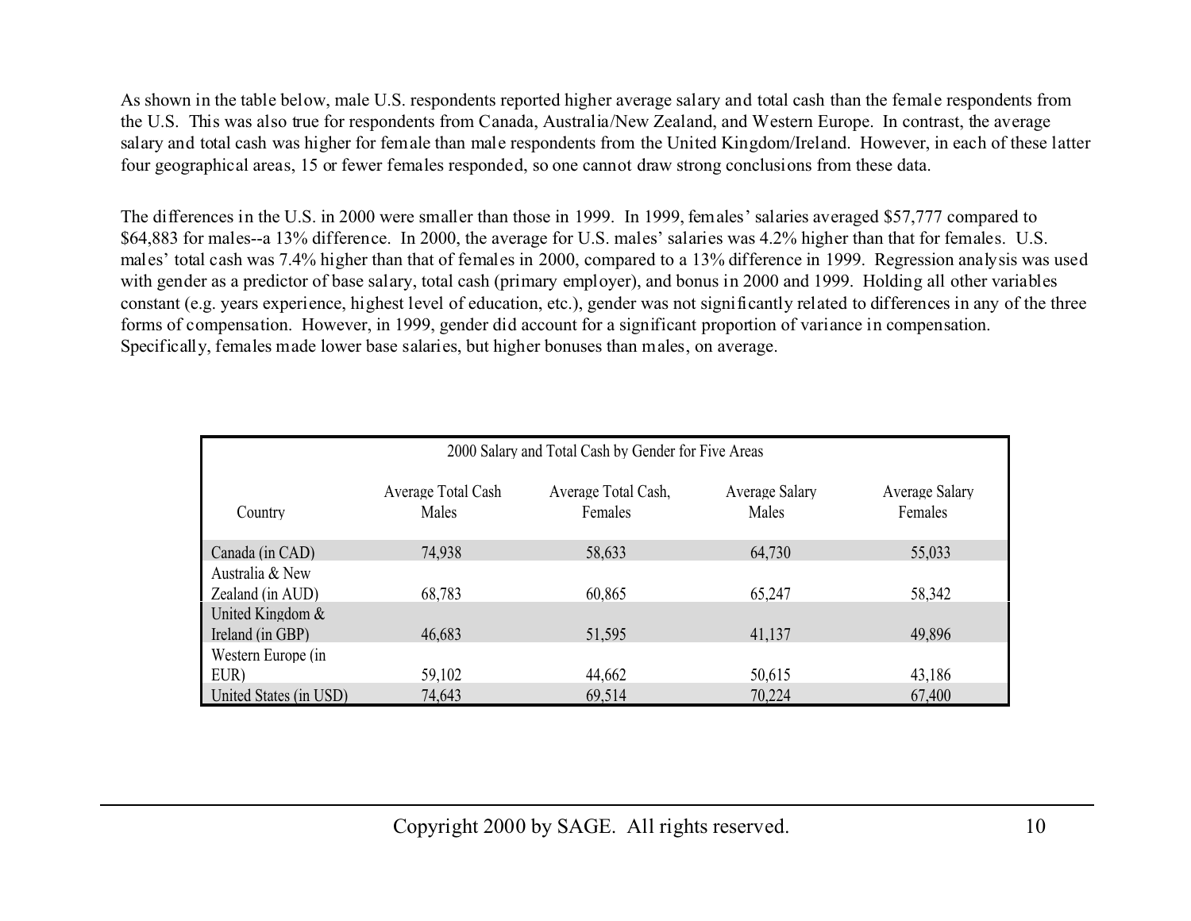As shown in the table below, male U.S. respondents reported higher average salary and total cash than the female respondents from the U.S. This was also true for respondents from Canada, Australia/New Zealand, and Western Europe. In contrast, the average salary and total cash was higher for female than male respondents from the United Kingdom/Ireland. However, in each of these latter four geographical areas, 15 or fewer females responded, so one cannot draw strong conclusions from these data.

The differences in the U.S. in 2000 were smaller than those in 1999. In 1999, females' salaries averaged $57,777 compared to $64,883 for males--a 13% difference. In 2000, the average for U.S. males' salaries was 4.2% higher than that for females. U.S. males' total cash was 7.4% higher than that of females in 2000, compared to a 13% difference in 1999. Regression analysis was used with gender as a predictor of base salary, total cash (primary employer), and bonus in 2000 and 1999. Holding all other variables constant (e.g. years experience, highest level of education, etc.), gender was not significantly related to differences in any of the three forms of compensation. However, in 1999, gender did account for a significant proportion of variance in compensation. Specifically, females made lower base salaries, but higher bonuses than males, on average.

2000 Salary and Total Cash by Gender for Five Areas

| Country | Average Total Cash Males | Average Total Cash, Females | Average Salary Males | Average Salary Females |
|---|---|---|---|---|
| Canada (in CAD) | 74,938 | 58,633 | 64,730 | 55,033 |
| Australia & New Zealand (in AUD) | 68,783 | 60,865 | 65,247 | 58,342 |
| United Kingdom & Ireland (in GBP) | 46,683 | 51,595 | 41,137 | 49,896 |
| Western Europe (in EUR) | 59,102 | 44,662 | 50,615 | 43,186 |
| United States (in USD) | 74,643 | 69,514 | 70,224 | 67,400 |

Copyright 2000 by SAGE. All rights reserved.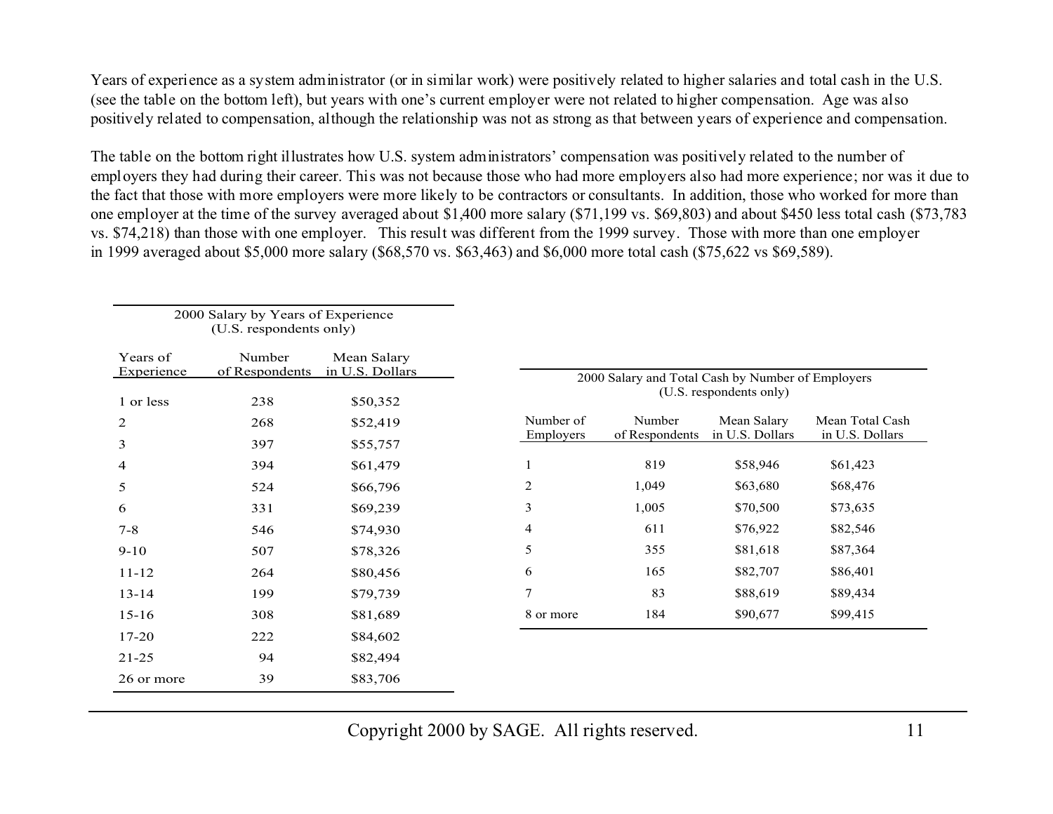Years of experience as a system administrator (or in similar work) were positively related to higher salaries and total cash in the U.S. (see the table on the bottom left), but years with one's current employer were not related to higher compensation. Age was also positively related to compensation, although the relationship was not as strong as that between years of experience and compensation.

The table on the bottom right illustrates how U.S. system administrators' compensation was positively related to the number of employers they had during their career. This was not because those who had more employers also had more experience; nor was it due to the fact that those with more employers were more likely to be contractors or consultants. In addition, those who worked for more than one employer at the time of the survey averaged about $1,400 more salary ($71,199 vs. $69,803) and about $450 less total cash ($73,783 vs. $74,218) than those with one employer. This result was different from the 1999 survey. Those with more than one employer in 1999 averaged about $5,000 more salary ($68,570 vs. $63,463) and $6,000 more total cash ($75,622 vs $69,589).

2000 Salary by Years of Experience
(U.S. respondents only)

| Years of Experience | Number of Respondents | Mean Salary in U.S. Dollars |
|---|---|---|
| 1 or less | 238 | $50,352 |
| 2 | 268 | $52,419 |
| 3 | 397 | $55,757 |
| 4 | 394 | $61,479 |
| 5 | 524 | $66,796 |
| 6 | 331 | $69,239 |
| 7-8 | 546 | $74,930 |
| 9-10 | 507 | $78,326 |
| 11-12 | 264 | $80,456 |
| 13-14 | 199 | $79,739 |
| 15-16 | 308 | $81,689 |
| 17-20 | 222 | $84,602 |
| 21-25 | 94 | $82,494 |
| 26 or more | 39 | $83,706 |

2000 Salary and Total Cash by Number of Employers
(U.S. respondents only)

| Number of Employers | Number of Respondents | Mean Salary in U.S. Dollars | Mean Total Cash in U.S. Dollars |
|---|---|---|---|
| 1 | 819 | $58,946 | $61,423 |
| 2 | 1,049 | $63,680 | $68,476 |
| 3 | 1,005 | $70,500 | $73,635 |
| 4 | 611 | $76,922 | $82,546 |
| 5 | 355 | $81,618 | $87,364 |
| 6 | 165 | $82,707 | $86,401 |
| 7 | 83 | $88,619 | $89,434 |
| 8 or more | 184 | $90,677 | $99,415 |

Copyright 2000 by SAGE. All rights reserved.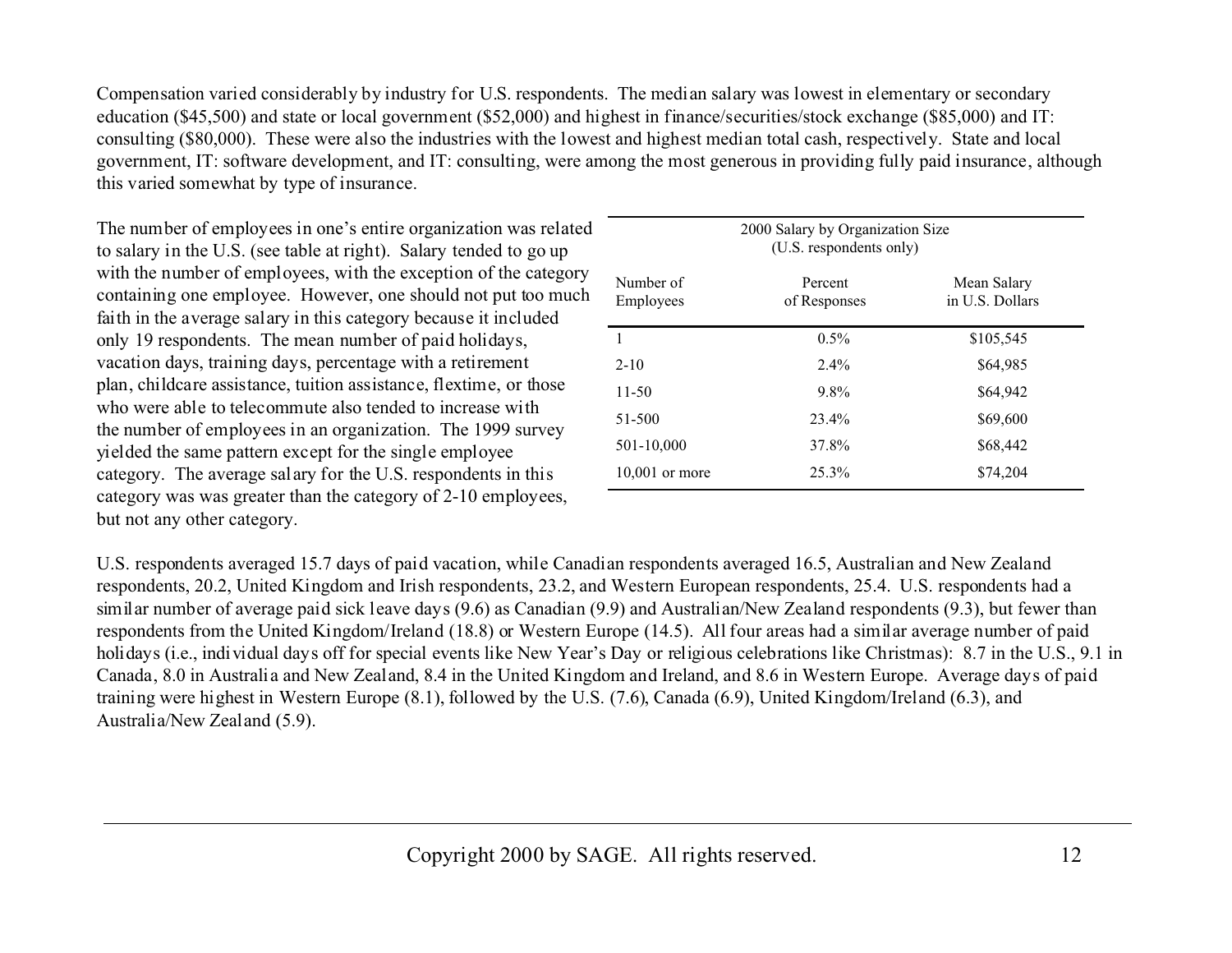Compensation varied considerably by industry for U.S. respondents. The median salary was lowest in elementary or secondary education ($45,500) and state or local government ($52,000) and highest in finance/securities/stock exchange ($85,000) and IT: consulting ($80,000). These were also the industries with the lowest and highest median total cash, respectively. State and local government, IT: software development, and IT: consulting, were among the most generous in providing fully paid insurance, although this varied somewhat by type of insurance.

The number of employees in one's entire organization was related to salary in the U.S. (see table at right). Salary tended to go up with the number of employees, with the exception of the category containing one employee. However, one should not put too much faith in the average salary in this category because it included only 19 respondents. The mean number of paid holidays, vacation days, training days, percentage with a retirement plan, childcare assistance, tuition assistance, flextime, or those who were able to telecommute also tended to increase with the number of employees in an organization. The 1999 survey yielded the same pattern except for the single employee category. The average salary for the U.S. respondents in this category was was greater than the category of 2-10 employees, but not any other category.

2000 Salary by Organization Size
(U.S. respondents only)

| Number of Employees | Percent of Responses | Mean Salary in U.S. Dollars |
|---|---|---|
| 1 | 0.5% | $105,545 |
| 2-10 | 2.4% | $64,985 |
| 11-50 | 9.8% | $64,942 |
| 51-500 | 23.4% | $69,600 |
| 501-10,000 | 37.8% | $68,442 |
| 10,001 or more | 25.3% | $74,204 |

U.S. respondents averaged 15.7 days of paid vacation, while Canadian respondents averaged 16.5, Australian and New Zealand respondents, 20.2, United Kingdom and Irish respondents, 23.2, and Western European respondents, 25.4. U.S. respondents had a similar number of average paid sick leave days (9.6) as Canadian (9.9) and Australian/New Zealand respondents (9.3), but fewer than respondents from the United Kingdom/Ireland (18.8) or Western Europe (14.5). All four areas had a similar average number of paid holidays (i.e., individual days off for special events like New Year's Day or religious celebrations like Christmas): 8.7 in the U.S., 9.1 in Canada, 8.0 in Australia and New Zealand, 8.4 in the United Kingdom and Ireland, and 8.6 in Western Europe. Average days of paid training were highest in Western Europe (8.1), followed by the U.S. (7.6), Canada (6.9), United Kingdom/Ireland (6.3), and Australia/New Zealand (5.9).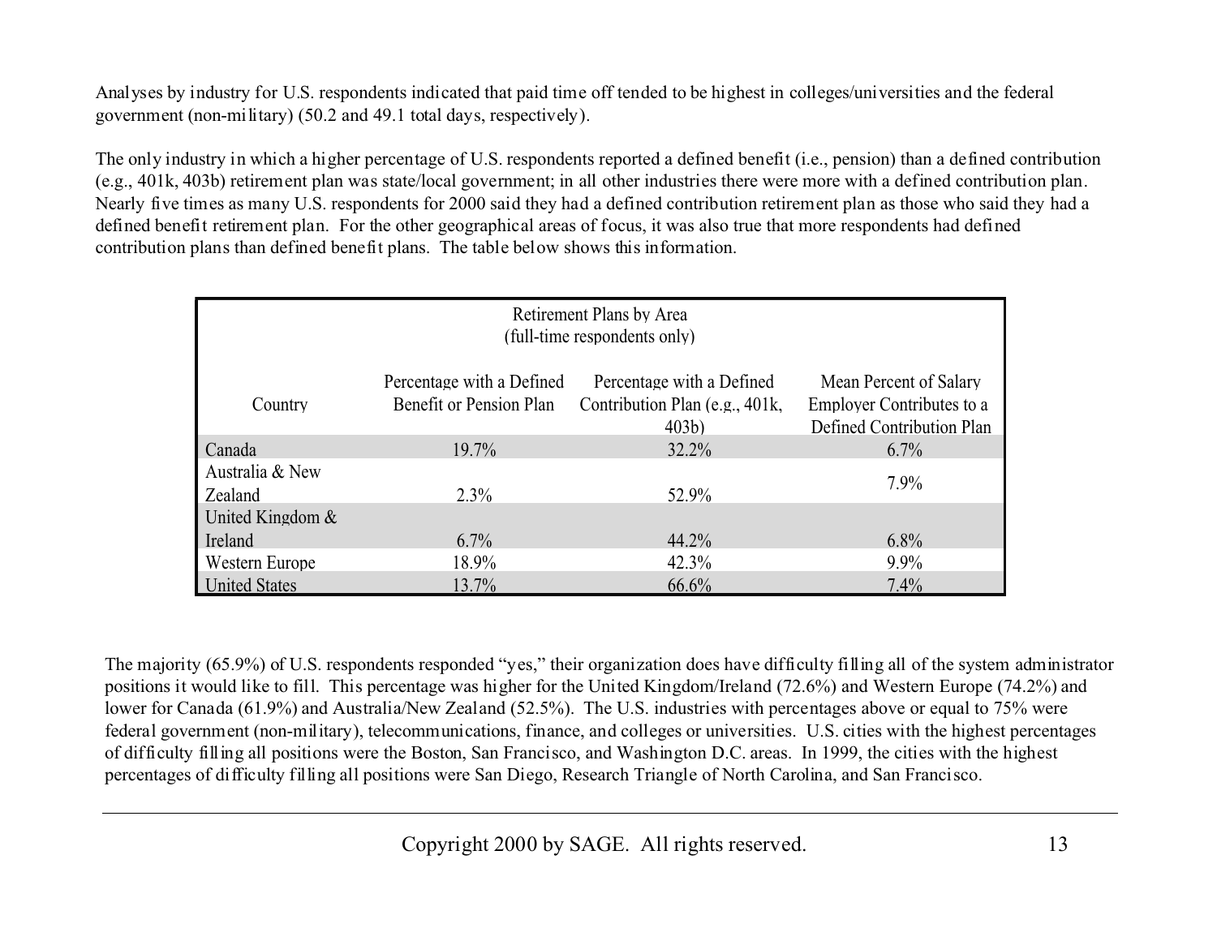Analyses by industry for U.S. respondents indicated that paid time off tended to be highest in colleges/universities and the federal government (non-military) (50.2 and 49.1 total days, respectively).

The only industry in which a higher percentage of U.S. respondents reported a defined benefit (i.e., pension) than a defined contribution (e.g., 401k, 403b) retirement plan was state/local government; in all other industries there were more with a defined contribution plan. Nearly five times as many U.S. respondents for 2000 said they had a defined contribution retirement plan as those who said they had a defined benefit retirement plan. For the other geographical areas of focus, it was also true that more respondents had defined contribution plans than defined benefit plans. The table below shows this information.

Retirement Plans by Area
(full-time respondents only)

| Country | Percentage with a Defined Benefit or Pension Plan | Percentage with a Defined Contribution Plan (e.g., 401k, 403b) | Mean Percent of Salary Employer Contributes to a Defined Contribution Plan |
|---|---|---|---|
| Canada | 19.7% | 32.2% | 6.7% |
| Australia & New Zealand | 2.3% | 52.9% | 7.9% |
| United Kingdom & Ireland | 6.7% | 44.2% | 6.8% |
| Western Europe | 18.9% | 42.3% | 9.9% |
| United States | 13.7% | 66.6% | 7.4% |

The majority (65.9%) of U.S. respondents responded "yes," their organization does have difficulty filling all of the system administrator positions it would like to fill. This percentage was higher for the United Kingdom/Ireland (72.6%) and Western Europe (74.2%) and lower for Canada (61.9%) and Australia/New Zealand (52.5%). The U.S. industries with percentages above or equal to 75% were federal government (non-military), telecommunications, finance, and colleges or universities. U.S. cities with the highest percentages of difficulty filling all positions were the Boston, San Francisco, and Washington D.C. areas. In 1999, the cities with the highest percentages of difficulty filling all positions were San Diego, Research Triangle of North Carolina, and San Francisco.

Copyright 2000 by SAGE. All rights reserved.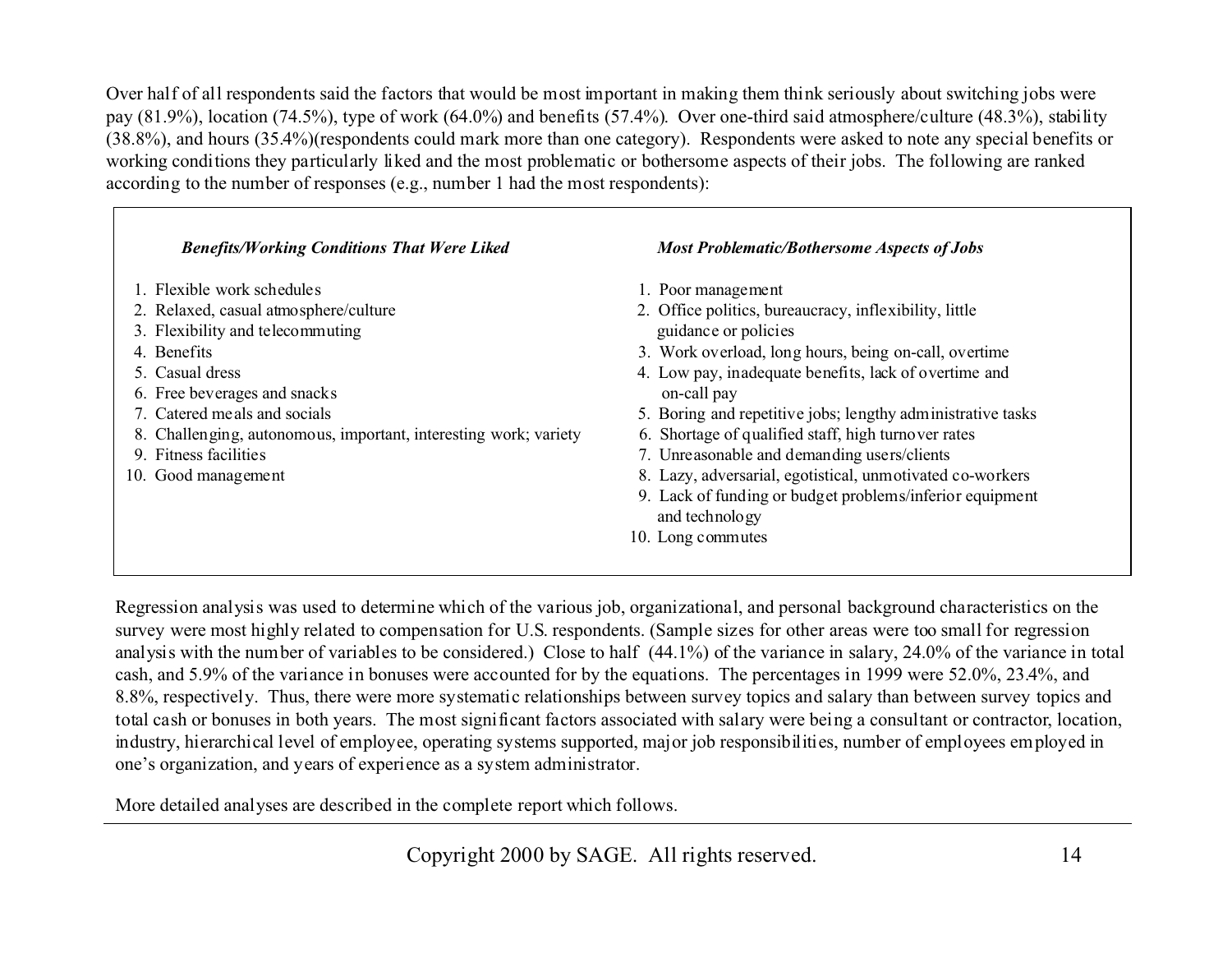Over half of all respondents said the factors that would be most important in making them think seriously about switching jobs were pay (81.9%), location (74.5%), type of work (64.0%) and benefits (57.4%). Over one-third said atmosphere/culture (48.3%), stability (38.8%), and hours (35.4%)(respondents could mark more than one category). Respondents were asked to note any special benefits or working conditions they particularly liked and the most problematic or bothersome aspects of their jobs. The following are ranked according to the number of responses (e.g., number 1 had the most respondents):

***Benefits/Working Conditions That Were Liked***

1. Flexible work schedules
2. Relaxed, casual atmosphere/culture
3. Flexibility and telecommuting
4. Benefits
5. Casual dress
6. Free beverages and snacks
7. Catered meals and socials
8. Challenging, autonomous, important, interesting work; variety
9. Fitness facilities
10. Good management

***Most Problematic/Bothersome Aspects of Jobs***

1. Poor management
2. Office politics, bureaucracy, inflexibility, little guidance or policies
3. Work overload, long hours, being on-call, overtime
4. Low pay, inadequate benefits, lack of overtime and on-call pay
5. Boring and repetitive jobs; lengthy administrative tasks
6. Shortage of qualified staff, high turnover rates
7. Unreasonable and demanding users/clients
8. Lazy, adversarial, egotistical, unmotivated co-workers
9. Lack of funding or budget problems/inferior equipment and technology
10. Long commutes

Regression analysis was used to determine which of the various job, organizational, and personal background characteristics on the survey were most highly related to compensation for U.S. respondents. (Sample sizes for other areas were too small for regression analysis with the number of variables to be considered.) Close to half (44.1%) of the variance in salary, 24.0% of the variance in total cash, and 5.9% of the variance in bonuses were accounted for by the equations. The percentages in 1999 were 52.0%, 23.4%, and 8.8%, respectively. Thus, there were more systematic relationships between survey topics and salary than between survey topics and total cash or bonuses in both years. The most significant factors associated with salary were being a consultant or contractor, location, industry, hierarchical level of employee, operating systems supported, major job responsibilities, number of employees employed in one's organization, and years of experience as a system administrator.

More detailed analyses are described in the complete report which follows.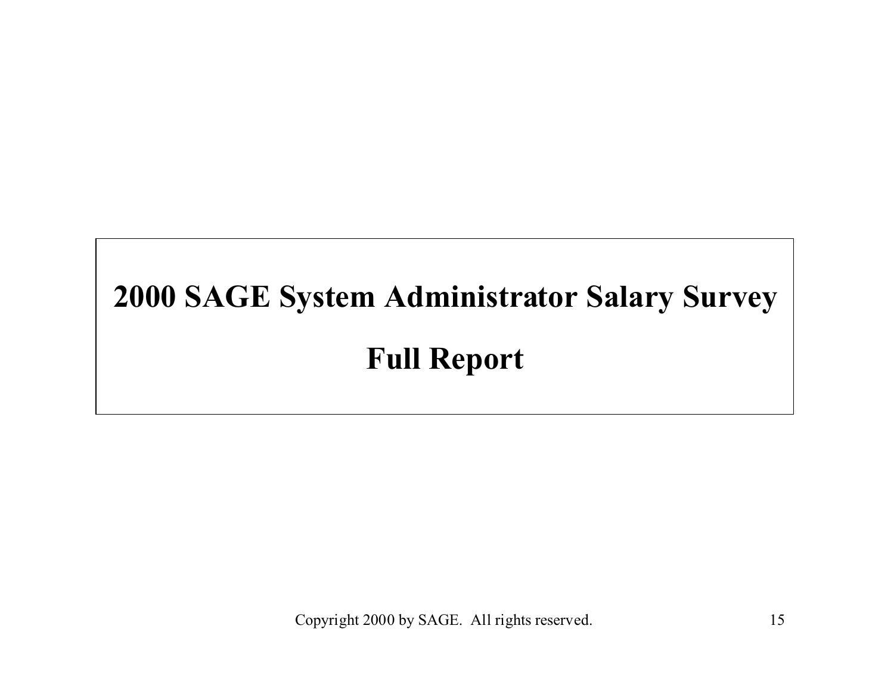# 2000 SAGE System Administrator Salary Survey

# Full Report

Copyright 2000 by SAGE. All rights reserved.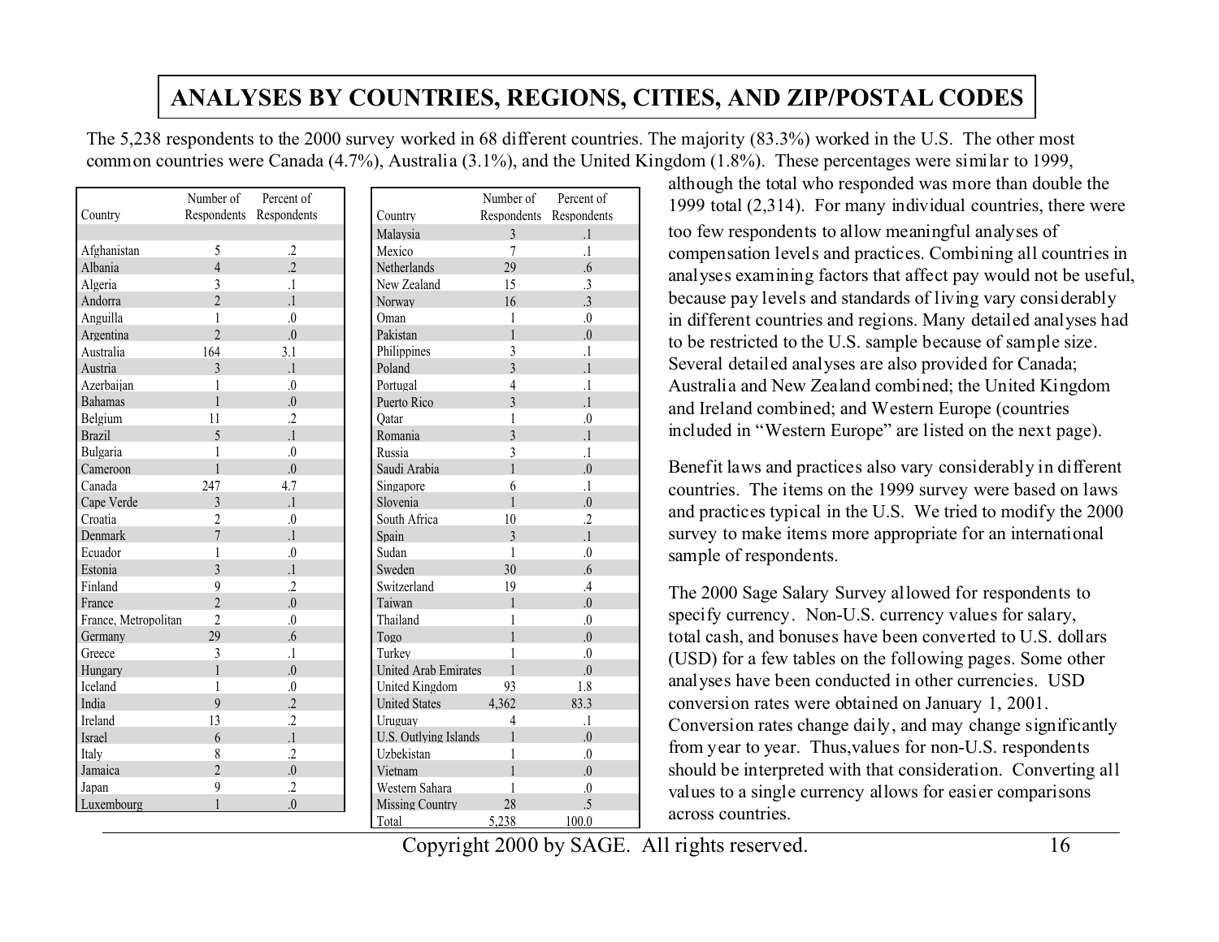# ANALYSES BY COUNTRIES, REGIONS, CITIES, AND ZIP/POSTAL CODES

The 5,238 respondents to the 2000 survey worked in 68 different countries. The majority (83.3%) worked in the U.S. The other most common countries were Canada (4.7%), Australia (3.1%), and the United Kingdom (1.8%). These percentages were similar to 1999, although the total who responded was more than double the 1999 total (2,314). For many individual countries, there were too few respondents to allow meaningful analyses of compensation levels and practices. Combining all countries in analyses examining factors that affect pay would not be useful, because pay levels and standards of living vary considerably in different countries and regions. Many detailed analyses had to be restricted to the U.S. sample because of sample size. Several detailed analyses are also provided for Canada; Australia and New Zealand combined; the United Kingdom and Ireland combined; and Western Europe (countries included in "Western Europe" are listed on the next page).

| Country | Number of Respondents | Percent of Respondents |
|---|---|---|
| Afghanistan | 5 | .2 |
| Albania | 4 | .2 |
| Algeria | 3 | .1 |
| Andorra | 2 | .1 |
| Anguilla | 1 | .0 |
| Argentina | 2 | .0 |
| Australia | 164 | 3.1 |
| Austria | 3 | .1 |
| Azerbaijan | 1 | .0 |
| Bahamas | 1 | .0 |
| Belgium | 11 | .2 |
| Brazil | 5 | .1 |
| Bulgaria | 1 | .0 |
| Cameroon | 1 | .0 |
| Canada | 247 | 4.7 |
| Cape Verde | 3 | .1 |
| Croatia | 2 | .0 |
| Denmark | 7 | .1 |
| Ecuador | 1 | .0 |
| Estonia | 3 | .1 |
| Finland | 9 | .2 |
| France | 2 | .0 |
| France, Metropolitan | 2 | .0 |
| Germany | 29 | .6 |
| Greece | 3 | .1 |
| Hungary | 1 | .0 |
| Iceland | 1 | .0 |
| India | 9 | .2 |
| Ireland | 13 | .2 |
| Israel | 6 | .1 |
| Italy | 8 | .2 |
| Jamaica | 2 | .0 |
| Japan | 9 | .2 |
| Luxembourg | 1 | .0 |
| Malaysia | 3 | .1 |
| Mexico | 7 | .1 |
| Netherlands | 29 | .6 |
| New Zealand | 15 | .3 |
| Norway | 16 | .3 |
| Oman | 1 | .0 |
| Pakistan | 1 | .0 |
| Philippines | 3 | .1 |
| Poland | 3 | .1 |
| Portugal | 4 | .1 |
| Puerto Rico | 3 | .1 |
| Qatar | 1 | .0 |
| Romania | 3 | .1 |
| Russia | 3 | .1 |
| Saudi Arabia | 1 | .0 |
| Singapore | 6 | .1 |
| Slovenia | 1 | .0 |
| South Africa | 10 | .2 |
| Spain | 3 | .1 |
| Sudan | 1 | .0 |
| Sweden | 30 | .6 |
| Switzerland | 19 | .4 |
| Taiwan | 1 | .0 |
| Thailand | 1 | .0 |
| Togo | 1 | .0 |
| Turkey | 1 | .0 |
| United Arab Emirates | 1 | .0 |
| United Kingdom | 93 | 1.8 |
| United States | 4,362 | 83.3 |
| Uruguay | 4 | .1 |
| U.S. Outlying Islands | 1 | .0 |
| Uzbekistan | 1 | .0 |
| Vietnam | 1 | .0 |
| Western Sahara | 1 | .0 |
| Missing Country | 28 | .5 |
| Total | 5,238 | 100.0 |

Benefit laws and practices also vary considerably in different countries. The items on the 1999 survey were based on laws and practices typical in the U.S. We tried to modify the 2000 survey to make items more appropriate for an international sample of respondents.

The 2000 Sage Salary Survey allowed for respondents to specify currency. Non-U.S. currency values for salary, total cash, and bonuses have been converted to U.S. dollars (USD) for a few tables on the following pages. Some other analyses have been conducted in other currencies. USD conversion rates were obtained on January 1, 2001. Conversion rates change daily, and may change significantly from year to year. Thus,values for non-U.S. respondents should be interpreted with that consideration. Converting all values to a single currency allows for easier comparisons across countries.

Copyright 2000 by SAGE. All rights reserved.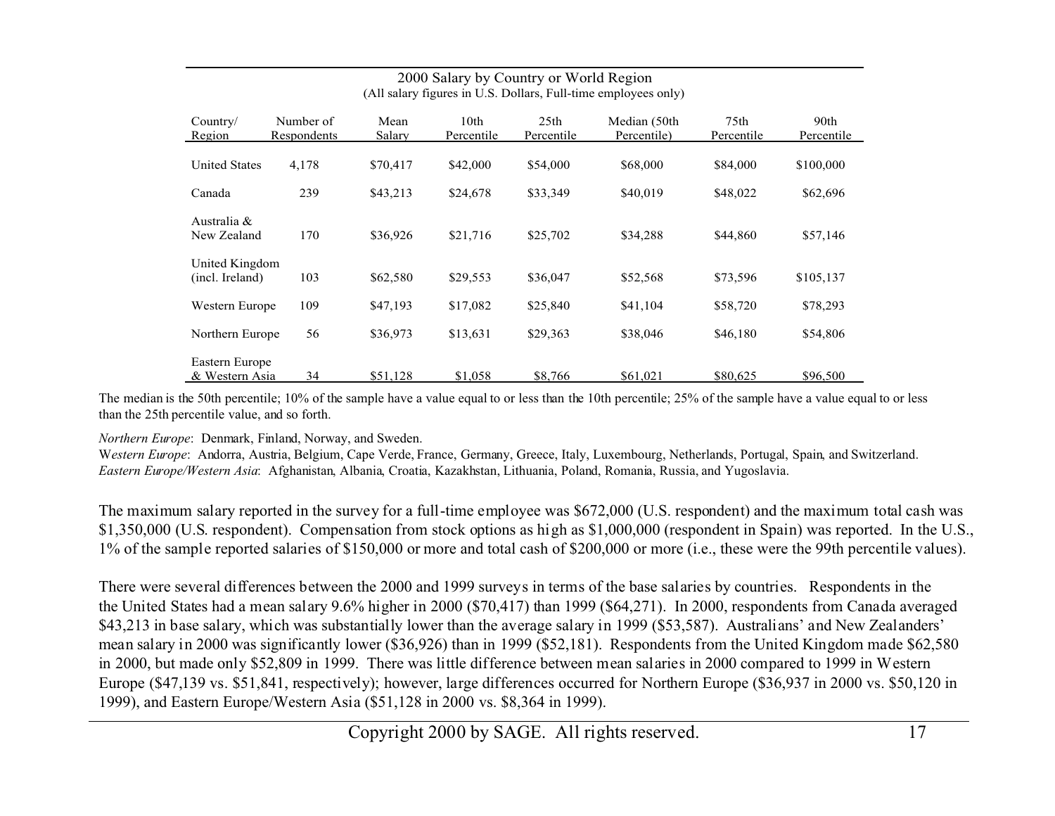2000 Salary by Country or World Region
(All salary figures in U.S. Dollars, Full-time employees only)

| Country/ Region | Number of Respondents | Mean Salary | 10th Percentile | 25th Percentile | Median (50th Percentile) | 75th Percentile | 90th Percentile |
|---|---|---|---|---|---|---|---|
| United States | 4,178 | $70,417 | $42,000 | $54,000 | $68,000 | $84,000 | $100,000 |
| Canada | 239 | $43,213 | $24,678 | $33,349 | $40,019 | $48,022 | $62,696 |
| Australia & New Zealand | 170 | $36,926 | $21,716 | $25,702 | $34,288 | $44,860 | $57,146 |
| United Kingdom (incl. Ireland) | 103 | $62,580 | $29,553 | $36,047 | $52,568 | $73,596 | $105,137 |
| Western Europe | 109 | $47,193 | $17,082 | $25,840 | $41,104 | $58,720 | $78,293 |
| Northern Europe | 56 | $36,973 | $13,631 | $29,363 | $38,046 | $46,180 | $54,806 |
| Eastern Europe & Western Asia | 34 | $51,128 | $1,058 | $8,766 | $61,021 | $80,625 | $96,500 |

The median is the 50th percentile; 10% of the sample have a value equal to or less than the 10th percentile; 25% of the sample have a value equal to or less than the 25th percentile value, and so forth.

*Northern Europe*: Denmark, Finland, Norway, and Sweden.
*Western Europe*: Andorra, Austria, Belgium, Cape Verde, France, Germany, Greece, Italy, Luxembourg, Netherlands, Portugal, Spain, and Switzerland.
*Eastern Europe/Western Asia*: Afghanistan, Albania, Croatia, Kazakhstan, Lithuania, Poland, Romania, Russia, and Yugoslavia.

The maximum salary reported in the survey for a full-time employee was $672,000 (U.S. respondent) and the maximum total cash was $1,350,000 (U.S. respondent). Compensation from stock options as high as $1,000,000 (respondent in Spain) was reported. In the U.S., 1% of the sample reported salaries of $150,000 or more and total cash of $200,000 or more (i.e., these were the 99th percentile values).

There were several differences between the 2000 and 1999 surveys in terms of the base salaries by countries. Respondents in the the United States had a mean salary 9.6% higher in 2000 ($70,417) than 1999 ($64,271). In 2000, respondents from Canada averaged $43,213 in base salary, which was substantially lower than the average salary in 1999 ($53,587). Australians' and New Zealanders' mean salary in 2000 was significantly lower ($36,926) than in 1999 ($52,181). Respondents from the United Kingdom made $62,580 in 2000, but made only $52,809 in 1999. There was little difference between mean salaries in 2000 compared to 1999 in Western Europe ($47,139 vs. $51,841, respectively); however, large differences occurred for Northern Europe ($36,937 in 2000 vs. $50,120 in 1999), and Eastern Europe/Western Asia ($51,128 in 2000 vs. $8,364 in 1999).

Copyright 2000 by SAGE. All rights reserved.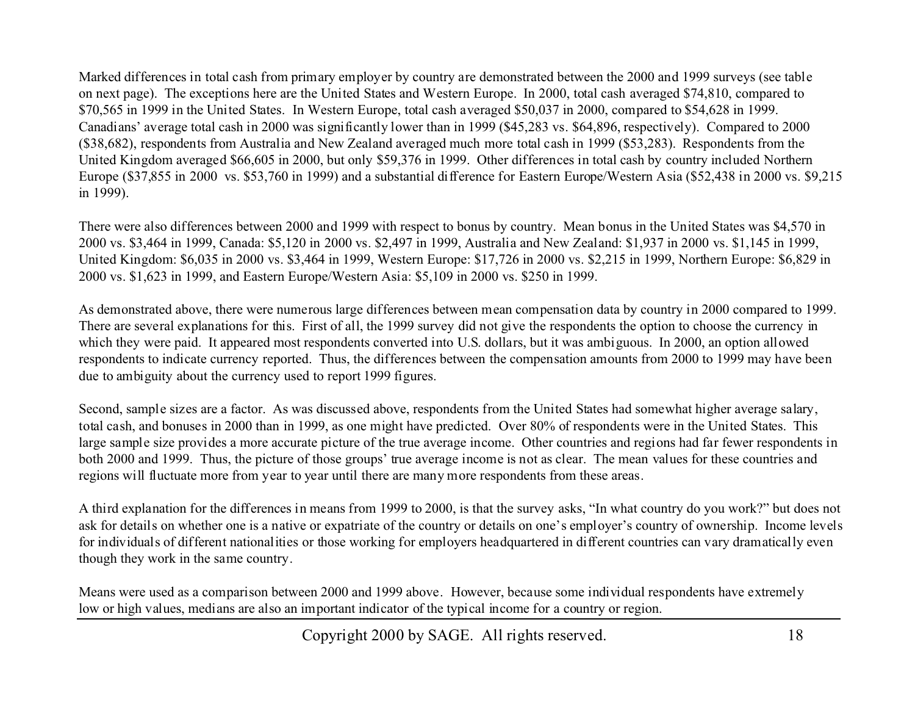Marked differences in total cash from primary employer by country are demonstrated between the 2000 and 1999 surveys (see table on next page). The exceptions here are the United States and Western Europe. In 2000, total cash averaged $74,810, compared to $70,565 in 1999 in the United States. In Western Europe, total cash averaged $50,037 in 2000, compared to $54,628 in 1999. Canadians' average total cash in 2000 was significantly lower than in 1999 ($45,283 vs. $64,896, respectively). Compared to 2000 ($38,682), respondents from Australia and New Zealand averaged much more total cash in 1999 ($53,283). Respondents from the United Kingdom averaged $66,605 in 2000, but only $59,376 in 1999. Other differences in total cash by country included Northern Europe ($37,855 in 2000 vs. $53,760 in 1999) and a substantial difference for Eastern Europe/Western Asia ($52,438 in 2000 vs. $9,215 in 1999).

There were also differences between 2000 and 1999 with respect to bonus by country. Mean bonus in the United States was $4,570 in 2000 vs. $3,464 in 1999, Canada: $5,120 in 2000 vs. $2,497 in 1999, Australia and New Zealand: $1,937 in 2000 vs. $1,145 in 1999, United Kingdom: $6,035 in 2000 vs. $3,464 in 1999, Western Europe: $17,726 in 2000 vs. $2,215 in 1999, Northern Europe: $6,829 in 2000 vs. $1,623 in 1999, and Eastern Europe/Western Asia: $5,109 in 2000 vs. $250 in 1999.

As demonstrated above, there were numerous large differences between mean compensation data by country in 2000 compared to 1999. There are several explanations for this. First of all, the 1999 survey did not give the respondents the option to choose the currency in which they were paid. It appeared most respondents converted into U.S. dollars, but it was ambiguous. In 2000, an option allowed respondents to indicate currency reported. Thus, the differences between the compensation amounts from 2000 to 1999 may have been due to ambiguity about the currency used to report 1999 figures.

Second, sample sizes are a factor. As was discussed above, respondents from the United States had somewhat higher average salary, total cash, and bonuses in 2000 than in 1999, as one might have predicted. Over 80% of respondents were in the United States. This large sample size provides a more accurate picture of the true average income. Other countries and regions had far fewer respondents in both 2000 and 1999. Thus, the picture of those groups' true average income is not as clear. The mean values for these countries and regions will fluctuate more from year to year until there are many more respondents from these areas.

A third explanation for the differences in means from 1999 to 2000, is that the survey asks, "In what country do you work?" but does not ask for details on whether one is a native or expatriate of the country or details on one's employer's country of ownership. Income levels for individuals of different nationalities or those working for employers headquartered in different countries can vary dramatically even though they work in the same country.

Means were used as a comparison between 2000 and 1999 above. However, because some individual respondents have extremely low or high values, medians are also an important indicator of the typical income for a country or region.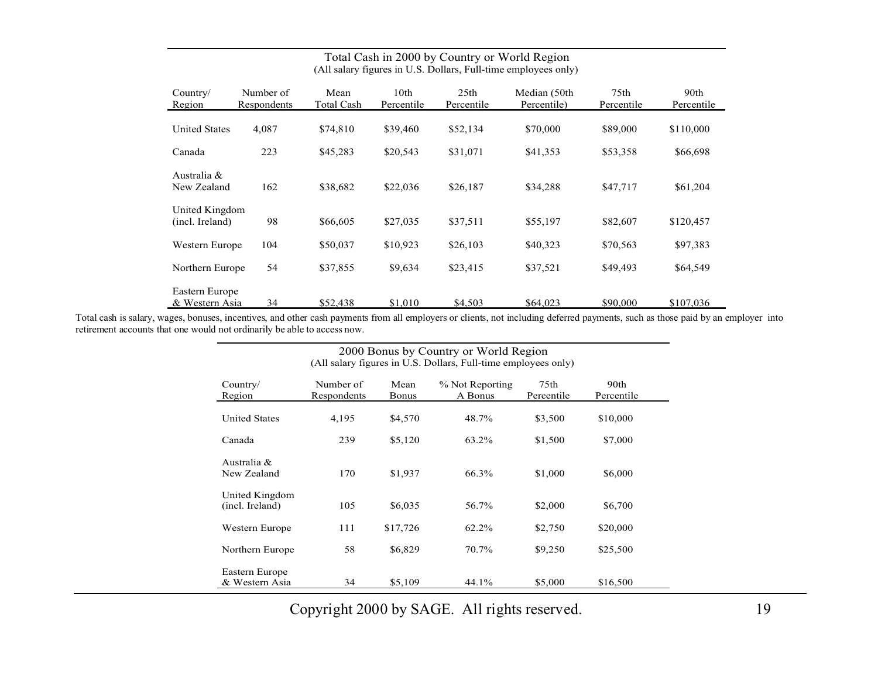Total Cash in 2000 by Country or World Region
(All salary figures in U.S. Dollars, Full-time employees only)

| Country/ Region | Number of Respondents | Mean Total Cash | 10th Percentile | 25th Percentile | Median (50th Percentile) | 75th Percentile | 90th Percentile |
|---|---|---|---|---|---|---|---|
| United States | 4,087 | $74,810 | $39,460 | $52,134 | $70,000 | $89,000 | $110,000 |
| Canada | 223 | $45,283 | $20,543 | $31,071 | $41,353 | $53,358 | $66,698 |
| Australia & New Zealand | 162 | $38,682 | $22,036 | $26,187 | $34,288 | $47,717 | $61,204 |
| United Kingdom (incl. Ireland) | 98 | $66,605 | $27,035 | $37,511 | $55,197 | $82,607 | $120,457 |
| Western Europe | 104 | $50,037 | $10,923 | $26,103 | $40,323 | $70,563 | $97,383 |
| Northern Europe | 54 | $37,855 | $9,634 | $23,415 | $37,521 | $49,493 | $64,549 |
| Eastern Europe & Western Asia | 34 | $52,438 | $1,010 | $4,503 | $64,023 | $90,000 | $107,036 |

Total cash is salary, wages, bonuses, incentives, and other cash payments from all employers or clients, not including deferred payments, such as those paid by an employer into retirement accounts that one would not ordinarily be able to access now.

2000 Bonus by Country or World Region
(All salary figures in U.S. Dollars, Full-time employees only)

| Country/ Region | Number of Respondents | Mean Bonus | % Not Reporting A Bonus | 75th Percentile | 90th Percentile |
|---|---|---|---|---|---|
| United States | 4,195 | $4,570 | 48.7% | $3,500 | $10,000 |
| Canada | 239 | $5,120 | 63.2% | $1,500 | $7,000 |
| Australia & New Zealand | 170 | $1,937 | 66.3% | $1,000 | $6,000 |
| United Kingdom (incl. Ireland) | 105 | $6,035 | 56.7% | $2,000 | $6,700 |
| Western Europe | 111 | $17,726 | 62.2% | $2,750 | $20,000 |
| Northern Europe | 58 | $6,829 | 70.7% | $9,250 | $25,500 |
| Eastern Europe & Western Asia | 34 | $5,109 | 44.1% | $5,000 | $16,500 |

Copyright 2000 by SAGE. All rights reserved.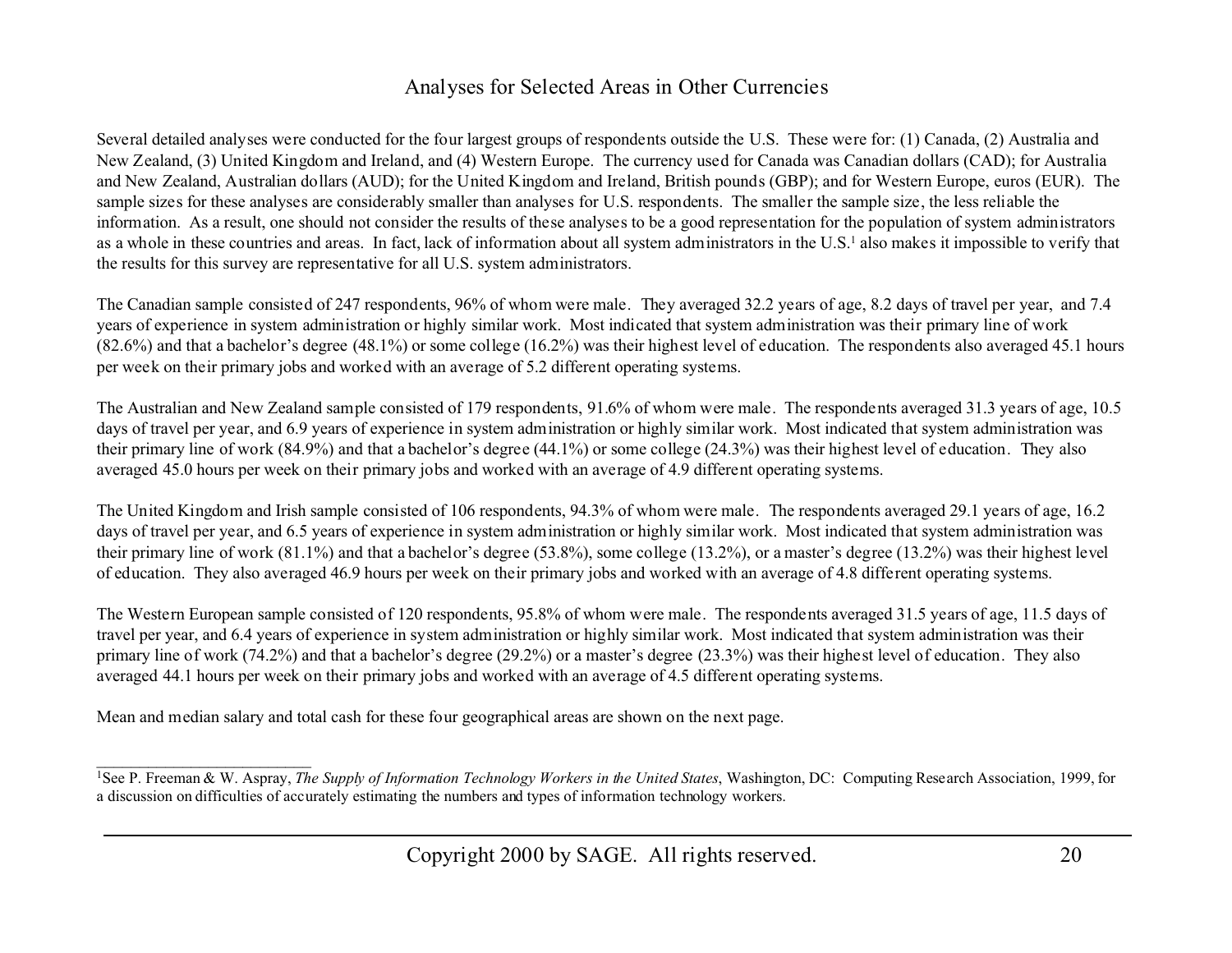# Analyses for Selected Areas in Other Currencies

Several detailed analyses were conducted for the four largest groups of respondents outside the U.S. These were for: (1) Canada, (2) Australia and New Zealand, (3) United Kingdom and Ireland, and (4) Western Europe. The currency used for Canada was Canadian dollars (CAD); for Australia and New Zealand, Australian dollars (AUD); for the United Kingdom and Ireland, British pounds (GBP); and for Western Europe, euros (EUR). The sample sizes for these analyses are considerably smaller than analyses for U.S. respondents. The smaller the sample size, the less reliable the information. As a result, one should not consider the results of these analyses to be a good representation for the population of system administrators as a whole in these countries and areas. In fact, lack of information about all system administrators in the U.S.[1] also makes it impossible to verify that the results for this survey are representative for all U.S. system administrators.

The Canadian sample consisted of 247 respondents, 96% of whom were male. They averaged 32.2 years of age, 8.2 days of travel per year, and 7.4 years of experience in system administration or highly similar work. Most indicated that system administration was their primary line of work (82.6%) and that a bachelor's degree (48.1%) or some college (16.2%) was their highest level of education. The respondents also averaged 45.1 hours per week on their primary jobs and worked with an average of 5.2 different operating systems.

The Australian and New Zealand sample consisted of 179 respondents, 91.6% of whom were male. The respondents averaged 31.3 years of age, 10.5 days of travel per year, and 6.9 years of experience in system administration or highly similar work. Most indicated that system administration was their primary line of work (84.9%) and that a bachelor's degree (44.1%) or some college (24.3%) was their highest level of education. They also averaged 45.0 hours per week on their primary jobs and worked with an average of 4.9 different operating systems.

The United Kingdom and Irish sample consisted of 106 respondents, 94.3% of whom were male. The respondents averaged 29.1 years of age, 16.2 days of travel per year, and 6.5 years of experience in system administration or highly similar work. Most indicated that system administration was their primary line of work (81.1%) and that a bachelor's degree (53.8%), some college (13.2%), or a master's degree (13.2%) was their highest level of education. They also averaged 46.9 hours per week on their primary jobs and worked with an average of 4.8 different operating systems.

The Western European sample consisted of 120 respondents, 95.8% of whom were male. The respondents averaged 31.5 years of age, 11.5 days of travel per year, and 6.4 years of experience in system administration or highly similar work. Most indicated that system administration was their primary line of work (74.2%) and that a bachelor's degree (29.2%) or a master's degree (23.3%) was their highest level of education. They also averaged 44.1 hours per week on their primary jobs and worked with an average of 4.5 different operating systems.

Mean and median salary and total cash for these four geographical areas are shown on the next page.

---

[1]See P. Freeman & W. Aspray, *The Supply of Information Technology Workers in the United States*, Washington, DC: Computing Research Association, 1999, for a discussion on difficulties of accurately estimating the numbers and types of information technology workers.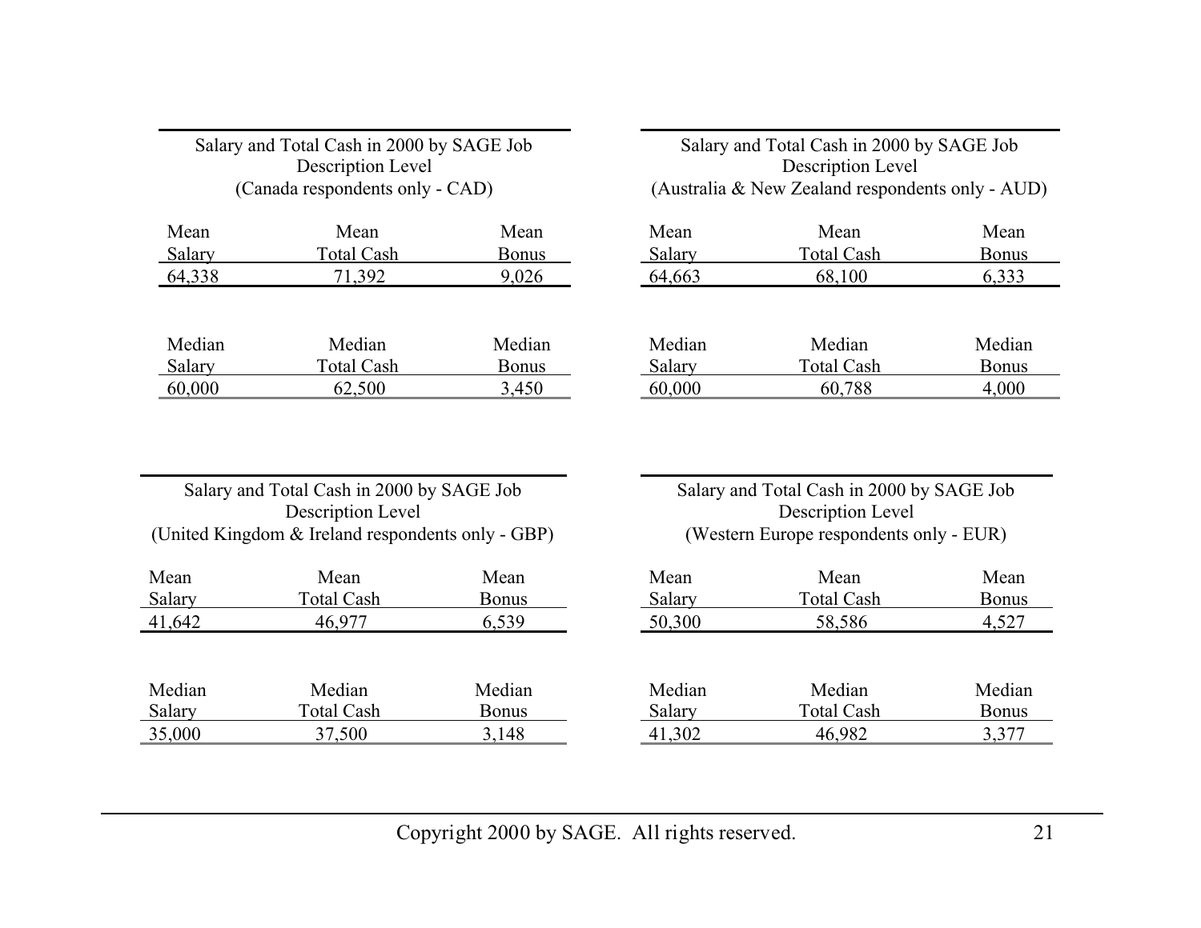Salary and Total Cash in 2000 by SAGE Job Description Level
(Canada respondents only - CAD)

| Mean Salary | Mean Total Cash | Mean Bonus |
|---|---|---|
| 64,338 | 71,392 | 9,026 |

| Median Salary | Median Total Cash | Median Bonus |
|---|---|---|
| 60,000 | 62,500 | 3,450 |

Salary and Total Cash in 2000 by SAGE Job Description Level
(Australia & New Zealand respondents only - AUD)

| Mean Salary | Mean Total Cash | Mean Bonus |
|---|---|---|
| 64,663 | 68,100 | 6,333 |

| Median Salary | Median Total Cash | Median Bonus |
|---|---|---|
| 60,000 | 60,788 | 4,000 |

Salary and Total Cash in 2000 by SAGE Job Description Level
(United Kingdom & Ireland respondents only - GBP)

| Mean Salary | Mean Total Cash | Mean Bonus |
|---|---|---|
| 41,642 | 46,977 | 6,539 |

| Median Salary | Median Total Cash | Median Bonus |
|---|---|---|
| 35,000 | 37,500 | 3,148 |

Salary and Total Cash in 2000 by SAGE Job Description Level
(Western Europe respondents only - EUR)

| Mean Salary | Mean Total Cash | Mean Bonus |
|---|---|---|
| 50,300 | 58,586 | 4,527 |

| Median Salary | Median Total Cash | Median Bonus |
|---|---|---|
| 41,302 | 46,982 | 3,377 |

Copyright 2000 by SAGE. All rights reserved.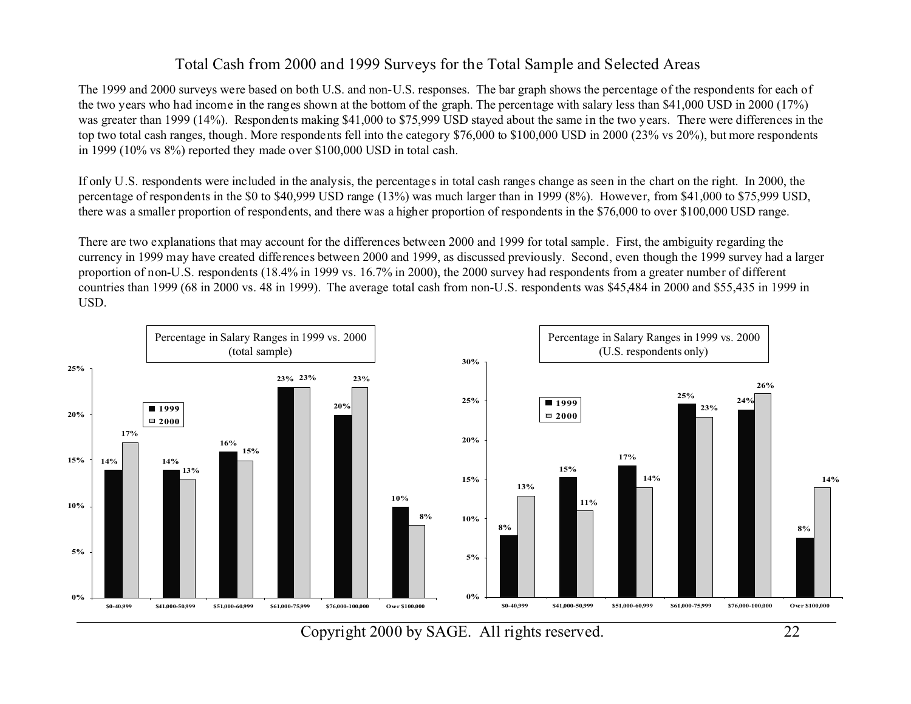# Total Cash from 2000 and 1999 Surveys for the Total Sample and Selected Areas

The 1999 and 2000 surveys were based on both U.S. and non-U.S. responses. The bar graph shows the percentage of the respondents for each of the two years who had income in the ranges shown at the bottom of the graph. The percentage with salary less than $41,000 USD in 2000 (17%) was greater than 1999 (14%). Respondents making $41,000 to $75,999 USD stayed about the same in the two years. There were differences in the top two total cash ranges, though. More respondents fell into the category $76,000 to $100,000 USD in 2000 (23% vs 20%), but more respondents in 1999 (10% vs 8%) reported they made over $100,000 USD in total cash.

If only U.S. respondents were included in the analysis, the percentages in total cash ranges change as seen in the chart on the right. In 2000, the percentage of respondents in the $0 to $40,999 USD range (13%) was much larger than in 1999 (8%). However, from $41,000 to $75,999 USD, there was a smaller proportion of respondents, and there was a higher proportion of respondents in the $76,000 to over $100,000 USD range.

There are two explanations that may account for the differences between 2000 and 1999 for total sample. First, the ambiguity regarding the currency in 1999 may have created differences between 2000 and 1999, as discussed previously. Second, even though the 1999 survey had a larger proportion of non-U.S. respondents (18.4% in 1999 vs. 16.7% in 2000), the 2000 survey had respondents from a greater number of different countries than 1999 (68 in 2000 vs. 48 in 1999). The average total cash from non-U.S. respondents was $45,484 in 2000 and $55,435 in 1999 in USD.

**Percentage in Salary Ranges in 1999 vs. 2000 (total sample)**

| Range | 1999 | 2000 |
|---|---|---|
| $0-40,999 | 14% | 17% |
| $41,000-50,999 | 14% | 13% |
| $51,000-60,999 | 16% | 15% |
| $61,000-75,999 | 23% | 23% |
| $76,000-100,000 | 20% | 23% |
| Over $100,000 | 10% | 8% |

**Percentage in Salary Ranges in 1999 vs. 2000 (U.S. respondents only)**

| Range | 1999 | 2000 |
|---|---|---|
| $0-40,999 | 8% | 13% |
| $41,000-50,999 | 15% | 11% |
| $51,000-60,999 | 17% | 14% |
| $61,000-75,999 | 25% | 23% |
| $76,000-100,000 | 24% | 26% |
| Over $100,000 | 8% | 14% |

Copyright 2000 by SAGE. All rights reserved.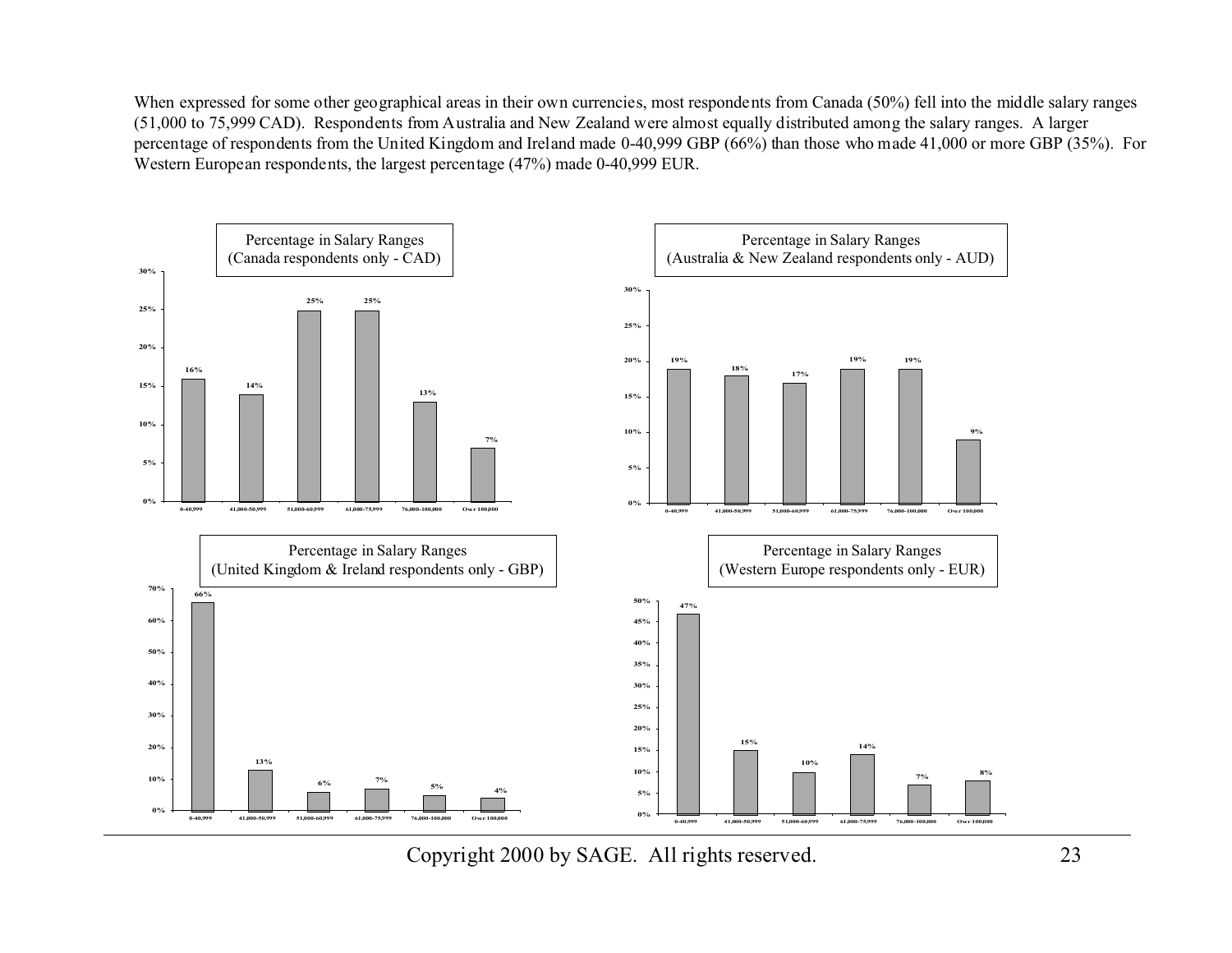When expressed for some other geographical areas in their own currencies, most respondents from Canada (50%) fell into the middle salary ranges (51,000 to 75,999 CAD). Respondents from Australia and New Zealand were almost equally distributed among the salary ranges. A larger percentage of respondents from the United Kingdom and Ireland made 0-40,999 GBP (66%) than those who made 41,000 or more GBP (35%). For Western European respondents, the largest percentage (47%) made 0-40,999 EUR.

**Percentage in Salary Ranges (Canada respondents only - CAD)**

| Salary Range | Percentage |
|---|---|
| 0-40,999 | 16% |
| 41,000-50,999 | 14% |
| 51,000-60,999 | 25% |
| 61,000-75,999 | 25% |
| 76,000-100,000 | 13% |
| Over 100,000 | 7% |

**Percentage in Salary Ranges (Australia & New Zealand respondents only - AUD)**

| Salary Range | Percentage |
|---|---|
| 0-40,999 | 19% |
| 41,000-50,999 | 18% |
| 51,000-60,999 | 17% |
| 61,000-75,999 | 19% |
| 76,000-100,000 | 19% |
| Over 100,000 | 9% |

**Percentage in Salary Ranges (United Kingdom & Ireland respondents only - GBP)**

| Salary Range | Percentage |
|---|---|
| 0-40,999 | 66% |
| 41,000-50,999 | 13% |
| 51,000-60,999 | 6% |
| 61,000-75,999 | 7% |
| 76,000-100,000 | 5% |
| Over 100,000 | 4% |

**Percentage in Salary Ranges (Western Europe respondents only - EUR)**

| Salary Range | Percentage |
|---|---|
| 0-40,999 | 47% |
| 41,000-50,999 | 15% |
| 51,000-60,999 | 10% |
| 61,000-75,999 | 14% |
| 76,000-100,000 | 7% |
| Over 100,000 | 8% |

Copyright 2000 by SAGE. All rights reserved.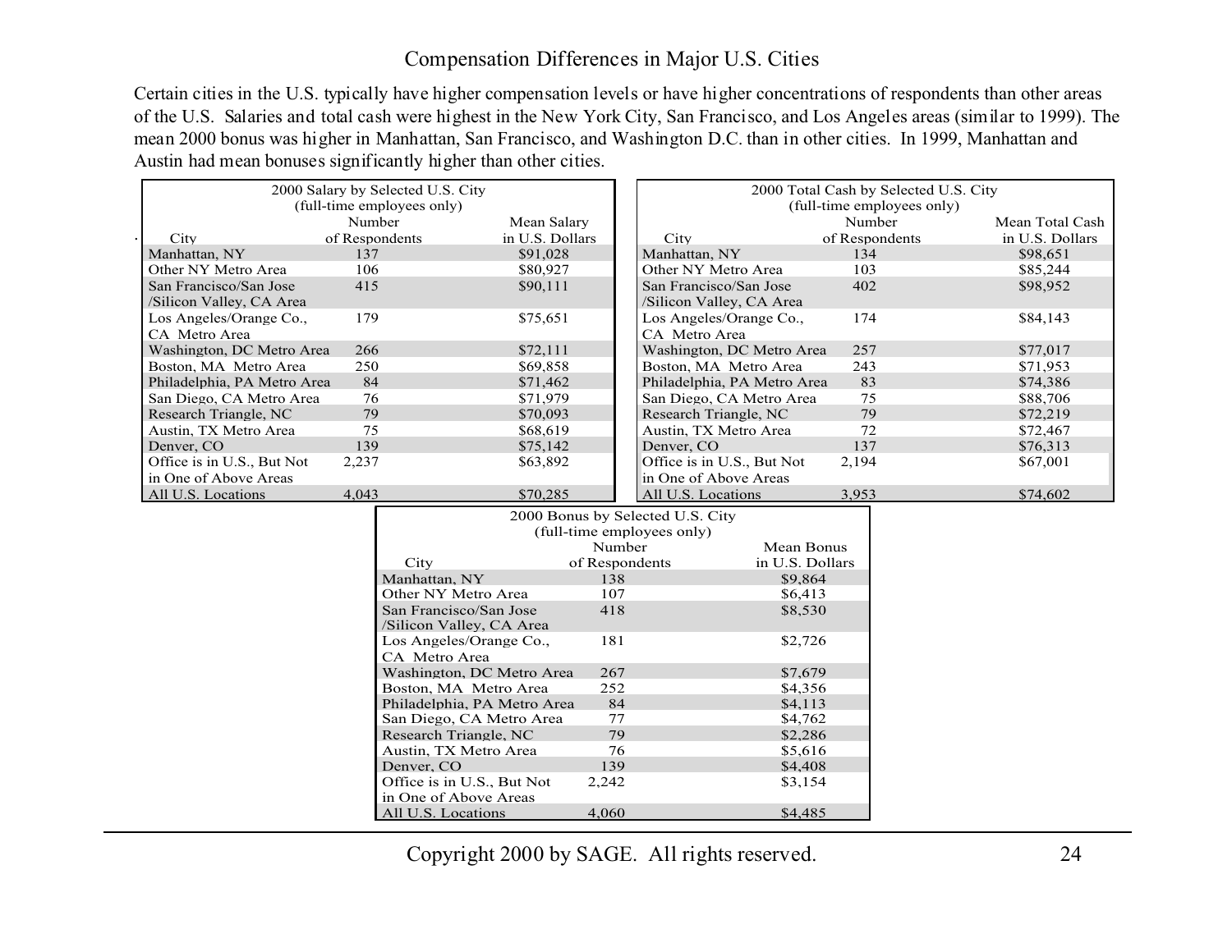# Compensation Differences in Major U.S. Cities

Certain cities in the U.S. typically have higher compensation levels or have higher concentrations of respondents than other areas of the U.S. Salaries and total cash were highest in the New York City, San Francisco, and Los Angeles areas (similar to 1999). The mean 2000 bonus was higher in Manhattan, San Francisco, and Washington D.C. than in other cities. In 1999, Manhattan and Austin had mean bonuses significantly higher than other cities.

2000 Salary by Selected U.S. City (full-time employees only)

| City | Number of Respondents | Mean Salary in U.S. Dollars |
|---|---|---|
| Manhattan, NY | 137 | $91,028 |
| Other NY Metro Area | 106 | $80,927 |
| San Francisco/San Jose /Silicon Valley, CA Area | 415 | $90,111 |
| Los Angeles/Orange Co., CA Metro Area | 179 | $75,651 |
| Washington, DC Metro Area | 266 | $72,111 |
| Boston, MA Metro Area | 250 | $69,858 |
| Philadelphia, PA Metro Area | 84 | $71,462 |
| San Diego, CA Metro Area | 76 | $71,979 |
| Research Triangle, NC | 79 | $70,093 |
| Austin, TX Metro Area | 75 | $68,619 |
| Denver, CO | 139 | $75,142 |
| Office is in U.S., But Not in One of Above Areas | 2,237 | $63,892 |
| All U.S. Locations | 4,043 | $70,285 |

2000 Total Cash by Selected U.S. City (full-time employees only)

| City | Number of Respondents | Mean Total Cash in U.S. Dollars |
|---|---|---|
| Manhattan, NY | 134 | $98,651 |
| Other NY Metro Area | 103 | $85,244 |
| San Francisco/San Jose /Silicon Valley, CA Area | 402 | $98,952 |
| Los Angeles/Orange Co., CA Metro Area | 174 | $84,143 |
| Washington, DC Metro Area | 257 | $77,017 |
| Boston, MA Metro Area | 243 | $71,953 |
| Philadelphia, PA Metro Area | 83 | $74,386 |
| San Diego, CA Metro Area | 75 | $88,706 |
| Research Triangle, NC | 79 | $72,219 |
| Austin, TX Metro Area | 72 | $72,467 |
| Denver, CO | 137 | $76,313 |
| Office is in U.S., But Not in One of Above Areas | 2,194 | $67,001 |
| All U.S. Locations | 3,953 | $74,602 |

2000 Bonus by Selected U.S. City (full-time employees only)

| City | Number of Respondents | Mean Bonus in U.S. Dollars |
|---|---|---|
| Manhattan, NY | 138 | $9,864 |
| Other NY Metro Area | 107 | $6,413 |
| San Francisco/San Jose /Silicon Valley, CA Area | 418 | $8,530 |
| Los Angeles/Orange Co., CA Metro Area | 181 | $2,726 |
| Washington, DC Metro Area | 267 | $7,679 |
| Boston, MA Metro Area | 252 | $4,356 |
| Philadelphia, PA Metro Area | 84 | $4,113 |
| San Diego, CA Metro Area | 77 | $4,762 |
| Research Triangle, NC | 79 | $2,286 |
| Austin, TX Metro Area | 76 | $5,616 |
| Denver, CO | 139 | $4,408 |
| Office is in U.S., But Not in One of Above Areas | 2,242 | $3,154 |
| All U.S. Locations | 4,060 | $4,485 |

Copyright 2000 by SAGE. All rights reserved.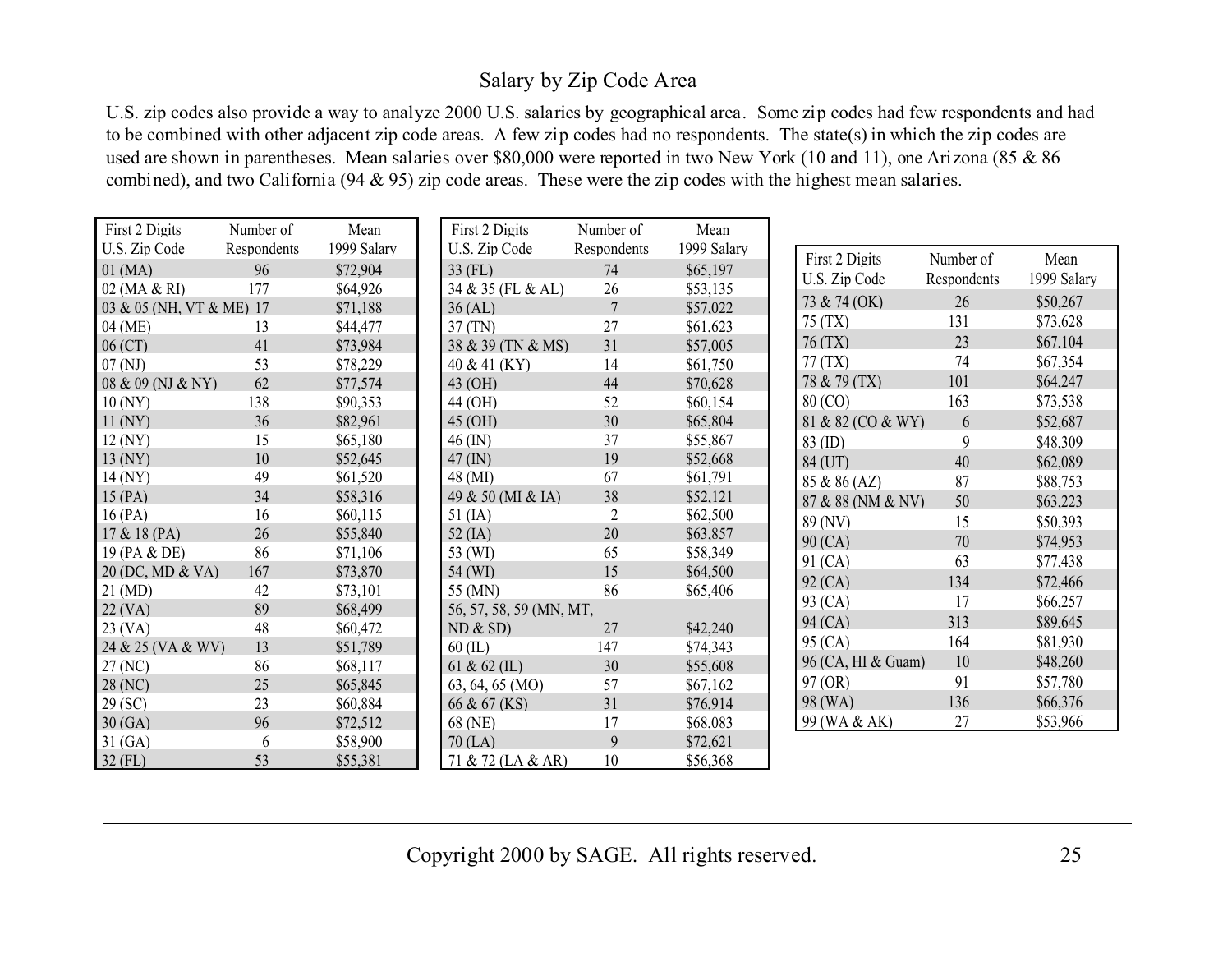# Salary by Zip Code Area

U.S. zip codes also provide a way to analyze 2000 U.S. salaries by geographical area. Some zip codes had few respondents and had to be combined with other adjacent zip code areas. A few zip codes had no respondents. The state(s) in which the zip codes are used are shown in parentheses. Mean salaries over $80,000 were reported in two New York (10 and 11), one Arizona (85 & 86 combined), and two California (94 & 95) zip code areas. These were the zip codes with the highest mean salaries.

| First 2 Digits U.S. Zip Code | Number of Respondents | Mean 1999 Salary |
|---|---|---|
| 01 (MA) | 96 | $72,904 |
| 02 (MA & RI) | 177 | $64,926 |
| 03 & 05 (NH, VT & ME) | 17 | $71,188 |
| 04 (ME) | 13 | $44,477 |
| 06 (CT) | 41 | $73,984 |
| 07 (NJ) | 53 | $78,229 |
| 08 & 09 (NJ & NY) | 62 | $77,574 |
| 10 (NY) | 138 | $90,353 |
| 11 (NY) | 36 | $82,961 |
| 12 (NY) | 15 | $65,180 |
| 13 (NY) | 10 | $52,645 |
| 14 (NY) | 49 | $61,520 |
| 15 (PA) | 34 | $58,316 |
| 16 (PA) | 16 | $60,115 |
| 17 & 18 (PA) | 26 | $55,840 |
| 19 (PA & DE) | 86 | $71,106 |
| 20 (DC, MD & VA) | 167 | $73,870 |
| 21 (MD) | 42 | $73,101 |
| 22 (VA) | 89 | $68,499 |
| 23 (VA) | 48 | $60,472 |
| 24 & 25 (VA & WV) | 13 | $51,789 |
| 27 (NC) | 86 | $68,117 |
| 28 (NC) | 25 | $65,845 |
| 29 (SC) | 23 | $60,884 |
| 30 (GA) | 96 | $72,512 |
| 31 (GA) | 6 | $58,900 |
| 32 (FL) | 53 | $55,381 |

| First 2 Digits U.S. Zip Code | Number of Respondents | Mean 1999 Salary |
|---|---|---|
| 33 (FL) | 74 | $65,197 |
| 34 & 35 (FL & AL) | 26 | $53,135 |
| 36 (AL) | 7 | $57,022 |
| 37 (TN) | 27 | $61,623 |
| 38 & 39 (TN & MS) | 31 | $57,005 |
| 40 & 41 (KY) | 14 | $61,750 |
| 43 (OH) | 44 | $70,628 |
| 44 (OH) | 52 | $60,154 |
| 45 (OH) | 30 | $65,804 |
| 46 (IN) | 37 | $55,867 |
| 47 (IN) | 19 | $52,668 |
| 48 (MI) | 67 | $61,791 |
| 49 & 50 (MI & IA) | 38 | $52,121 |
| 51 (IA) | 2 | $62,500 |
| 52 (IA) | 20 | $63,857 |
| 53 (WI) | 65 | $58,349 |
| 54 (WI) | 15 | $64,500 |
| 55 (MN) | 86 | $65,406 |
| 56, 57, 58, 59 (MN, MT, ND & SD) | 27 | $42,240 |
| 60 (IL) | 147 | $74,343 |
| 61 & 62 (IL) | 30 | $55,608 |
| 63, 64, 65 (MO) | 57 | $67,162 |
| 66 & 67 (KS) | 31 | $76,914 |
| 68 (NE) | 17 | $68,083 |
| 70 (LA) | 9 | $72,621 |
| 71 & 72 (LA & AR) | 10 | $56,368 |

| First 2 Digits U.S. Zip Code | Number of Respondents | Mean 1999 Salary |
|---|---|---|
| 73 & 74 (OK) | 26 | $50,267 |
| 75 (TX) | 131 | $73,628 |
| 76 (TX) | 23 | $67,104 |
| 77 (TX) | 74 | $67,354 |
| 78 & 79 (TX) | 101 | $64,247 |
| 80 (CO) | 163 | $73,538 |
| 81 & 82 (CO & WY) | 6 | $52,687 |
| 83 (ID) | 9 | $48,309 |
| 84 (UT) | 40 | $62,089 |
| 85 & 86 (AZ) | 87 | $88,753 |
| 87 & 88 (NM & NV) | 50 | $63,223 |
| 89 (NV) | 15 | $50,393 |
| 90 (CA) | 70 | $74,953 |
| 91 (CA) | 63 | $77,438 |
| 92 (CA) | 134 | $72,466 |
| 93 (CA) | 17 | $66,257 |
| 94 (CA) | 313 | $89,645 |
| 95 (CA) | 164 | $81,930 |
| 96 (CA, HI & Guam) | 10 | $48,260 |
| 97 (OR) | 91 | $57,780 |
| 98 (WA) | 136 | $66,376 |
| 99 (WA & AK) | 27 | $53,966 |

Copyright 2000 by SAGE. All rights reserved.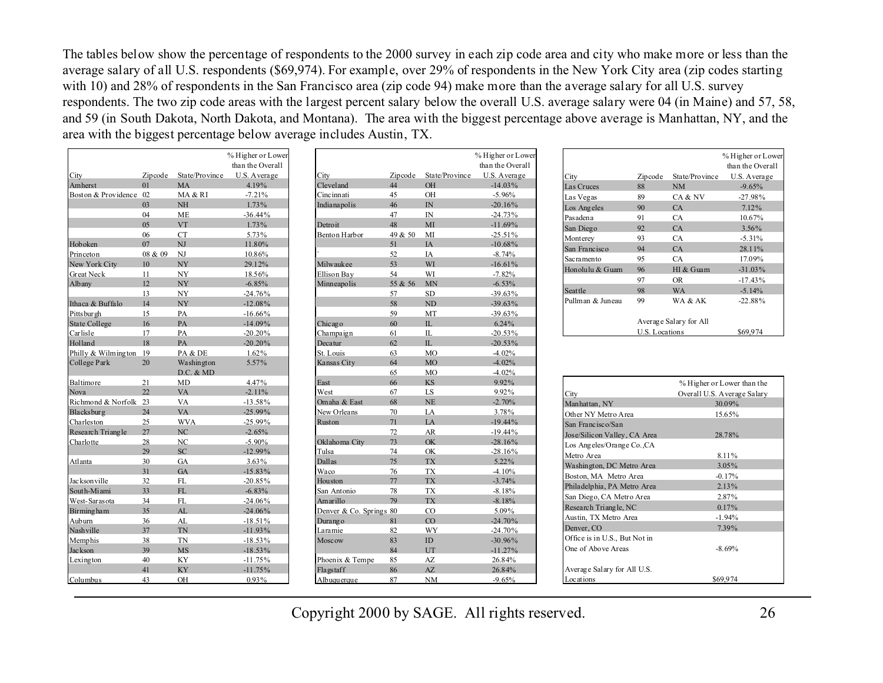The tables below show the percentage of respondents to the 2000 survey in each zip code area and city who make more or less than the average salary of all U.S. respondents ($69,974). For example, over 29% of respondents in the New York City area (zip codes starting with 10) and 28% of respondents in the San Francisco area (zip code 94) make more than the average salary for all U.S. survey respondents. The two zip code areas with the largest percent salary below the overall U.S. average salary were 04 (in Maine) and 57, 58, and 59 (in South Dakota, North Dakota, and Montana). The area with the biggest percentage above average is Manhattan, NY, and the area with the biggest percentage below average includes Austin, TX.

| City | Zipcode | State/Province | % Higher or Lower than the Overall U.S. Average |
|---|---|---|---|
| Amherst | 01 | MA | 4.19% |
| Boston & Providence | 02 | MA & RI | -7.21% |
| | 03 | NH | 1.73% |
| | 04 | ME | -36.44% |
| | 05 | VT | 1.73% |
| | 06 | CT | 5.73% |
| Hoboken | 07 | NJ | 11.80% |
| Princeton | 08 & 09 | NJ | 10.86% |
| New York City | 10 | NY | 29.12% |
| Great Neck | 11 | NY | 18.56% |
| Albany | 12 | NY | -6.85% |
| | 13 | NY | -24.76% |
| Ithaca & Buffalo | 14 | NY | -12.08% |
| Pittsburgh | 15 | PA | -16.66% |
| State College | 16 | PA | -14.09% |
| Carlisle | 17 | PA | -20.20% |
| Holland | 18 | PA | -20.20% |
| Philly & Wilmington | 19 | PA & DE | 1.62% |
| College Park | 20 | Washington D.C. & MD | 5.57% |
| Baltimore | 21 | MD | 4.47% |
| Nova | 22 | VA | -2.11% |
| Richmond & Norfolk | 23 | VA | -13.58% |
| Blacksburg | 24 | VA | -25.99% |
| Charleston | 25 | WVA | -25.99% |
| Research Triangle | 27 | NC | -2.65% |
| Charlotte | 28 | NC | -5.90% |
| | 29 | SC | -12.99% |
| Atlanta | 30 | GA | 3.63% |
| | 31 | GA | -15.83% |
| Jacksonville | 32 | FL | -20.85% |
| South-Miami | 33 | FL | -6.83% |
| West-Sarasota | 34 | FL | -24.06% |
| Birmingham | 35 | AL | -24.06% |
| Auburn | 36 | AL | -18.51% |
| Nashville | 37 | TN | -11.93% |
| Memphis | 38 | TN | -18.53% |
| Jackson | 39 | MS | -18.53% |
| Lexington | 40 | KY | -11.75% |
| | 41 | KY | -11.75% |
| Columbus | 43 | OH | 0.93% |

| City | Zipcode | State/Province | % Higher or Lower than the Overall U.S. Average |
|---|---|---|---|
| Cleveland | 44 | OH | -14.03% |
| Cincinnati | 45 | OH | -5.96% |
| Indianapolis | 46 | IN | -20.16% |
| | 47 | IN | -24.73% |
| Detroit | 48 | MI | -11.69% |
| Benton Harbor | 49 & 50 | MI | -25.51% |
| | 51 | IA | -10.68% |
| ` | 52 | IA | -8.74% |
| Milwaukee | 53 | WI | -16.61% |
| Ellison Bay | 54 | WI | -7.82% |
| Minneapolis | 55 & 56 | MN | -6.53% |
| | 57 | SD | -39.63% |
| | 58 | ND | -39.63% |
| | 59 | MT | -39.63% |
| Chicago | 60 | IL | 6.24% |
| Champaign | 61 | IL | -20.53% |
| Decatur | 62 | IL | -20.53% |
| St. Louis | 63 | MO | -4.02% |
| Kansas City | 64 | MO | -4.02% |
| | 65 | MO | -4.02% |
| East | 66 | KS | 9.92% |
| West | 67 | LS | 9.92% |
| Omaha & East | 68 | NE | -2.70% |
| New Orleans | 70 | LA | 3.78% |
| Ruston | 71 | LA | -19.44% |
| | 72 | AR | -19.44% |
| Oklahoma City | 73 | OK | -28.16% |
| Tulsa | 74 | OK | -28.16% |
| Dallas | 75 | TX | 5.22% |
| Waco | 76 | TX | -4.10% |
| Houston | 77 | TX | -3.74% |
| San Antonio | 78 | TX | -8.18% |
| Amarillo | 79 | TX | -8.18% |
| Denver & Co. Springs | 80 | CO | 5.09% |
| Durango | 81 | CO | -24.70% |
| Laramie | 82 | WY | -24.70% |
| Moscow | 83 | ID | -30.96% |
| | 84 | UT | -11.27% |
| Phoenix & Tempe | 85 | AZ | 26.84% |
| Flagstaff | 86 | AZ | 26.84% |
| Albuquerque | 87 | NM | -9.65% |

| City | Zipcode | State/Province | % Higher or Lower than the Overall U.S. Average |
|---|---|---|---|
| Las Cruces | 88 | NM | -9.65% |
| Las Vegas | 89 | CA & NV | -27.98% |
| Los Angeles | 90 | CA | 7.12% |
| Pasadena | 91 | CA | 10.67% |
| San Diego | 92 | CA | 3.56% |
| Monterey | 93 | CA | -5.31% |
| San Francisco | 94 | CA | 28.11% |
| Sacramento | 95 | CA | 17.09% |
| Honolulu & Guam | 96 | HI & Guam | -31.03% |
| | 97 | OR | -17.43% |
| Seattle | 98 | WA | -5.14% |
| Pullman & Juneau | 99 | WA & AK | -22.88% |
| | Average Salary for All U.S. Locations | | $69,974 |

| City | % Higher or Lower than the Overall U.S. Average Salary |
|---|---|
| Manhattan, NY | 30.09% |
| Other NY Metro Area | 15.65% |
| San Francisco/San Jose/Silicon Valley, CA Area | 28.78% |
| Los Angeles/Orange Co.,CA Metro Area | 8.11% |
| Washington, DC Metro Area | 3.05% |
| Boston, MA Metro Area | -0.17% |
| Philadelphia, PA Metro Area | 2.13% |
| San Diego, CA Metro Area | 2.87% |
| Research Triangle, NC | 0.17% |
| Austin, TX Metro Area | -1.94% |
| Denver, CO | 7.39% |
| Office is in U.S., But Not in One of Above Areas | -8.69% |
| Average Salary for All U.S. Locations | $69,974 |

Copyright 2000 by SAGE. All rights reserved.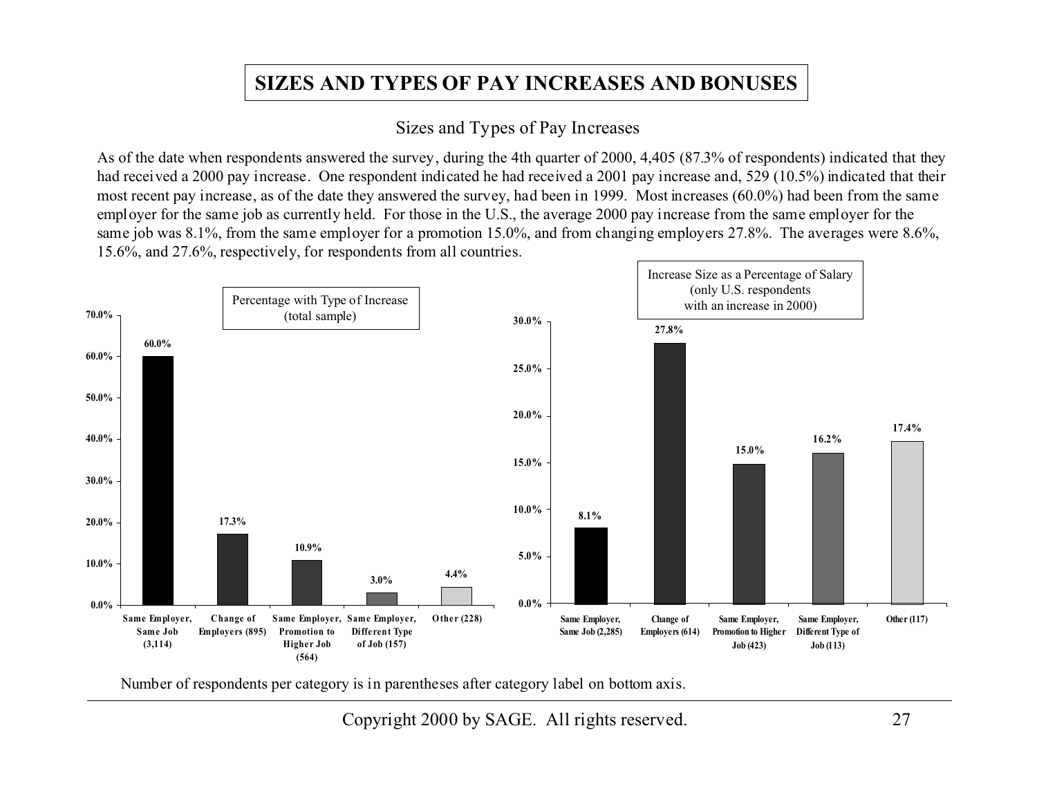# SIZES AND TYPES OF PAY INCREASES AND BONUSES

## Sizes and Types of Pay Increases

As of the date when respondents answered the survey, during the 4th quarter of 2000, 4,405 (87.3% of respondents) indicated that they had received a 2000 pay increase. One respondent indicated he had received a 2001 pay increase and, 529 (10.5%) indicated that their most recent pay increase, as of the date they answered the survey, had been in 1999. Most increases (60.0%) had been from the same employer for the same job as currently held. For those in the U.S., the average 2000 pay increase from the same employer for the same job was 8.1%, from the same employer for a promotion 15.0%, and from changing employers 27.8%. The averages were 8.6%, 15.6%, and 27.6%, respectively, for respondents from all countries.

**Percentage with Type of Increase (total sample)**

| Type of Increase | Percentage |
|---|---|
| Same Employer, Same Job (3,114) | 60.0% |
| Change of Employers (895) | 17.3% |
| Same Employer, Promotion to Higher Job (564) | 10.9% |
| Same Employer, Different Type of Job (157) | 3.0% |
| Other (228) | 4.4% |

**Increase Size as a Percentage of Salary (only U.S. respondents with an increase in 2000)**

| Type of Increase | Increase Size |
|---|---|
| Same Employer, Same Job (2,285) | 8.1% |
| Change of Employers (614) | 27.8% |
| Same Employer, Promotion to Higher Job (423) | 15.0% |
| Same Employer, Different Type of Job (113) | 16.2% |
| Other (117) | 17.4% |

Number of respondents per category is in parentheses after category label on bottom axis.

Copyright 2000 by SAGE. All rights reserved.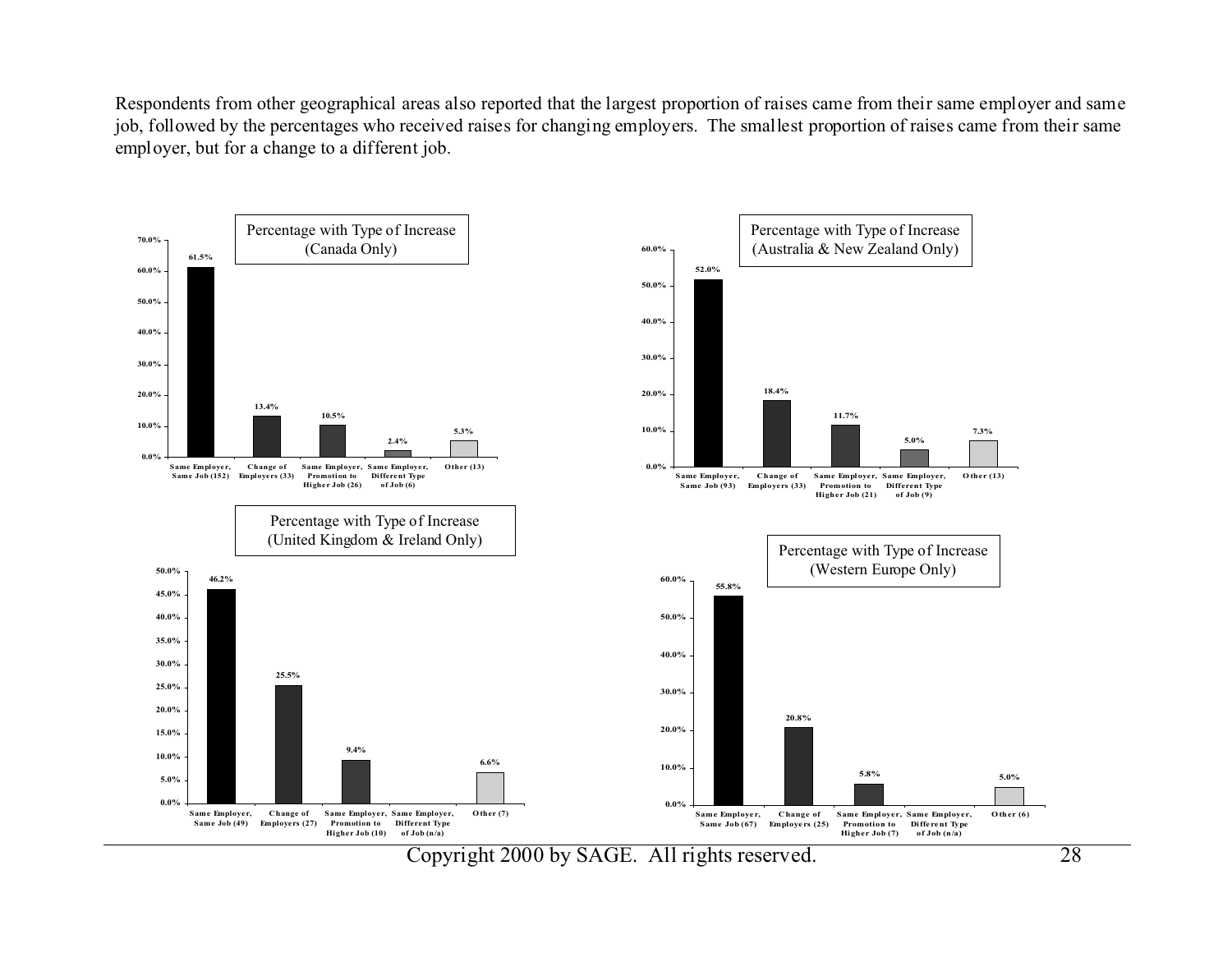Respondents from other geographical areas also reported that the largest proportion of raises came from their same employer and same job, followed by the percentages who received raises for changing employers. The smallest proportion of raises came from their same employer, but for a change to a different job.

**Percentage with Type of Increase (Canada Only)**

| Type of Increase | Percentage |
| --- | --- |
| Same Employer, Same Job (152) | 61.5% |
| Change of Employers (33) | 13.4% |
| Same Employer, Promotion to Higher Job (26) | 10.5% |
| Same Employer, Different Type of Job (6) | 2.4% |
| Other (13) | 5.3% |

**Percentage with Type of Increase (Australia & New Zealand Only)**

| Type of Increase | Percentage |
| --- | --- |
| Same Employer, Same Job (93) | 52.0% |
| Change of Employers (33) | 18.4% |
| Same Employer, Promotion to Higher Job (21) | 11.7% |
| Same Employer, Different Type of Job (9) | 5.0% |
| Other (13) | 7.3% |

**Percentage with Type of Increase (United Kingdom & Ireland Only)**

| Type of Increase | Percentage |
| --- | --- |
| Same Employer, Same Job (49) | 46.2% |
| Change of Employers (27) | 25.5% |
| Same Employer, Promotion to Higher Job (10) | 9.4% |
| Same Employer, Different Type of Job (n/a) | |
| Other (7) | 6.6% |

**Percentage with Type of Increase (Western Europe Only)**

| Type of Increase | Percentage |
| --- | --- |
| Same Employer, Same Job (67) | 55.8% |
| Change of Employers (25) | 20.8% |
| Same Employer, Promotion to Higher Job (7) | 5.8% |
| Same Employer, Different Type of Job (n/a) | |
| Other (6) | 5.0% |

Copyright 2000 by SAGE. All rights reserved.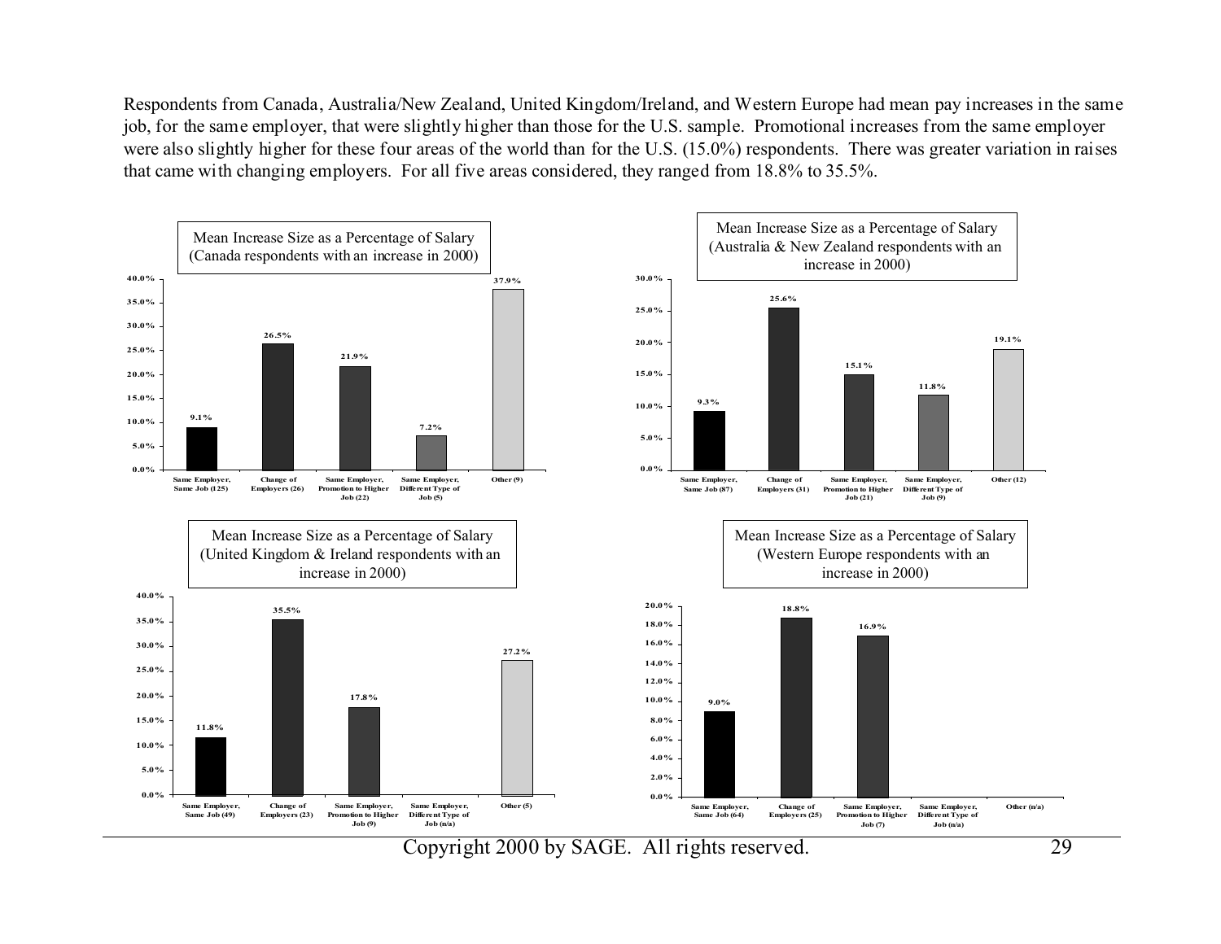Respondents from Canada, Australia/New Zealand, United Kingdom/Ireland, and Western Europe had mean pay increases in the same job, for the same employer, that were slightly higher than those for the U.S. sample. Promotional increases from the same employer were also slightly higher for these four areas of the world than for the U.S. (15.0%) respondents. There was greater variation in raises that came with changing employers. For all five areas considered, they ranged from 18.8% to 35.5%.

**Mean Increase Size as a Percentage of Salary (Canada respondents with an increase in 2000)**

| Category | Mean Increase |
|---|---|
| Same Employer, Same Job (125) | 9.1% |
| Change of Employers (26) | 26.5% |
| Same Employer, Promotion to Higher Job (22) | 21.9% |
| Same Employer, Different Type of Job (5) | 7.2% |
| Other (9) | 37.9% |

**Mean Increase Size as a Percentage of Salary (Australia & New Zealand respondents with an increase in 2000)**

| Category | Mean Increase |
|---|---|
| Same Employer, Same Job (87) | 9.3% |
| Change of Employers (31) | 25.6% |
| Same Employer, Promotion to Higher Job (21) | 15.1% |
| Same Employer, Different Type of Job (9) | 11.8% |
| Other (12) | 19.1% |

**Mean Increase Size as a Percentage of Salary (United Kingdom & Ireland respondents with an increase in 2000)**

| Category | Mean Increase |
|---|---|
| Same Employer, Same Job (49) | 11.8% |
| Change of Employers (23) | 35.5% |
| Same Employer, Promotion to Higher Job (9) | 17.8% |
| Same Employer, Different Type of Job (n/a) | |
| Other (5) | 27.2% |

**Mean Increase Size as a Percentage of Salary (Western Europe respondents with an increase in 2000)**

| Category | Mean Increase |
|---|---|
| Same Employer, Same Job (64) | 9.0% |
| Change of Employers (25) | 18.8% |
| Same Employer, Promotion to Higher Job (7) | 16.9% |
| Same Employer, Different Type of Job (n/a) | |
| Other (n/a) | |

Copyright 2000 by SAGE. All rights reserved.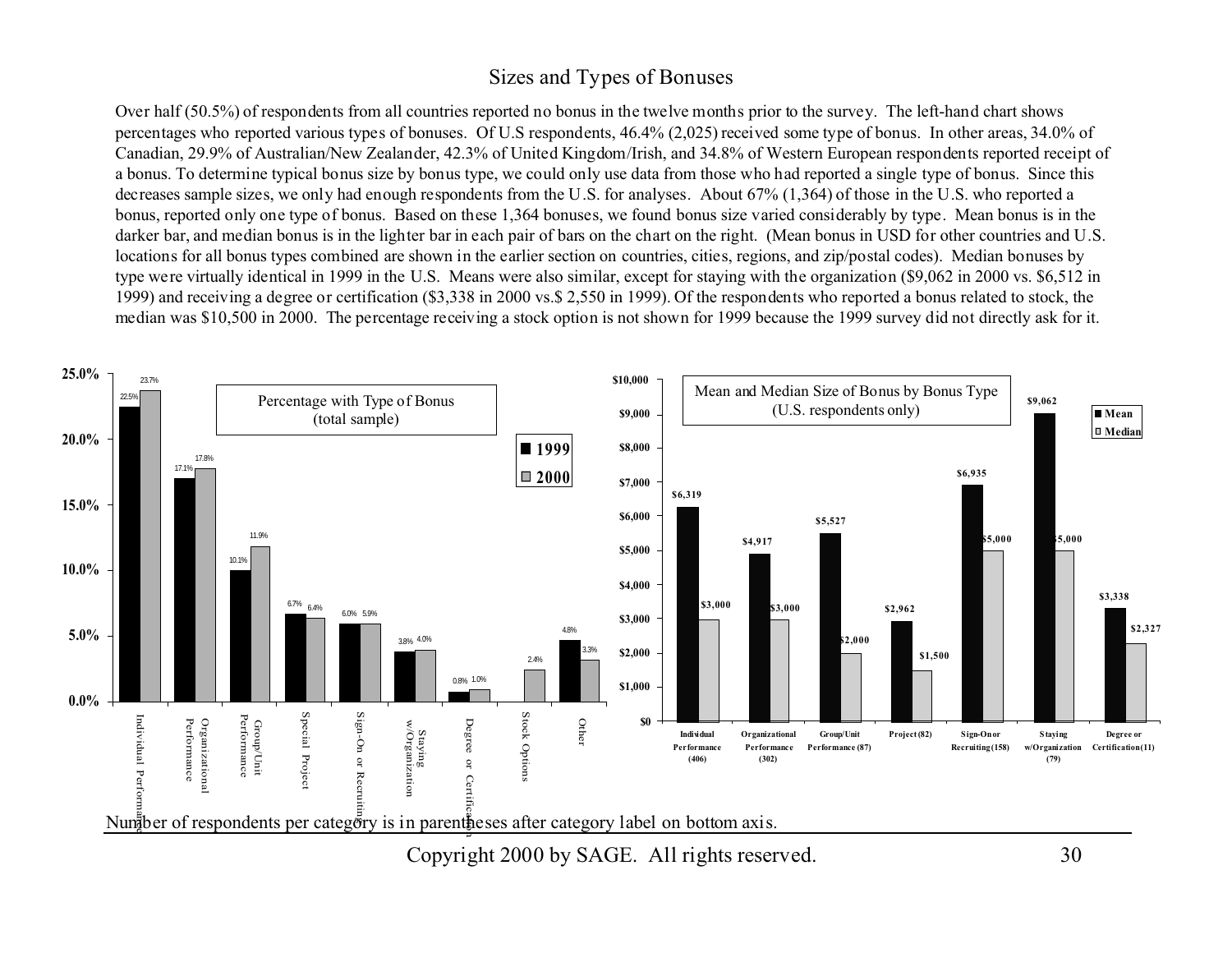# Sizes and Types of Bonuses

Over half (50.5%) of respondents from all countries reported no bonus in the twelve months prior to the survey. The left-hand chart shows percentages who reported various types of bonuses. Of U.S respondents, 46.4% (2,025) received some type of bonus. In other areas, 34.0% of Canadian, 29.9% of Australian/New Zealander, 42.3% of United Kingdom/Irish, and 34.8% of Western European respondents reported receipt of a bonus. To determine typical bonus size by bonus type, we could only use data from those who had reported a single type of bonus. Since this decreases sample sizes, we only had enough respondents from the U.S. for analyses. About 67% (1,364) of those in the U.S. who reported a bonus, reported only one type of bonus. Based on these 1,364 bonuses, we found bonus size varied considerably by type. Mean bonus is in the darker bar, and median bonus is in the lighter bar in each pair of bars on the chart on the right. (Mean bonus in USD for other countries and U.S. locations for all bonus types combined are shown in the earlier section on countries, cities, regions, and zip/postal codes). Median bonuses by type were virtually identical in 1999 in the U.S. Means were also similar, except for staying with the organization ($9,062 in 2000 vs. $6,512 in 1999) and receiving a degree or certification ($3,338 in 2000 vs.$ 2,550 in 1999). Of the respondents who reported a bonus related to stock, the median was $10,500 in 2000. The percentage receiving a stock option is not shown for 1999 because the 1999 survey did not directly ask for it.

**Percentage with Type of Bonus (total sample)**

| Bonus Type | 1999 | 2000 |
|---|---|---|
| Individual Performance | 22.5% | 23.7% |
| Organizational Performance | 17.1% | 17.8% |
| Group/Unit Performance | 10.1% | 11.9% |
| Special Project | 6.7% | 6.4% |
| Sign-On or Recruiting | 6.0% | 5.9% |
| Staying w/Organization | 3.8% | 4.0% |
| Degree or Certification | 0.8% | 1.0% |
| Stock Options | | 2.4% |
| Other | 4.8% | 3.3% |

**Mean and Median Size of Bonus by Bonus Type (U.S. respondents only)**

| Bonus Type | Mean | Median |
|---|---|---|
| Individual Performance (406) | $6,319 | $3,000 |
| Organizational Performance (302) | $4,917 | $3,000 |
| Group/Unit Performance (87) | $5,527 | $2,000 |
| Project (82) | $2,962 | $1,500 |
| Sign-On or Recruiting (158) | $6,935 | $5,000 |
| Staying w/Organization (79) | $9,062 | $5,000 |
| Degree or Certification (11) | $3,338 | $2,327 |

Number of respondents per category is in parentheses after category label on bottom axis.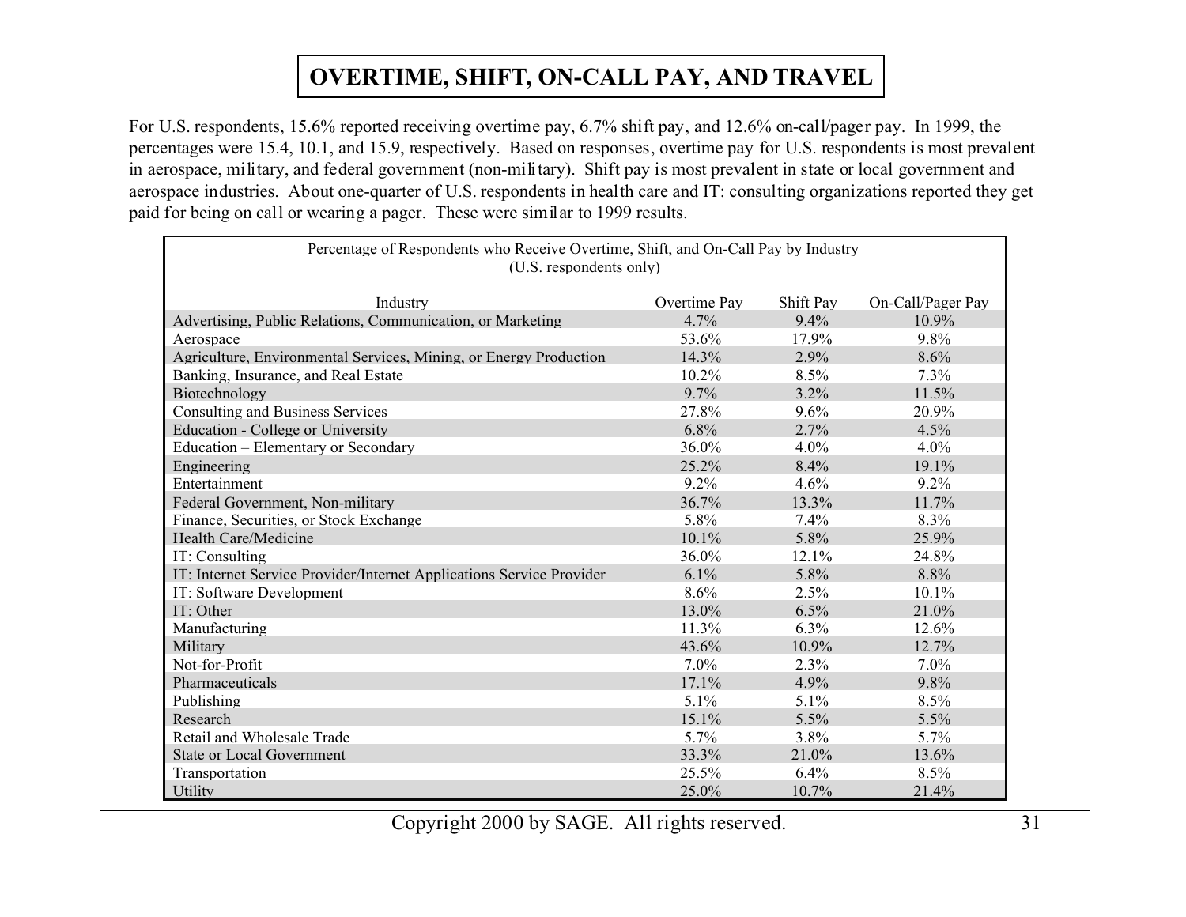# OVERTIME, SHIFT, ON-CALL PAY, AND TRAVEL

For U.S. respondents, 15.6% reported receiving overtime pay, 6.7% shift pay, and 12.6% on-call/pager pay. In 1999, the percentages were 15.4, 10.1, and 15.9, respectively. Based on responses, overtime pay for U.S. respondents is most prevalent in aerospace, military, and federal government (non-military). Shift pay is most prevalent in state or local government and aerospace industries. About one-quarter of U.S. respondents in health care and IT: consulting organizations reported they get paid for being on call or wearing a pager. These were similar to 1999 results.

Percentage of Respondents who Receive Overtime, Shift, and On-Call Pay by Industry
(U.S. respondents only)

| Industry | Overtime Pay | Shift Pay | On-Call/Pager Pay |
|---|---|---|---|
| Advertising, Public Relations, Communication, or Marketing | 4.7% | 9.4% | 10.9% |
| Aerospace | 53.6% | 17.9% | 9.8% |
| Agriculture, Environmental Services, Mining, or Energy Production | 14.3% | 2.9% | 8.6% |
| Banking, Insurance, and Real Estate | 10.2% | 8.5% | 7.3% |
| Biotechnology | 9.7% | 3.2% | 11.5% |
| Consulting and Business Services | 27.8% | 9.6% | 20.9% |
| Education - College or University | 6.8% | 2.7% | 4.5% |
| Education – Elementary or Secondary | 36.0% | 4.0% | 4.0% |
| Engineering | 25.2% | 8.4% | 19.1% |
| Entertainment | 9.2% | 4.6% | 9.2% |
| Federal Government, Non-military | 36.7% | 13.3% | 11.7% |
| Finance, Securities, or Stock Exchange | 5.8% | 7.4% | 8.3% |
| Health Care/Medicine | 10.1% | 5.8% | 25.9% |
| IT: Consulting | 36.0% | 12.1% | 24.8% |
| IT: Internet Service Provider/Internet Applications Service Provider | 6.1% | 5.8% | 8.8% |
| IT: Software Development | 8.6% | 2.5% | 10.1% |
| IT: Other | 13.0% | 6.5% | 21.0% |
| Manufacturing | 11.3% | 6.3% | 12.6% |
| Military | 43.6% | 10.9% | 12.7% |
| Not-for-Profit | 7.0% | 2.3% | 7.0% |
| Pharmaceuticals | 17.1% | 4.9% | 9.8% |
| Publishing | 5.1% | 5.1% | 8.5% |
| Research | 15.1% | 5.5% | 5.5% |
| Retail and Wholesale Trade | 5.7% | 3.8% | 5.7% |
| State or Local Government | 33.3% | 21.0% | 13.6% |
| Transportation | 25.5% | 6.4% | 8.5% |
| Utility | 25.0% | 10.7% | 21.4% |

Copyright 2000 by SAGE. All rights reserved.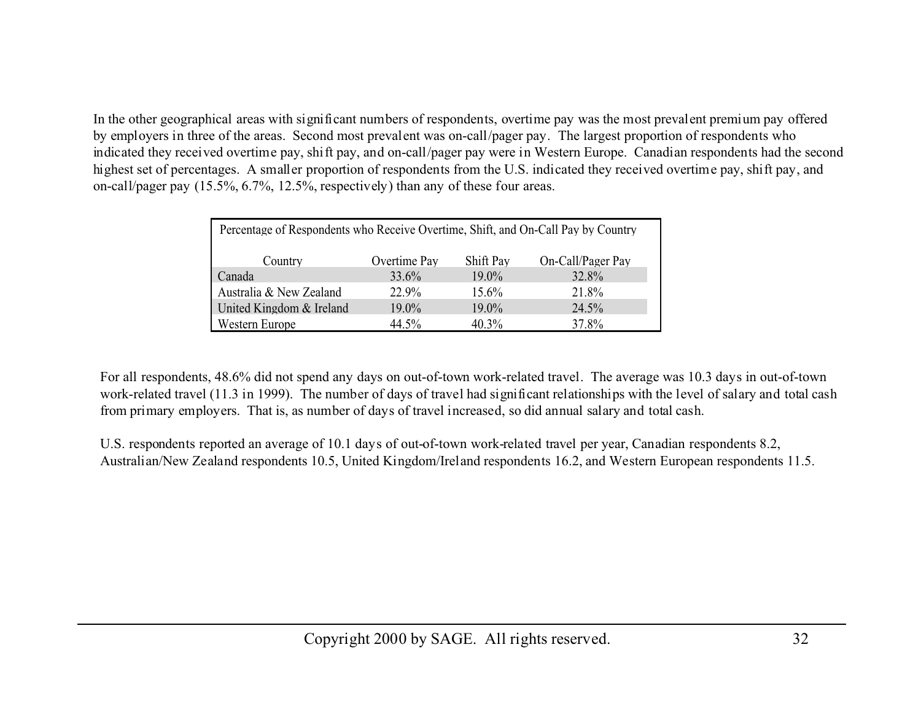In the other geographical areas with significant numbers of respondents, overtime pay was the most prevalent premium pay offered by employers in three of the areas. Second most prevalent was on-call/pager pay. The largest proportion of respondents who indicated they received overtime pay, shift pay, and on-call/pager pay were in Western Europe. Canadian respondents had the second highest set of percentages. A smaller proportion of respondents from the U.S. indicated they received overtime pay, shift pay, and on-call/pager pay (15.5%, 6.7%, 12.5%, respectively) than any of these four areas.

Percentage of Respondents who Receive Overtime, Shift, and On-Call Pay by Country

| Country | Overtime Pay | Shift Pay | On-Call/Pager Pay |
|---|---|---|---|
| Canada | 33.6% | 19.0% | 32.8% |
| Australia & New Zealand | 22.9% | 15.6% | 21.8% |
| United Kingdom & Ireland | 19.0% | 19.0% | 24.5% |
| Western Europe | 44.5% | 40.3% | 37.8% |

For all respondents, 48.6% did not spend any days on out-of-town work-related travel. The average was 10.3 days in out-of-town work-related travel (11.3 in 1999). The number of days of travel had significant relationships with the level of salary and total cash from primary employers. That is, as number of days of travel increased, so did annual salary and total cash.

U.S. respondents reported an average of 10.1 days of out-of-town work-related travel per year, Canadian respondents 8.2, Australian/New Zealand respondents 10.5, United Kingdom/Ireland respondents 16.2, and Western European respondents 11.5.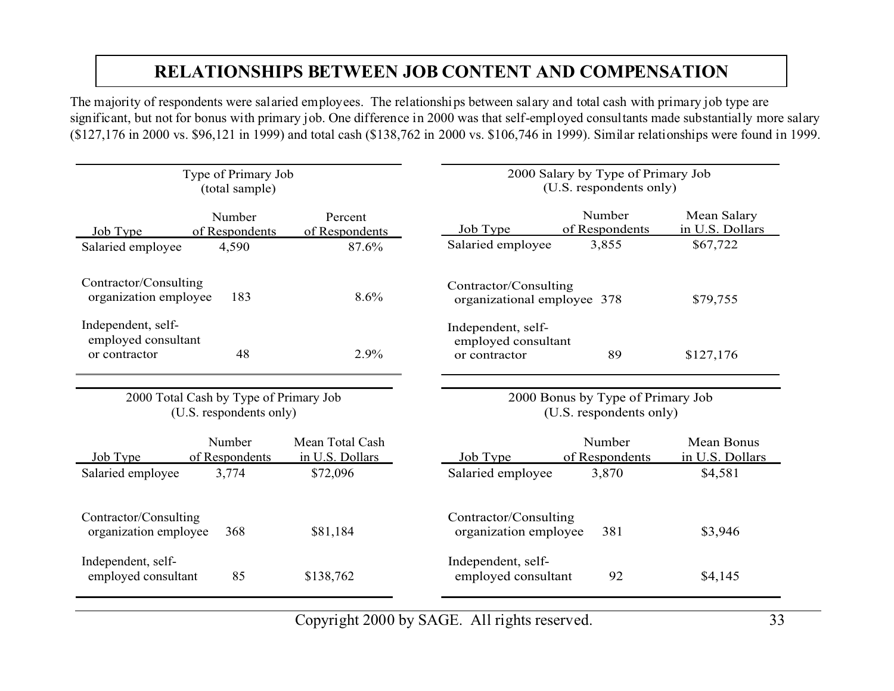# RELATIONSHIPS BETWEEN JOB CONTENT AND COMPENSATION

The majority of respondents were salaried employees. The relationships between salary and total cash with primary job type are significant, but not for bonus with primary job. One difference in 2000 was that self-employed consultants made substantially more salary ($127,176 in 2000 vs. $96,121 in 1999) and total cash ($138,762 in 2000 vs. $106,746 in 1999). Similar relationships were found in 1999.

**Type of Primary Job (total sample)**

| Job Type | Number of Respondents | Percent of Respondents |
|---|---|---|
| Salaried employee | 4,590 | 87.6% |
| Contractor/Consulting organization employee | 183 | 8.6% |
| Independent, self-employed consultant or contractor | 48 | 2.9% |

**2000 Salary by Type of Primary Job (U.S. respondents only)**

| Job Type | Number of Respondents | Mean Salary in U.S. Dollars |
|---|---|---|
| Salaried employee | 3,855 | $67,722 |
| Contractor/Consulting organizational employee | 378 | $79,755 |
| Independent, self-employed consultant or contractor | 89 | $127,176 |

**2000 Total Cash by Type of Primary Job (U.S. respondents only)**

| Job Type | Number of Respondents | Mean Total Cash in U.S. Dollars |
|---|---|---|
| Salaried employee | 3,774 | $72,096 |
| Contractor/Consulting organization employee | 368 | $81,184 |
| Independent, self-employed consultant | 85 | $138,762 |

**2000 Bonus by Type of Primary Job (U.S. respondents only)**

| Job Type | Number of Respondents | Mean Bonus in U.S. Dollars |
|---|---|---|
| Salaried employee | 3,870 | $4,581 |
| Contractor/Consulting organization employee | 381 | $3,946 |
| Independent, self-employed consultant | 92 | $4,145 |

Copyright 2000 by SAGE. All rights reserved.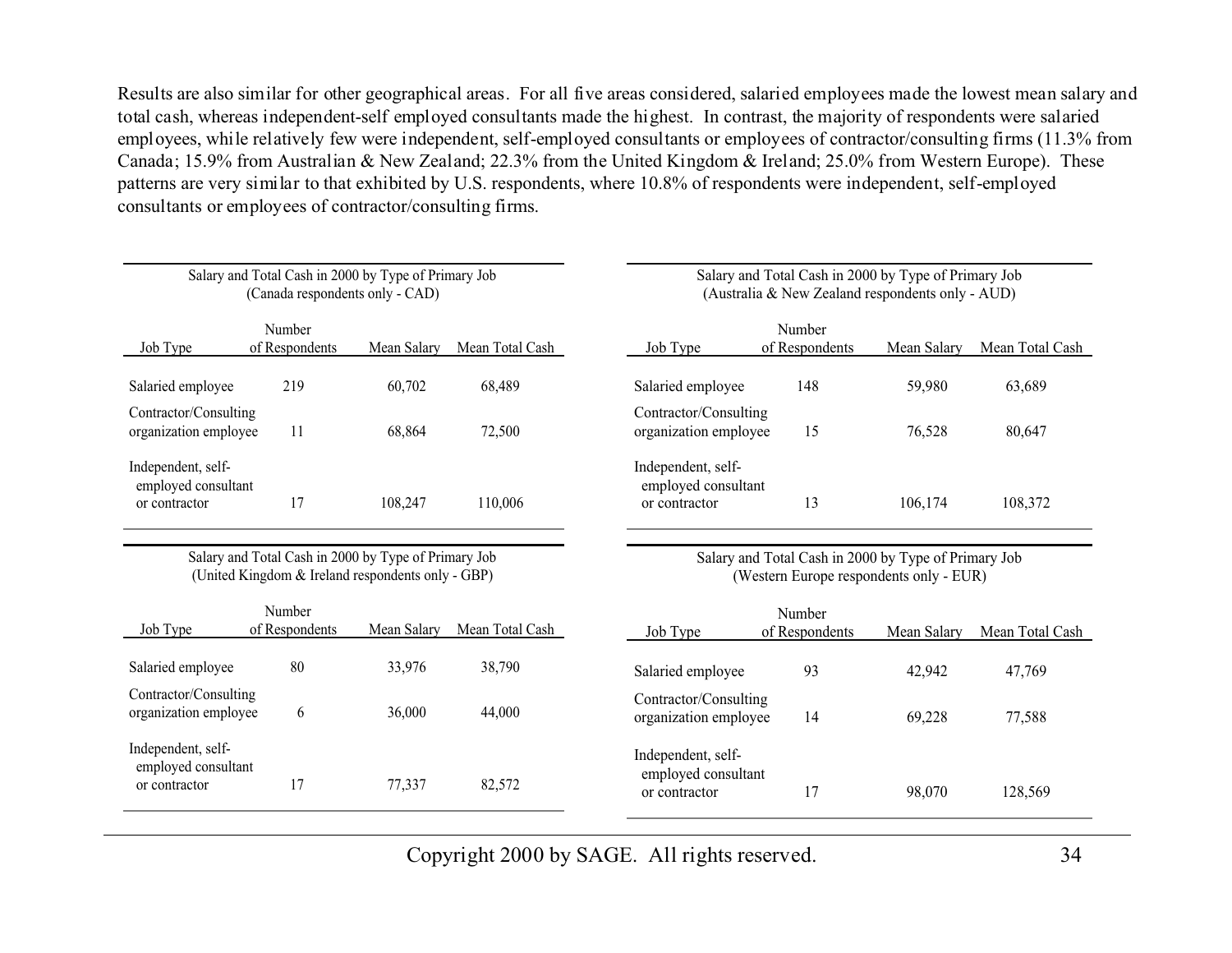Results are also similar for other geographical areas. For all five areas considered, salaried employees made the lowest mean salary and total cash, whereas independent-self employed consultants made the highest. In contrast, the majority of respondents were salaried employees, while relatively few were independent, self-employed consultants or employees of contractor/consulting firms (11.3% from Canada; 15.9% from Australian & New Zealand; 22.3% from the United Kingdom & Ireland; 25.0% from Western Europe). These patterns are very similar to that exhibited by U.S. respondents, where 10.8% of respondents were independent, self-employed consultants or employees of contractor/consulting firms.

Salary and Total Cash in 2000 by Type of Primary Job
(Canada respondents only - CAD)

| Job Type | Number of Respondents | Mean Salary | Mean Total Cash |
|---|---|---|---|
| Salaried employee | 219 | 60,702 | 68,489 |
| Contractor/Consulting organization employee | 11 | 68,864 | 72,500 |
| Independent, self-employed consultant or contractor | 17 | 108,247 | 110,006 |

Salary and Total Cash in 2000 by Type of Primary Job
(Australia & New Zealand respondents only - AUD)

| Job Type | Number of Respondents | Mean Salary | Mean Total Cash |
|---|---|---|---|
| Salaried employee | 148 | 59,980 | 63,689 |
| Contractor/Consulting organization employee | 15 | 76,528 | 80,647 |
| Independent, self-employed consultant or contractor | 13 | 106,174 | 108,372 |

Salary and Total Cash in 2000 by Type of Primary Job
(United Kingdom & Ireland respondents only - GBP)

| Job Type | Number of Respondents | Mean Salary | Mean Total Cash |
|---|---|---|---|
| Salaried employee | 80 | 33,976 | 38,790 |
| Contractor/Consulting organization employee | 6 | 36,000 | 44,000 |
| Independent, self-employed consultant or contractor | 17 | 77,337 | 82,572 |

Salary and Total Cash in 2000 by Type of Primary Job
(Western Europe respondents only - EUR)

| Job Type | Number of Respondents | Mean Salary | Mean Total Cash |
|---|---|---|---|
| Salaried employee | 93 | 42,942 | 47,769 |
| Contractor/Consulting organization employee | 14 | 69,228 | 77,588 |
| Independent, self-employed consultant or contractor | 17 | 98,070 | 128,569 |

Copyright 2000 by SAGE. All rights reserved.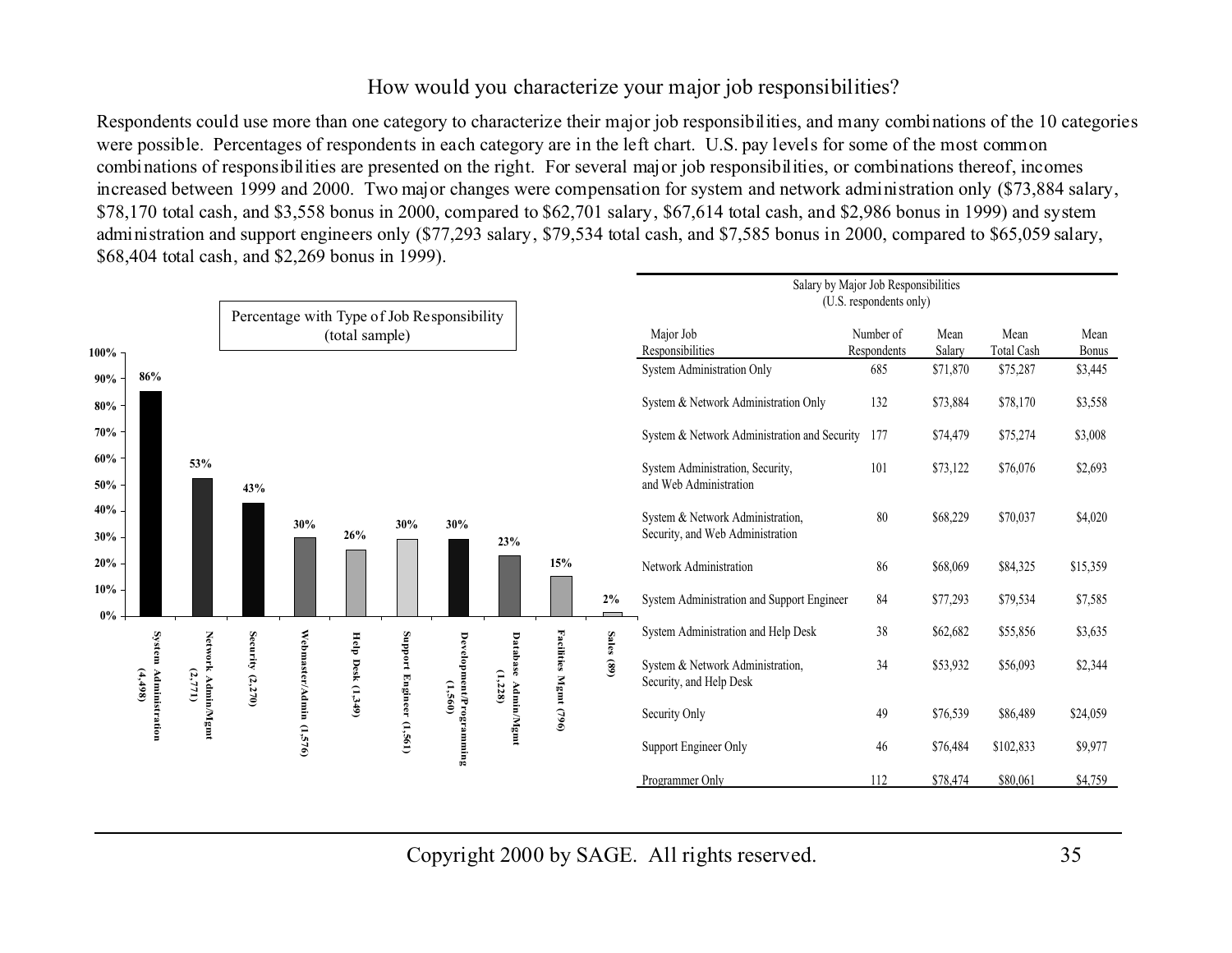## How would you characterize your major job responsibilities?

Respondents could use more than one category to characterize their major job responsibilities, and many combinations of the 10 categories were possible. Percentages of respondents in each category are in the left chart. U.S. pay levels for some of the most common combinations of responsibilities are presented on the right. For several major job responsibilities, or combinations thereof, incomes increased between 1999 and 2000. Two major changes were compensation for system and network administration only ($73,884 salary, $78,170 total cash, and $3,558 bonus in 2000, compared to $62,701 salary, $67,614 total cash, and $2,986 bonus in 1999) and system administration and support engineers only ($77,293 salary, $79,534 total cash, and $7,585 bonus in 2000, compared to $65,059 salary, $68,404 total cash, and $2,269 bonus in 1999).

**Percentage with Type of Job Responsibility (total sample)**

| Job Responsibility | Percentage |
|---|---|
| System Administration (4,498) | 86% |
| Network Admin/Mgmt (2,771) | 53% |
| Security (2,270) | 43% |
| Webmaster/Admin (1,576) | 30% |
| Help Desk (1,349) | 26% |
| Support Engineer (1,561) | 30% |
| Development/Programming (1,560) | 30% |
| Database Admin/Mgmt (1,228) | 23% |
| Facilities Mgmt (796) | 15% |
| Sales (89) | 2% |

**Salary by Major Job Responsibilities (U.S. respondents only)**

| Major Job Responsibilities | Number of Respondents | Mean Salary | Mean Total Cash | Mean Bonus |
|---|---|---|---|---|
| System Administration Only | 685 | $71,870 | $75,287 | $3,445 |
| System & Network Administration Only | 132 | $73,884 | $78,170 | $3,558 |
| System & Network Administration and Security | 177 | $74,479 | $75,274 | $3,008 |
| System Administration, Security, and Web Administration | 101 | $73,122 | $76,076 | $2,693 |
| System & Network Administration, Security, and Web Administration | 80 | $68,229 | $70,037 | $4,020 |
| Network Administration | 86 | $68,069 | $84,325 | $15,359 |
| System Administration and Support Engineer | 84 | $77,293 | $79,534 | $7,585 |
| System Administration and Help Desk | 38 | $62,682 | $55,856 | $3,635 |
| System & Network Administration, Security, and Help Desk | 34 | $53,932 | $56,093 | $2,344 |
| Security Only | 49 | $76,539 | $86,489 | $24,059 |
| Support Engineer Only | 46 | $76,484 | $102,833 | $9,977 |
| Programmer Only | 112 | $78,474 | $80,061 | $4,759 |

Copyright 2000 by SAGE. All rights reserved.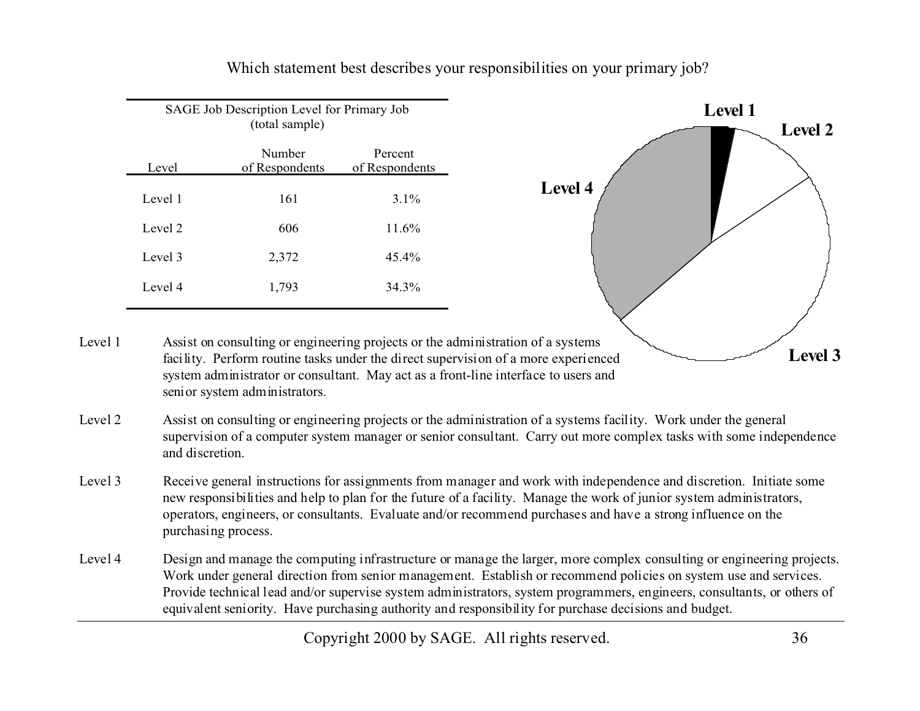Which statement best describes your responsibilities on your primary job?

| SAGE Job Description Level for Primary Job (total sample) | | |
|---|---|---|
| Level | Number of Respondents | Percent of Respondents |
| Level 1 | 161 | 3.1% |
| Level 2 | 606 | 11.6% |
| Level 3 | 2,372 | 45.4% |
| Level 4 | 1,793 | 34.3% |

Level 1 — Assist on consulting or engineering projects or the administration of a systems facility. Perform routine tasks under the direct supervision of a more experienced system administrator or consultant. May act as a front-line interface to users and senior system administrators.

Level 2 — Assist on consulting or engineering projects or the administration of a systems facility. Work under the general supervision of a computer system manager or senior consultant. Carry out more complex tasks with some independence and discretion.

Level 3 — Receive general instructions for assignments from manager and work with independence and discretion. Initiate some new responsibilities and help to plan for the future of a facility. Manage the work of junior system administrators, operators, engineers, or consultants. Evaluate and/or recommend purchases and have a strong influence on the purchasing process.

Level 4 — Design and manage the computing infrastructure or manage the larger, more complex consulting or engineering projects. Work under general direction from senior management. Establish or recommend policies on system use and services. Provide technical lead and/or supervise system administrators, system programmers, engineers, consultants, or others of equivalent seniority. Have purchasing authority and responsibility for purchase decisions and budget.

Copyright 2000 by SAGE. All rights reserved.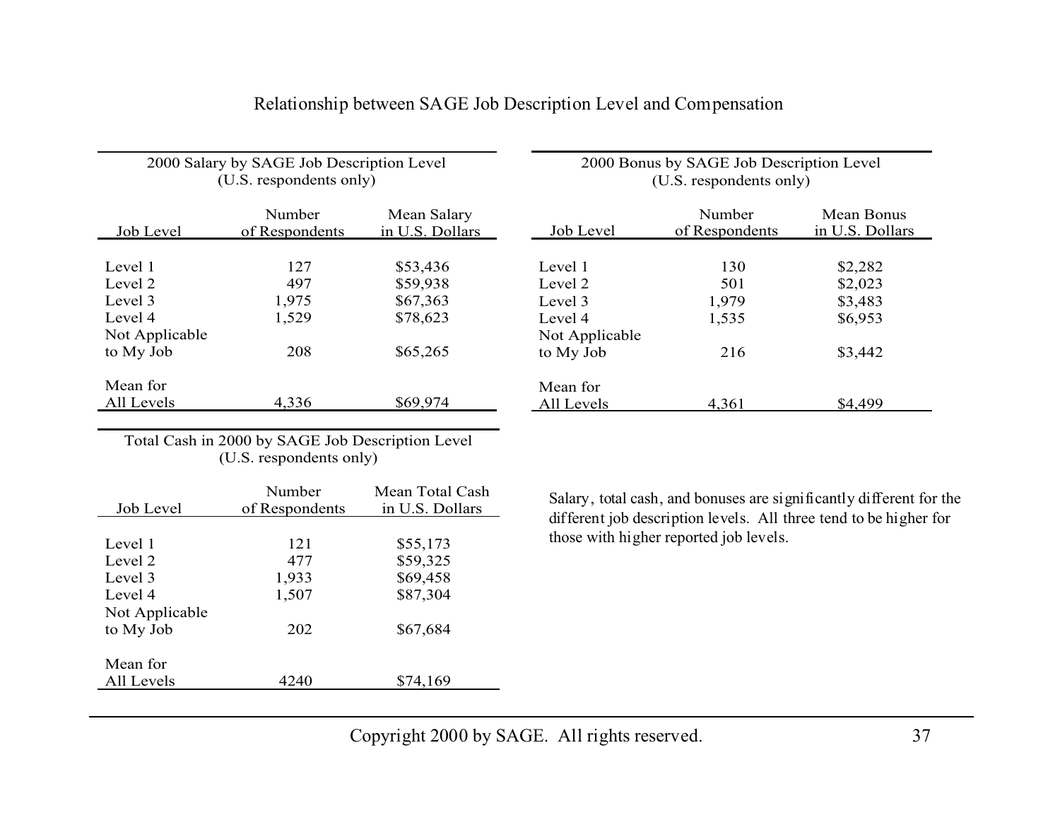## Relationship between SAGE Job Description Level and Compensation

2000 Salary by SAGE Job Description Level
(U.S. respondents only)

| Job Level | Number of Respondents | Mean Salary in U.S. Dollars |
|---|---|---|
| Level 1 | 127 | $53,436 |
| Level 2 | 497 | $59,938 |
| Level 3 | 1,975 | $67,363 |
| Level 4 | 1,529 | $78,623 |
| Not Applicable to My Job | 208 | $65,265 |
| Mean for All Levels | 4,336 | $69,974 |

2000 Bonus by SAGE Job Description Level
(U.S. respondents only)

| Job Level | Number of Respondents | Mean Bonus in U.S. Dollars |
|---|---|---|
| Level 1 | 130 | $2,282 |
| Level 2 | 501 | $2,023 |
| Level 3 | 1,979 | $3,483 |
| Level 4 | 1,535 | $6,953 |
| Not Applicable to My Job | 216 | $3,442 |
| Mean for All Levels | 4,361 | $4,499 |

Total Cash in 2000 by SAGE Job Description Level
(U.S. respondents only)

| Job Level | Number of Respondents | Mean Total Cash in U.S. Dollars |
|---|---|---|
| Level 1 | 121 | $55,173 |
| Level 2 | 477 | $59,325 |
| Level 3 | 1,933 | $69,458 |
| Level 4 | 1,507 | $87,304 |
| Not Applicable to My Job | 202 | $67,684 |
| Mean for All Levels | 4240 | $74,169 |

Salary, total cash, and bonuses are significantly different for the different job description levels. All three tend to be higher for those with higher reported job levels.

Copyright 2000 by SAGE. All rights reserved.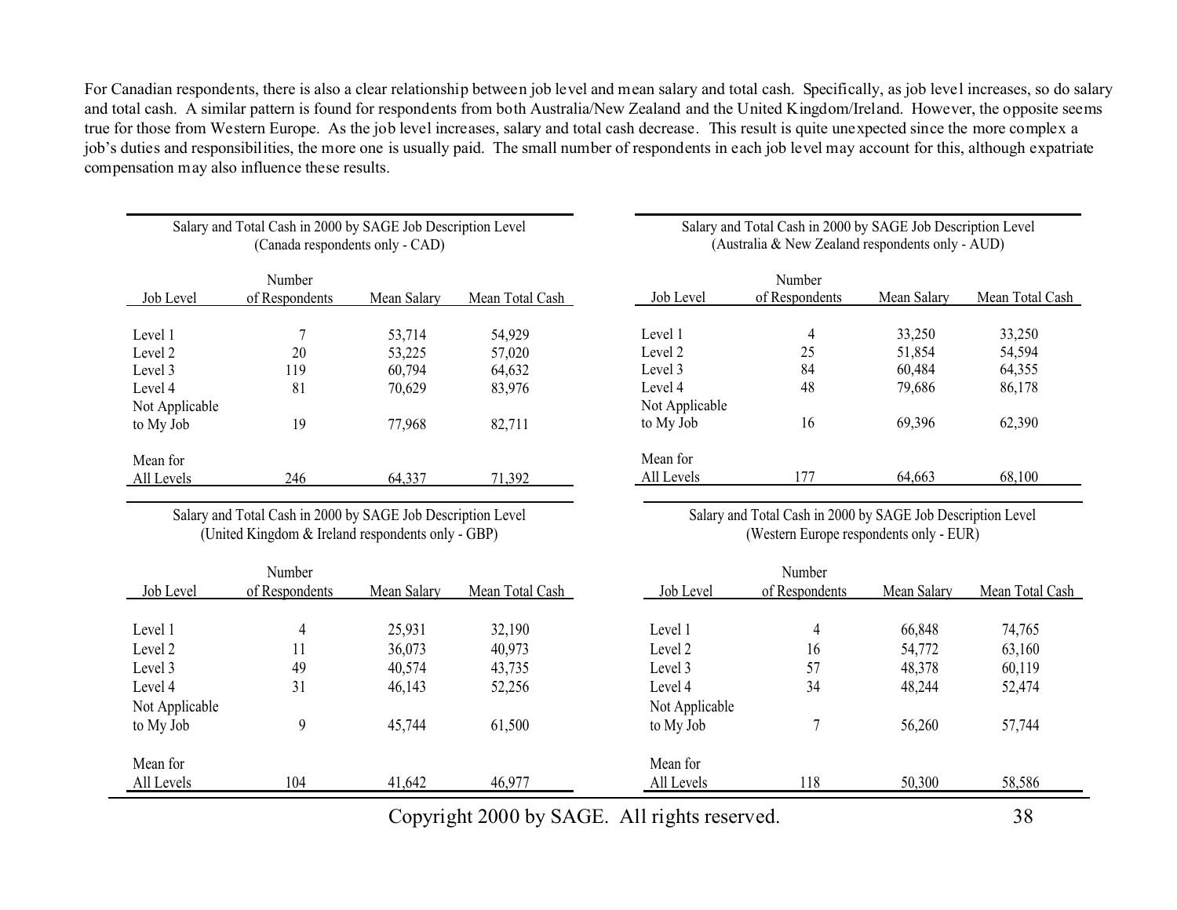For Canadian respondents, there is also a clear relationship between job level and mean salary and total cash. Specifically, as job level increases, so do salary and total cash. A similar pattern is found for respondents from both Australia/New Zealand and the United Kingdom/Ireland. However, the opposite seems true for those from Western Europe. As the job level increases, salary and total cash decrease. This result is quite unexpected since the more complex a job's duties and responsibilities, the more one is usually paid. The small number of respondents in each job level may account for this, although expatriate compensation may also influence these results.

Salary and Total Cash in 2000 by SAGE Job Description Level
(Canada respondents only - CAD)

| Job Level | Number of Respondents | Mean Salary | Mean Total Cash |
|---|---|---|---|
| Level 1 | 7 | 53,714 | 54,929 |
| Level 2 | 20 | 53,225 | 57,020 |
| Level 3 | 119 | 60,794 | 64,632 |
| Level 4 | 81 | 70,629 | 83,976 |
| Not Applicable to My Job | 19 | 77,968 | 82,711 |
| Mean for All Levels | 246 | 64,337 | 71,392 |

Salary and Total Cash in 2000 by SAGE Job Description Level
(Australia & New Zealand respondents only - AUD)

| Job Level | Number of Respondents | Mean Salary | Mean Total Cash |
|---|---|---|---|
| Level 1 | 4 | 33,250 | 33,250 |
| Level 2 | 25 | 51,854 | 54,594 |
| Level 3 | 84 | 60,484 | 64,355 |
| Level 4 | 48 | 79,686 | 86,178 |
| Not Applicable to My Job | 16 | 69,396 | 62,390 |
| Mean for All Levels | 177 | 64,663 | 68,100 |

Salary and Total Cash in 2000 by SAGE Job Description Level
(United Kingdom & Ireland respondents only - GBP)

| Job Level | Number of Respondents | Mean Salary | Mean Total Cash |
|---|---|---|---|
| Level 1 | 4 | 25,931 | 32,190 |
| Level 2 | 11 | 36,073 | 40,973 |
| Level 3 | 49 | 40,574 | 43,735 |
| Level 4 | 31 | 46,143 | 52,256 |
| Not Applicable to My Job | 9 | 45,744 | 61,500 |
| Mean for All Levels | 104 | 41,642 | 46,977 |

Salary and Total Cash in 2000 by SAGE Job Description Level
(Western Europe respondents only - EUR)

| Job Level | Number of Respondents | Mean Salary | Mean Total Cash |
|---|---|---|---|
| Level 1 | 4 | 66,848 | 74,765 |
| Level 2 | 16 | 54,772 | 63,160 |
| Level 3 | 57 | 48,378 | 60,119 |
| Level 4 | 34 | 48,244 | 52,474 |
| Not Applicable to My Job | 7 | 56,260 | 57,744 |
| Mean for All Levels | 118 | 50,300 | 58,586 |

Copyright 2000 by SAGE. All rights reserved.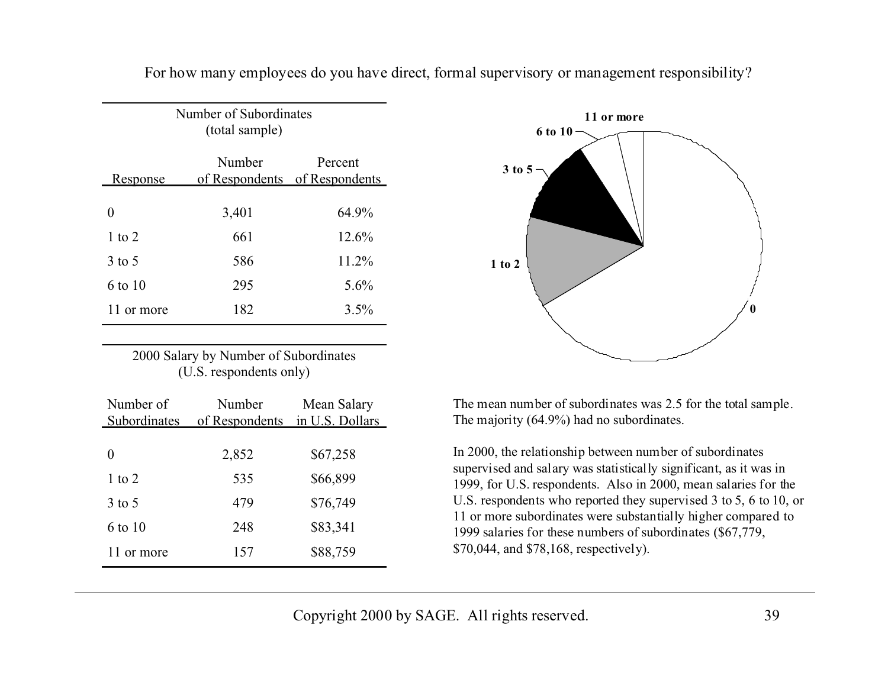For how many employees do you have direct, formal supervisory or management responsibility?

| Number of Subordinates (total sample) | | |
|---|---|---|
| Response | Number of Respondents | Percent of Respondents |
| 0 | 3,401 | 64.9% |
| 1 to 2 | 661 | 12.6% |
| 3 to 5 | 586 | 11.2% |
| 6 to 10 | 295 | 5.6% |
| 11 or more | 182 | 3.5% |

| 2000 Salary by Number of Subordinates (U.S. respondents only) | | |
|---|---|---|
| Number of Subordinates | Number of Respondents | Mean Salary in U.S. Dollars |
| 0 | 2,852 | $67,258 |
| 1 to 2 | 535 | $66,899 |
| 3 to 5 | 479 | $76,749 |
| 6 to 10 | 248 | $83,341 |
| 11 or more | 157 | $88,759 |

The mean number of subordinates was 2.5 for the total sample. The majority (64.9%) had no subordinates.

In 2000, the relationship between number of subordinates supervised and salary was statistically significant, as it was in 1999, for U.S. respondents. Also in 2000, mean salaries for the U.S. respondents who reported they supervised 3 to 5, 6 to 10, or 11 or more subordinates were substantially higher compared to 1999 salaries for these numbers of subordinates ($67,779, $70,044, and $78,168, respectively).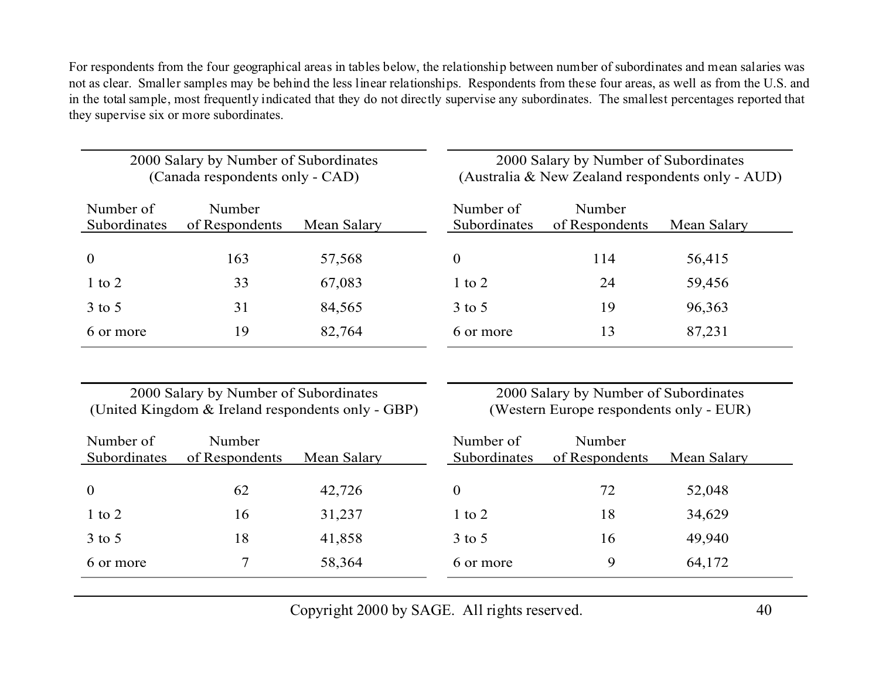For respondents from the four geographical areas in tables below, the relationship between number of subordinates and mean salaries was not as clear. Smaller samples may be behind the less linear relationships. Respondents from these four areas, as well as from the U.S. and in the total sample, most frequently indicated that they do not directly supervise any subordinates. The smallest percentages reported that they supervise six or more subordinates.

2000 Salary by Number of Subordinates
(Canada respondents only - CAD)

| Number of Subordinates | Number of Respondents | Mean Salary |
|---|---|---|
| 0 | 163 | 57,568 |
| 1 to 2 | 33 | 67,083 |
| 3 to 5 | 31 | 84,565 |
| 6 or more | 19 | 82,764 |

2000 Salary by Number of Subordinates
(Australia & New Zealand respondents only - AUD)

| Number of Subordinates | Number of Respondents | Mean Salary |
|---|---|---|
| 0 | 114 | 56,415 |
| 1 to 2 | 24 | 59,456 |
| 3 to 5 | 19 | 96,363 |
| 6 or more | 13 | 87,231 |

2000 Salary by Number of Subordinates
(United Kingdom & Ireland respondents only - GBP)

| Number of Subordinates | Number of Respondents | Mean Salary |
|---|---|---|
| 0 | 62 | 42,726 |
| 1 to 2 | 16 | 31,237 |
| 3 to 5 | 18 | 41,858 |
| 6 or more | 7 | 58,364 |

2000 Salary by Number of Subordinates
(Western Europe respondents only - EUR)

| Number of Subordinates | Number of Respondents | Mean Salary |
|---|---|---|
| 0 | 72 | 52,048 |
| 1 to 2 | 18 | 34,629 |
| 3 to 5 | 16 | 49,940 |
| 6 or more | 9 | 64,172 |

Copyright 2000 by SAGE. All rights reserved.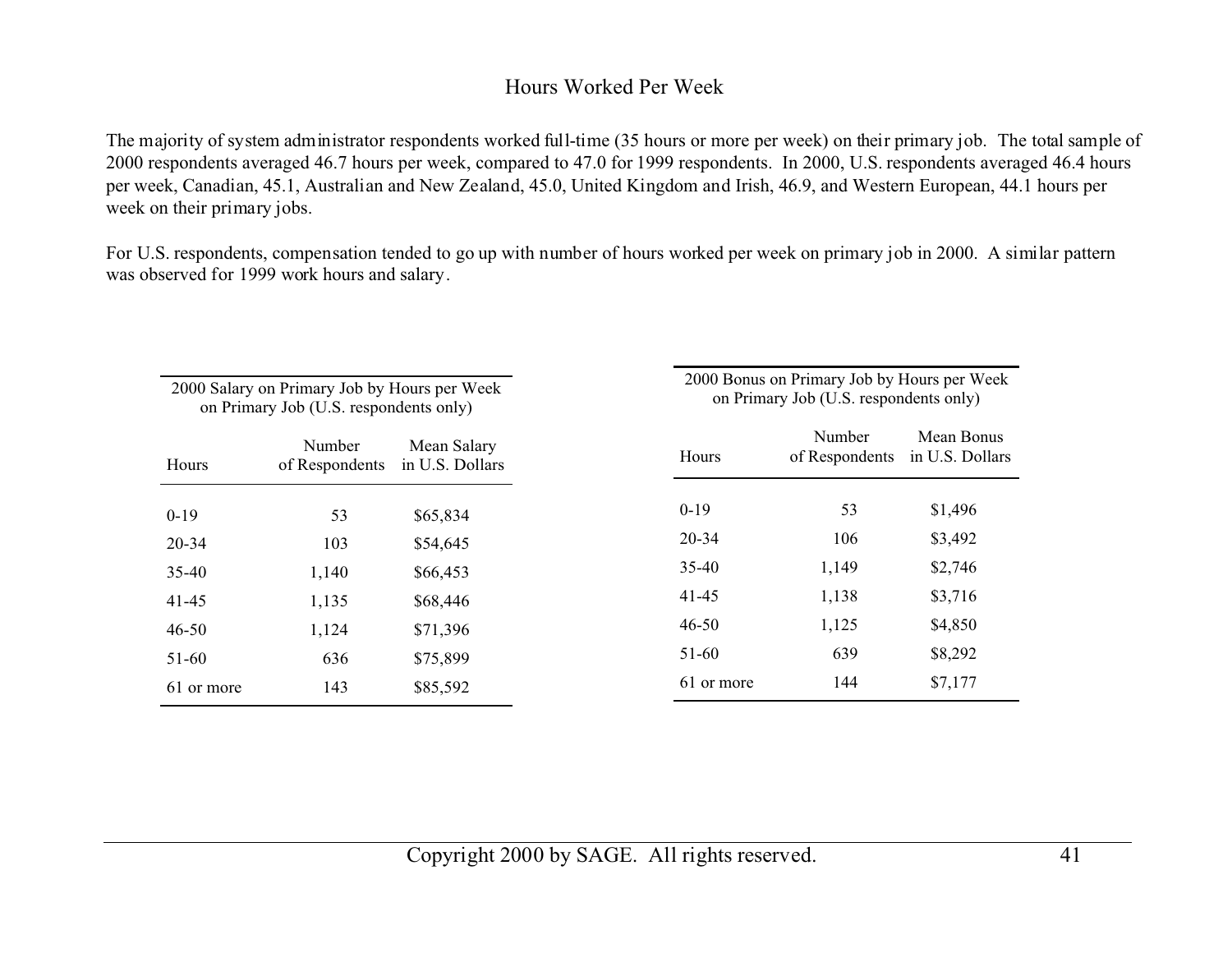## Hours Worked Per Week

The majority of system administrator respondents worked full-time (35 hours or more per week) on their primary job. The total sample of 2000 respondents averaged 46.7 hours per week, compared to 47.0 for 1999 respondents. In 2000, U.S. respondents averaged 46.4 hours per week, Canadian, 45.1, Australian and New Zealand, 45.0, United Kingdom and Irish, 46.9, and Western European, 44.1 hours per week on their primary jobs.

For U.S. respondents, compensation tended to go up with number of hours worked per week on primary job in 2000. A similar pattern was observed for 1999 work hours and salary.

2000 Salary on Primary Job by Hours per Week on Primary Job (U.S. respondents only)

| Hours | Number of Respondents | Mean Salary in U.S. Dollars |
|---|---|---|
| 0-19 | 53 | $65,834 |
| 20-34 | 103 | $54,645 |
| 35-40 | 1,140 | $66,453 |
| 41-45 | 1,135 | $68,446 |
| 46-50 | 1,124 | $71,396 |
| 51-60 | 636 | $75,899 |
| 61 or more | 143 | $85,592 |

2000 Bonus on Primary Job by Hours per Week on Primary Job (U.S. respondents only)

| Hours | Number of Respondents | Mean Bonus in U.S. Dollars |
|---|---|---|
| 0-19 | 53 | $1,496 |
| 20-34 | 106 | $3,492 |
| 35-40 | 1,149 | $2,746 |
| 41-45 | 1,138 | $3,716 |
| 46-50 | 1,125 | $4,850 |
| 51-60 | 639 | $8,292 |
| 61 or more | 144 | $7,177 |

Copyright 2000 by SAGE. All rights reserved.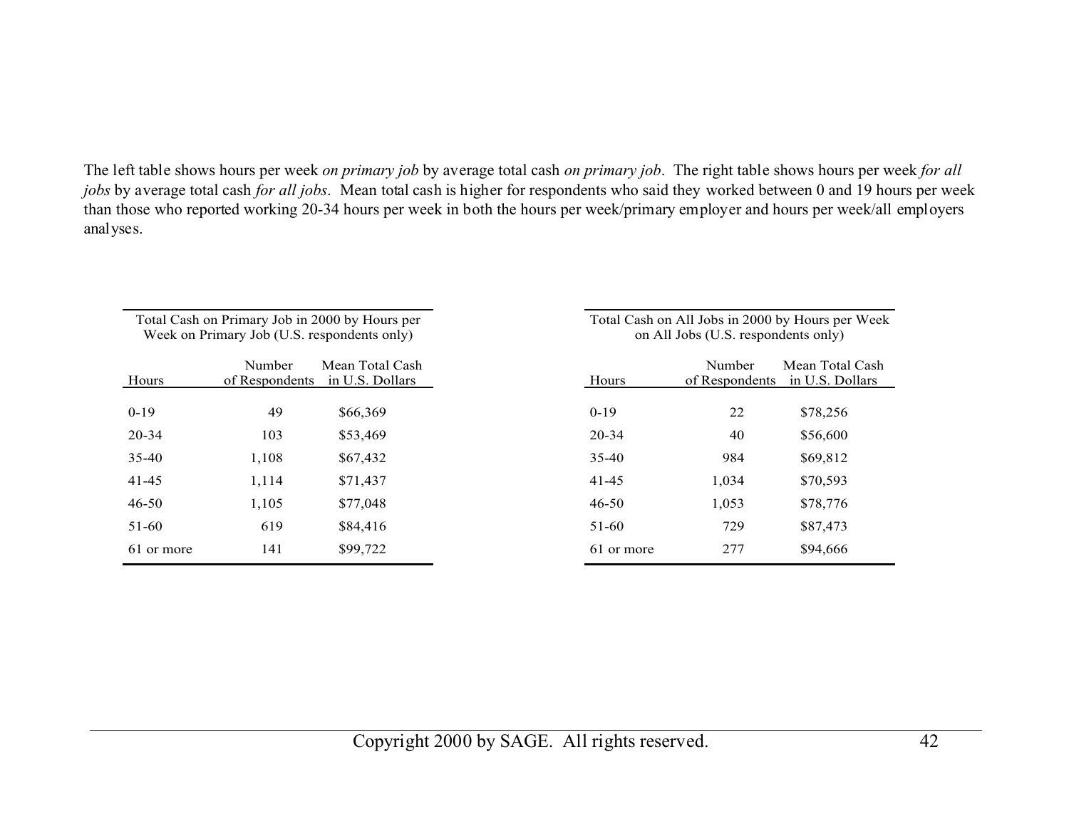The left table shows hours per week *on primary job* by average total cash *on primary job*. The right table shows hours per week *for all jobs* by average total cash *for all jobs*. Mean total cash is higher for respondents who said they worked between 0 and 19 hours per week than those who reported working 20-34 hours per week in both the hours per week/primary employer and hours per week/all employers analyses.

Total Cash on Primary Job in 2000 by Hours per Week on Primary Job (U.S. respondents only)

| Hours | Number of Respondents | Mean Total Cash in U.S. Dollars |
|---|---|---|
| 0-19 | 49 | $66,369 |
| 20-34 | 103 | $53,469 |
| 35-40 | 1,108 | $67,432 |
| 41-45 | 1,114 | $71,437 |
| 46-50 | 1,105 | $77,048 |
| 51-60 | 619 | $84,416 |
| 61 or more | 141 | $99,722 |

Total Cash on All Jobs in 2000 by Hours per Week on All Jobs (U.S. respondents only)

| Hours | Number of Respondents | Mean Total Cash in U.S. Dollars |
|---|---|---|
| 0-19 | 22 | $78,256 |
| 20-34 | 40 | $56,600 |
| 35-40 | 984 | $69,812 |
| 41-45 | 1,034 | $70,593 |
| 46-50 | 1,053 | $78,776 |
| 51-60 | 729 | $87,473 |
| 61 or more | 277 | $94,666 |

Copyright 2000 by SAGE. All rights reserved.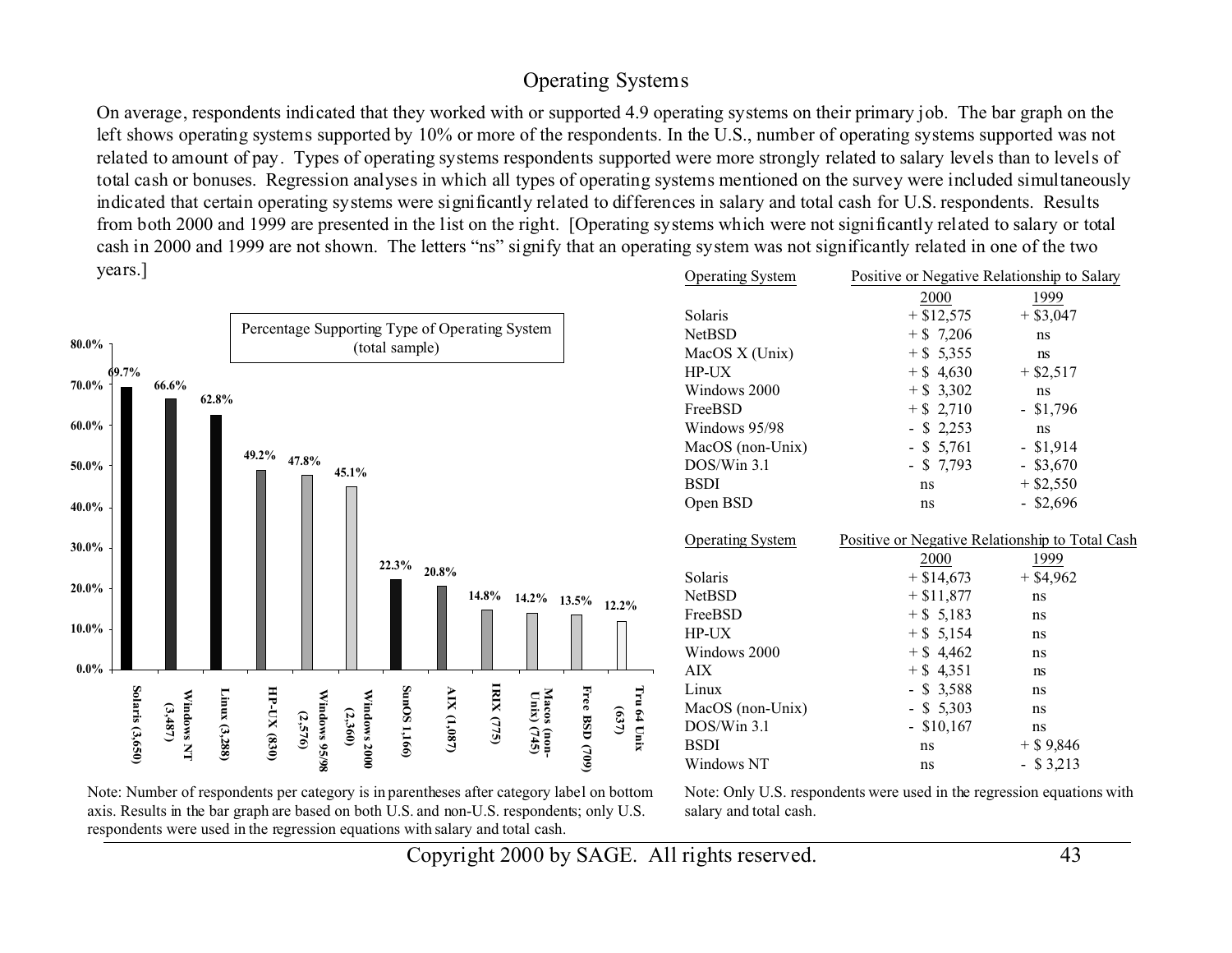# Operating Systems

On average, respondents indicated that they worked with or supported 4.9 operating systems on their primary job. The bar graph on the left shows operating systems supported by 10% or more of the respondents. In the U.S., number of operating systems supported was not related to amount of pay. Types of operating systems respondents supported were more strongly related to salary levels than to levels of total cash or bonuses. Regression analyses in which all types of operating systems mentioned on the survey were included simultaneously indicated that certain operating systems were significantly related to differences in salary and total cash for U.S. respondents. Results from both 2000 and 1999 are presented in the list on the right. [Operating systems which were not significantly related to salary or total cash in 2000 and 1999 are not shown. The letters "ns" signify that an operating system was not significantly related in one of the two years.]

**Percentage Supporting Type of Operating System (total sample)**

| Operating System | Percentage |
|---|---|
| Solaris (3,650) | 69.7% |
| Windows NT (3,487) | 66.6% |
| Linux (3,288) | 62.8% |
| HP-UX (830) | 49.2% |
| Windows 95/98 (2,576) | 47.8% |
| Windows 2000 (2,360) | 45.1% |
| SunOS 1,166) | 22.3% |
| AIX (1,087) | 20.8% |
| IRIX (775) | 14.8% |
| Macos (non-Unix) (745) | 14.2% |
| Free BSD (709) | 13.5% |
| Tru 64 Unix (637) | 12.2% |

Note: Number of respondents per category is in parentheses after category label on bottom axis. Results in the bar graph are based on both U.S. and non-U.S. respondents; only U.S. respondents were used in the regression equations with salary and total cash.

| Operating System | Positive or Negative Relationship to Salary 2000 | 1999 |
|---|---|---|
| Solaris | + $12,575 | + $3,047 |
| NetBSD | + $ 7,206 | ns |
| MacOS X (Unix) | + $ 5,355 | ns |
| HP-UX | + $ 4,630 | + $2,517 |
| Windows 2000 | + $ 3,302 | ns |
| FreeBSD | + $ 2,710 | - $1,796 |
| Windows 95/98 | - $ 2,253 | ns |
| MacOS (non-Unix) | - $ 5,761 | - $1,914 |
| DOS/Win 3.1 | - $ 7,793 | - $3,670 |
| BSDI | ns | + $2,550 |
| Open BSD | ns | - $2,696 |

| Operating System | Positive or Negative Relationship to Total Cash 2000 | 1999 |
|---|---|---|
| Solaris | + $14,673 | + $4,962 |
| NetBSD | + $11,877 | ns |
| FreeBSD | + $ 5,183 | ns |
| HP-UX | + $ 5,154 | ns |
| Windows 2000 | + $ 4,462 | ns |
| AIX | + $ 4,351 | ns |
| Linux | - $ 3,588 | ns |
| MacOS (non-Unix) | - $ 5,303 | ns |
| DOS/Win 3.1 | - $10,167 | ns |
| BSDI | ns | + $ 9,846 |
| Windows NT | ns | - $ 3,213 |

Note: Only U.S. respondents were used in the regression equations with salary and total cash.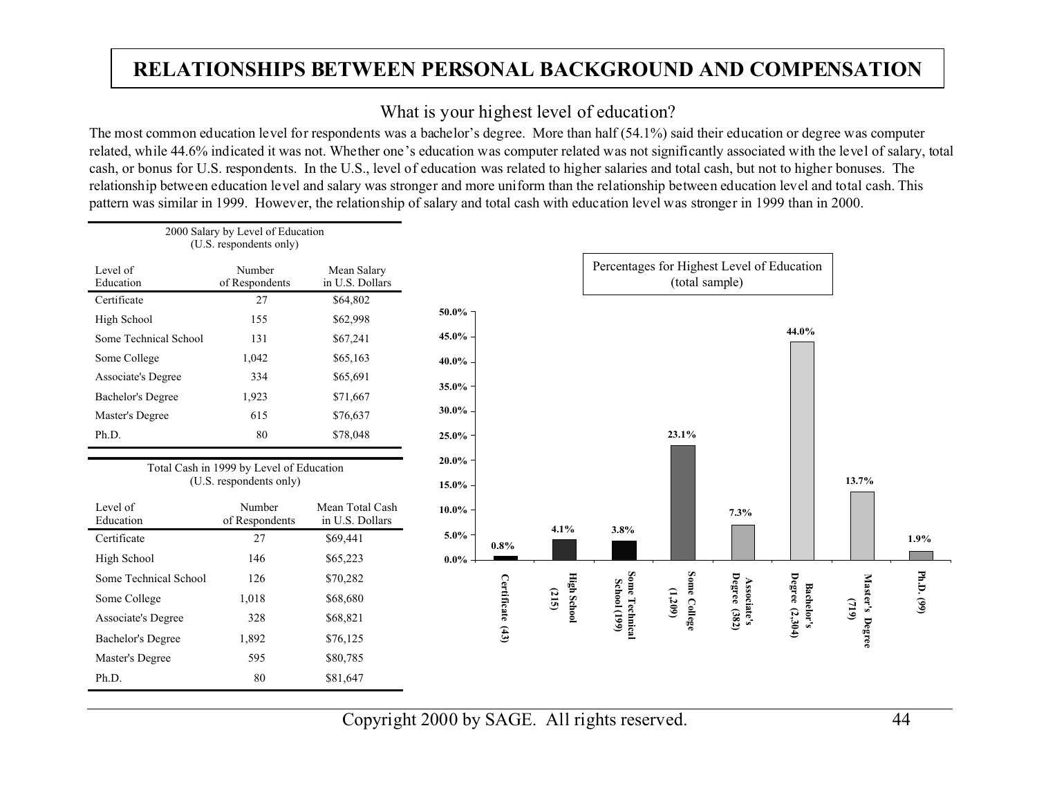# RELATIONSHIPS BETWEEN PERSONAL BACKGROUND AND COMPENSATION

## What is your highest level of education?

The most common education level for respondents was a bachelor's degree. More than half (54.1%) said their education or degree was computer related, while 44.6% indicated it was not. Whether one's education was computer related was not significantly associated with the level of salary, total cash, or bonus for U.S. respondents. In the U.S., level of education was related to higher salaries and total cash, but not to higher bonuses. The relationship between education level and salary was stronger and more uniform than the relationship between education level and total cash. This pattern was similar in 1999. However, the relationship of salary and total cash with education level was stronger in 1999 than in 2000.

2000 Salary by Level of Education
(U.S. respondents only)

| Level of Education | Number of Respondents | Mean Salary in U.S. Dollars |
|---|---|---|
| Certificate | 27 | $64,802 |
| High School | 155 | $62,998 |
| Some Technical School | 131 | $67,241 |
| Some College | 1,042 | $65,163 |
| Associate's Degree | 334 | $65,691 |
| Bachelor's Degree | 1,923 | $71,667 |
| Master's Degree | 615 | $76,637 |
| Ph.D. | 80 | $78,048 |

Total Cash in 1999 by Level of Education
(U.S. respondents only)

| Level of Education | Number of Respondents | Mean Total Cash in U.S. Dollars |
|---|---|---|
| Certificate | 27 | $69,441 |
| High School | 146 | $65,223 |
| Some Technical School | 126 | $70,282 |
| Some College | 1,018 | $68,680 |
| Associate's Degree | 328 | $68,821 |
| Bachelor's Degree | 1,892 | $76,125 |
| Master's Degree | 595 | $80,785 |
| Ph.D. | 80 | $81,647 |

Percentages for Highest Level of Education
(total sample)

| Level of Education | Percentage |
|---|---|
| Certificate (43) | 0.8% |
| High School (215) | 4.1% |
| Some Technical School (199) | 3.8% |
| Some College (1,209) | 23.1% |
| Associate's Degree (382) | 7.3% |
| Bachelor's Degree (2,304) | 44.0% |
| Master's Degree (719) | 13.7% |
| Ph.D. (99) | 1.9% |

Copyright 2000 by SAGE. All rights reserved.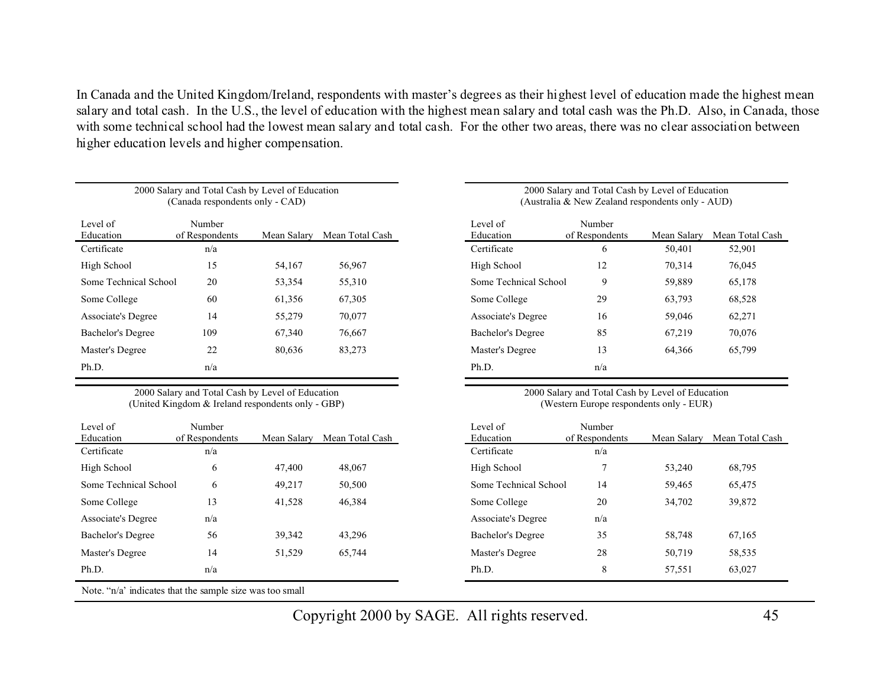In Canada and the United Kingdom/Ireland, respondents with master's degrees as their highest level of education made the highest mean salary and total cash. In the U.S., the level of education with the highest mean salary and total cash was the Ph.D. Also, in Canada, those with some technical school had the lowest mean salary and total cash. For the other two areas, there was no clear association between higher education levels and higher compensation.

2000 Salary and Total Cash by Level of Education
(Canada respondents only - CAD)

| Level of Education | Number of Respondents | Mean Salary | Mean Total Cash |
|---|---|---|---|
| Certificate | n/a | | |
| High School | 15 | 54,167 | 56,967 |
| Some Technical School | 20 | 53,354 | 55,310 |
| Some College | 60 | 61,356 | 67,305 |
| Associate's Degree | 14 | 55,279 | 70,077 |
| Bachelor's Degree | 109 | 67,340 | 76,667 |
| Master's Degree | 22 | 80,636 | 83,273 |
| Ph.D. | n/a | | |

2000 Salary and Total Cash by Level of Education
(Australia & New Zealand respondents only - AUD)

| Level of Education | Number of Respondents | Mean Salary | Mean Total Cash |
|---|---|---|---|
| Certificate | 6 | 50,401 | 52,901 |
| High School | 12 | 70,314 | 76,045 |
| Some Technical School | 9 | 59,889 | 65,178 |
| Some College | 29 | 63,793 | 68,528 |
| Associate's Degree | 16 | 59,046 | 62,271 |
| Bachelor's Degree | 85 | 67,219 | 70,076 |
| Master's Degree | 13 | 64,366 | 65,799 |
| Ph.D. | n/a | | |

2000 Salary and Total Cash by Level of Education
(United Kingdom & Ireland respondents only - GBP)

| Level of Education | Number of Respondents | Mean Salary | Mean Total Cash |
|---|---|---|---|
| Certificate | n/a | | |
| High School | 6 | 47,400 | 48,067 |
| Some Technical School | 6 | 49,217 | 50,500 |
| Some College | 13 | 41,528 | 46,384 |
| Associate's Degree | n/a | | |
| Bachelor's Degree | 56 | 39,342 | 43,296 |
| Master's Degree | 14 | 51,529 | 65,744 |
| Ph.D. | n/a | | |

2000 Salary and Total Cash by Level of Education
(Western Europe respondents only - EUR)

| Level of Education | Number of Respondents | Mean Salary | Mean Total Cash |
|---|---|---|---|
| Certificate | n/a | | |
| High School | 7 | 53,240 | 68,795 |
| Some Technical School | 14 | 59,465 | 65,475 |
| Some College | 20 | 34,702 | 39,872 |
| Associate's Degree | n/a | | |
| Bachelor's Degree | 35 | 58,748 | 67,165 |
| Master's Degree | 28 | 50,719 | 58,535 |
| Ph.D. | 8 | 57,551 | 63,027 |

Note. "n/a' indicates that the sample size was too small

Copyright 2000 by SAGE. All rights reserved.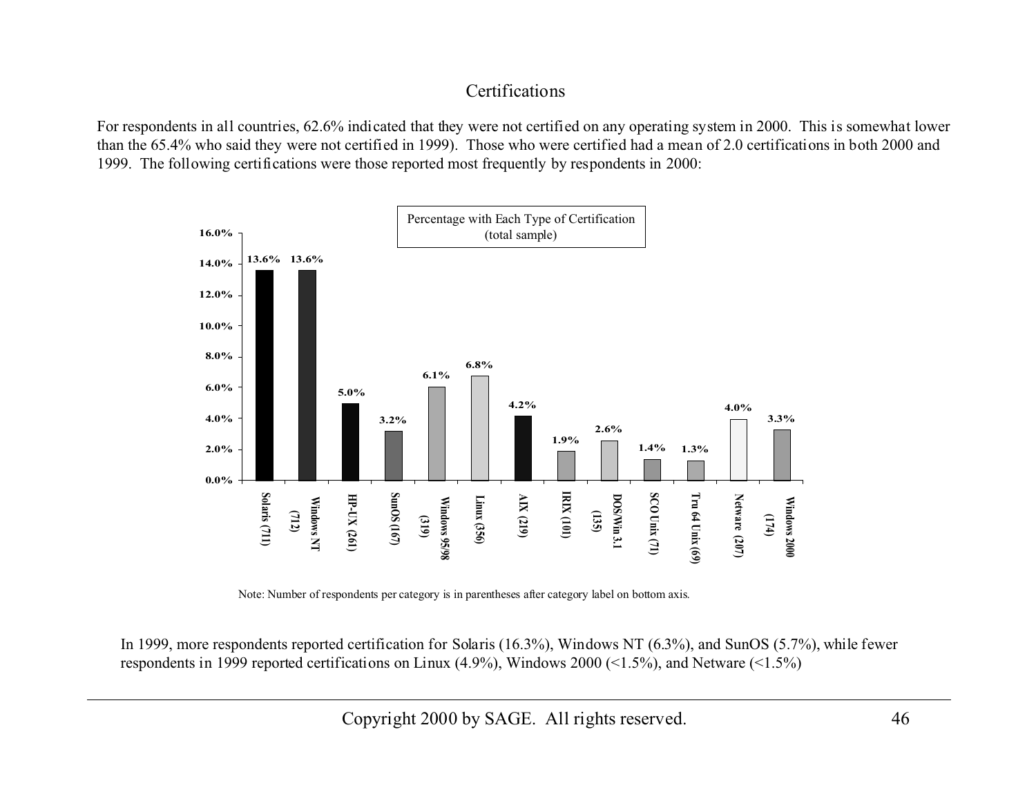## Certifications

For respondents in all countries, 62.6% indicated that they were not certified on any operating system in 2000. This is somewhat lower than the 65.4% who said they were not certified in 1999). Those who were certified had a mean of 2.0 certifications in both 2000 and 1999. The following certifications were those reported most frequently by respondents in 2000:

Percentage with Each Type of Certification (total sample)

| Certification | Percentage |
|---|---|
| Solaris (711) | 13.6% |
| Windows NT (712) | 13.6% |
| HP-UX (261) | 5.0% |
| SunOS (167) | 3.2% |
| Windows 95/98 (319) | 6.1% |
| Linux (356) | 6.8% |
| AIX (219) | 4.2% |
| IRIX (101) | 1.9% |
| DOS/Win 3.1 (135) | 2.6% |
| SCO Unix (71) | 1.4% |
| Tru 64 Unix (69) | 1.3% |
| Netware (207) | 4.0% |
| Windows 2000 (174) | 3.3% |

Note: Number of respondents per category is in parentheses after category label on bottom axis.

In 1999, more respondents reported certification for Solaris (16.3%), Windows NT (6.3%), and SunOS (5.7%), while fewer respondents in 1999 reported certifications on Linux (4.9%), Windows 2000 (<1.5%), and Netware (<1.5%)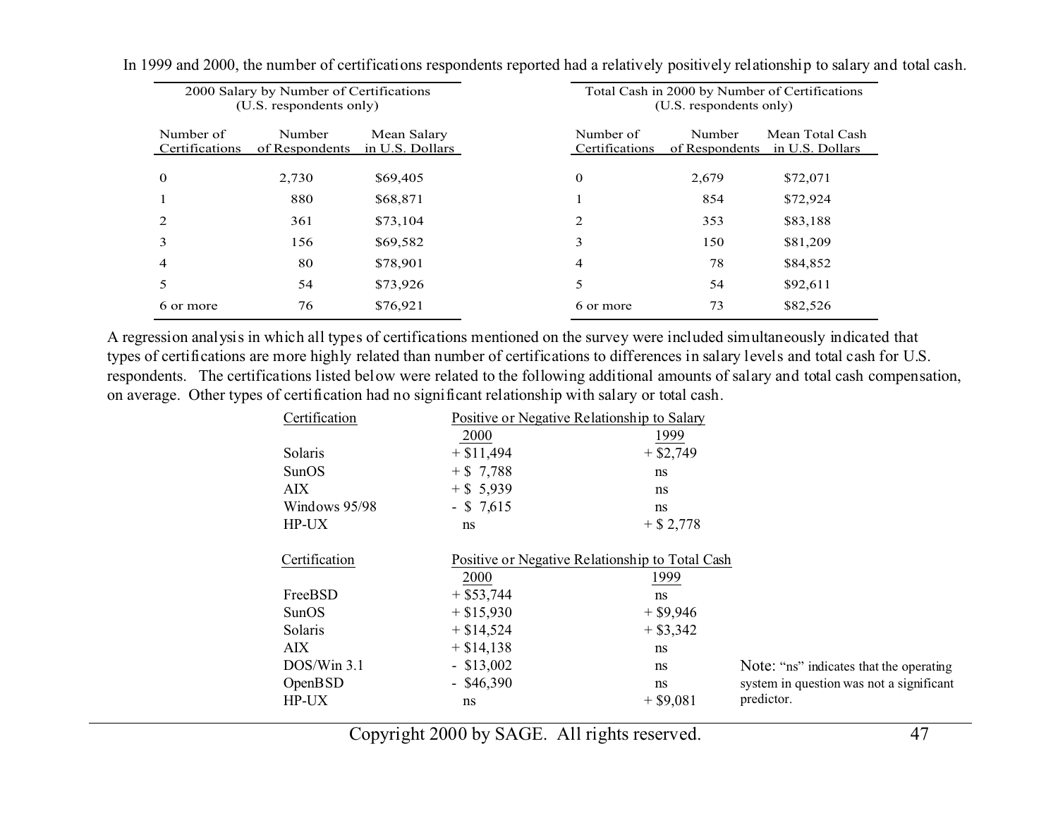In 1999 and 2000, the number of certifications respondents reported had a relatively positively relationship to salary and total cash.

**2000 Salary by Number of Certifications (U.S. respondents only)**

| Number of Certifications | Number of Respondents | Mean Salary in U.S. Dollars |
|---|---|---|
| 0 | 2,730 | $69,405 |
| 1 | 880 | $68,871 |
| 2 | 361 | $73,104 |
| 3 | 156 | $69,582 |
| 4 | 80 | $78,901 |
| 5 | 54 | $73,926 |
| 6 or more | 76 | $76,921 |

**Total Cash in 2000 by Number of Certifications (U.S. respondents only)**

| Number of Certifications | Number of Respondents | Mean Total Cash in U.S. Dollars |
|---|---|---|
| 0 | 2,679 | $72,071 |
| 1 | 854 | $72,924 |
| 2 | 353 | $83,188 |
| 3 | 150 | $81,209 |
| 4 | 78 | $84,852 |
| 5 | 54 | $92,611 |
| 6 or more | 73 | $82,526 |

A regression analysis in which all types of certifications mentioned on the survey were included simultaneously indicated that types of certifications are more highly related than number of certifications to differences in salary levels and total cash for U.S. respondents. The certifications listed below were related to the following additional amounts of salary and total cash compensation, on average. Other types of certification had no significant relationship with salary or total cash.

| Certification | Positive or Negative Relationship to Salary | |
|---|---|---|
| | 2000 | 1999 |
| Solaris | + $11,494 | + $2,749 |
| SunOS | + $ 7,788 | ns |
| AIX | + $ 5,939 | ns |
| Windows 95/98 | - $ 7,615 | ns |
| HP-UX | ns | + $ 2,778 |

| Certification | Positive or Negative Relationship to Total Cash | |
|---|---|---|
| | 2000 | 1999 |
| FreeBSD | + $53,744 | ns |
| SunOS | + $15,930 | + $9,946 |
| Solaris | + $14,524 | + $3,342 |
| AIX | + $14,138 | ns |
| DOS/Win 3.1 | - $13,002 | ns |
| OpenBSD | - $46,390 | ns |
| HP-UX | ns | + $9,081 |

Note: "ns" indicates that the operating system in question was not a significant predictor.

Copyright 2000 by SAGE. All rights reserved.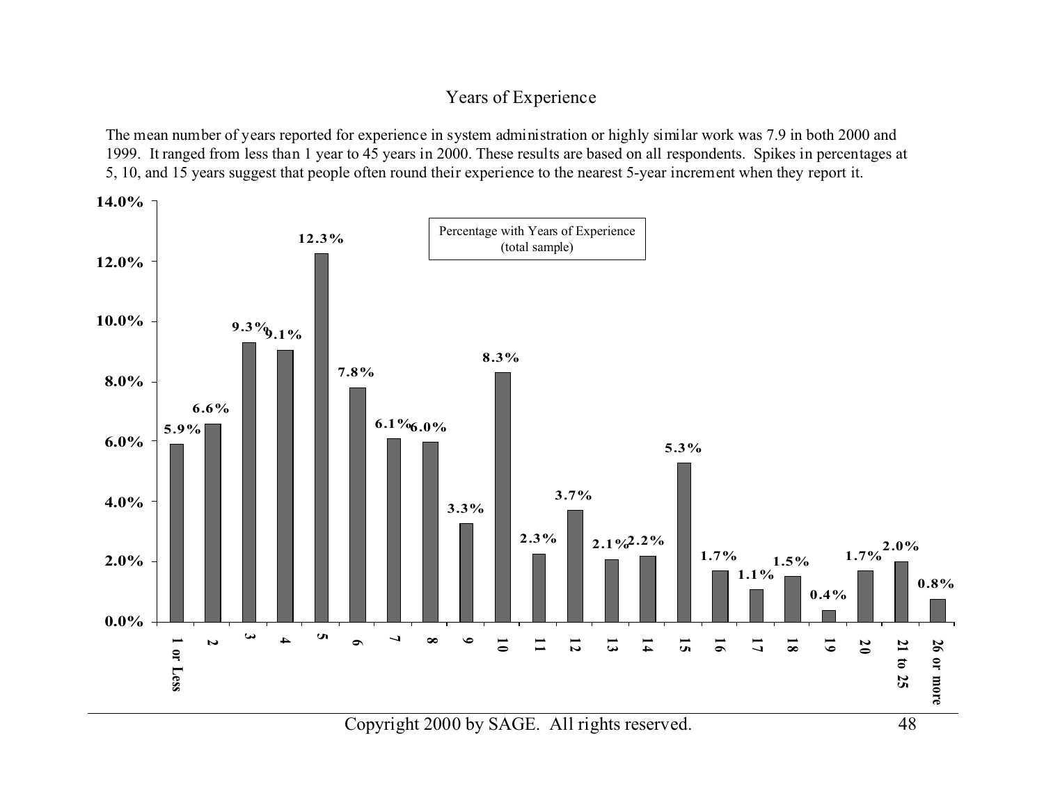## Years of Experience

The mean number of years reported for experience in system administration or highly similar work was 7.9 in both 2000 and 1999. It ranged from less than 1 year to 45 years in 2000. These results are based on all respondents. Spikes in percentages at 5, 10, and 15 years suggest that people often round their experience to the nearest 5-year increment when they report it.

Percentage with Years of Experience (total sample)

| Years of Experience | Percentage |
|---|---|
| 1 or Less | 5.9% |
| 2 | 6.6% |
| 3 | 9.3% |
| 4 | 9.1% |
| 5 | 12.3% |
| 6 | 7.8% |
| 7 | 6.1% |
| 8 | 6.0% |
| 9 | 3.3% |
| 10 | 8.3% |
| 11 | 2.3% |
| 12 | 3.7% |
| 13 | 2.1% |
| 14 | 2.2% |
| 15 | 5.3% |
| 16 | 1.7% |
| 17 | 1.1% |
| 18 | 1.5% |
| 19 | 0.4% |
| 20 | 1.7% |
| 21 to 25 | 2.0% |
| 26 or more | 0.8% |

Copyright 2000 by SAGE. All rights reserved.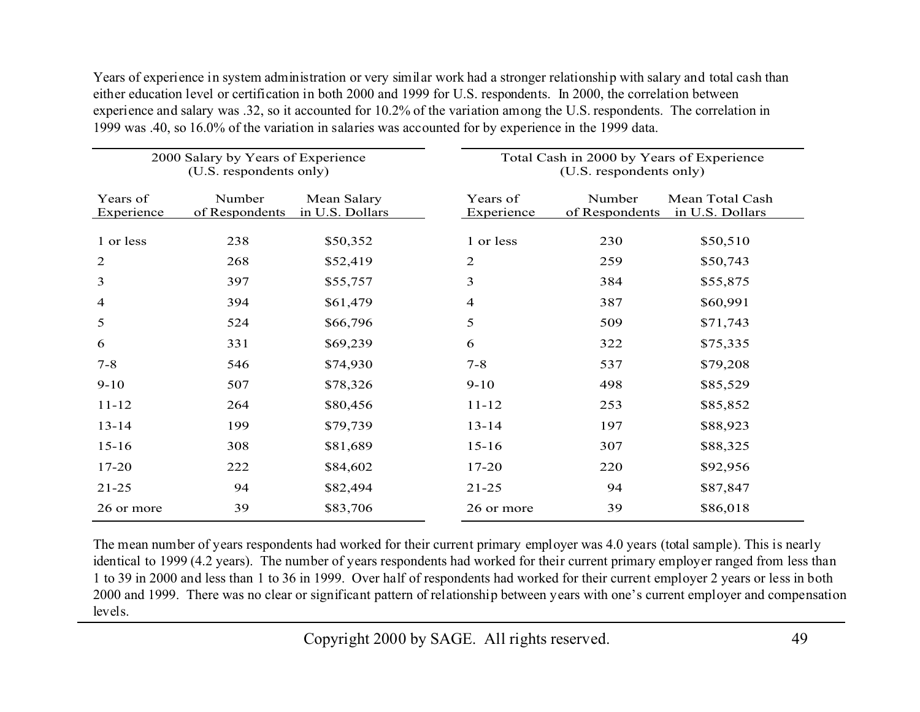Years of experience in system administration or very similar work had a stronger relationship with salary and total cash than either education level or certification in both 2000 and 1999 for U.S. respondents. In 2000, the correlation between experience and salary was .32, so it accounted for 10.2% of the variation among the U.S. respondents. The correlation in 1999 was .40, so 16.0% of the variation in salaries was accounted for by experience in the 1999 data.

**2000 Salary by Years of Experience (U.S. respondents only)**

| Years of Experience | Number of Respondents | Mean Salary in U.S. Dollars |
|---|---|---|
| 1 or less | 238 | $50,352 |
| 2 | 268 | $52,419 |
| 3 | 397 | $55,757 |
| 4 | 394 | $61,479 |
| 5 | 524 | $66,796 |
| 6 | 331 | $69,239 |
| 7-8 | 546 | $74,930 |
| 9-10 | 507 | $78,326 |
| 11-12 | 264 | $80,456 |
| 13-14 | 199 | $79,739 |
| 15-16 | 308 | $81,689 |
| 17-20 | 222 | $84,602 |
| 21-25 | 94 | $82,494 |
| 26 or more | 39 | $83,706 |

**Total Cash in 2000 by Years of Experience (U.S. respondents only)**

| Years of Experience | Number of Respondents | Mean Total Cash in U.S. Dollars |
|---|---|---|
| 1 or less | 230 | $50,510 |
| 2 | 259 | $50,743 |
| 3 | 384 | $55,875 |
| 4 | 387 | $60,991 |
| 5 | 509 | $71,743 |
| 6 | 322 | $75,335 |
| 7-8 | 537 | $79,208 |
| 9-10 | 498 | $85,529 |
| 11-12 | 253 | $85,852 |
| 13-14 | 197 | $88,923 |
| 15-16 | 307 | $88,325 |
| 17-20 | 220 | $92,956 |
| 21-25 | 94 | $87,847 |
| 26 or more | 39 | $86,018 |

The mean number of years respondents had worked for their current primary employer was 4.0 years (total sample). This is nearly identical to 1999 (4.2 years). The number of years respondents had worked for their current primary employer ranged from less than 1 to 39 in 2000 and less than 1 to 36 in 1999. Over half of respondents had worked for their current employer 2 years or less in both 2000 and 1999. There was no clear or significant pattern of relationship between years with one's current employer and compensation levels.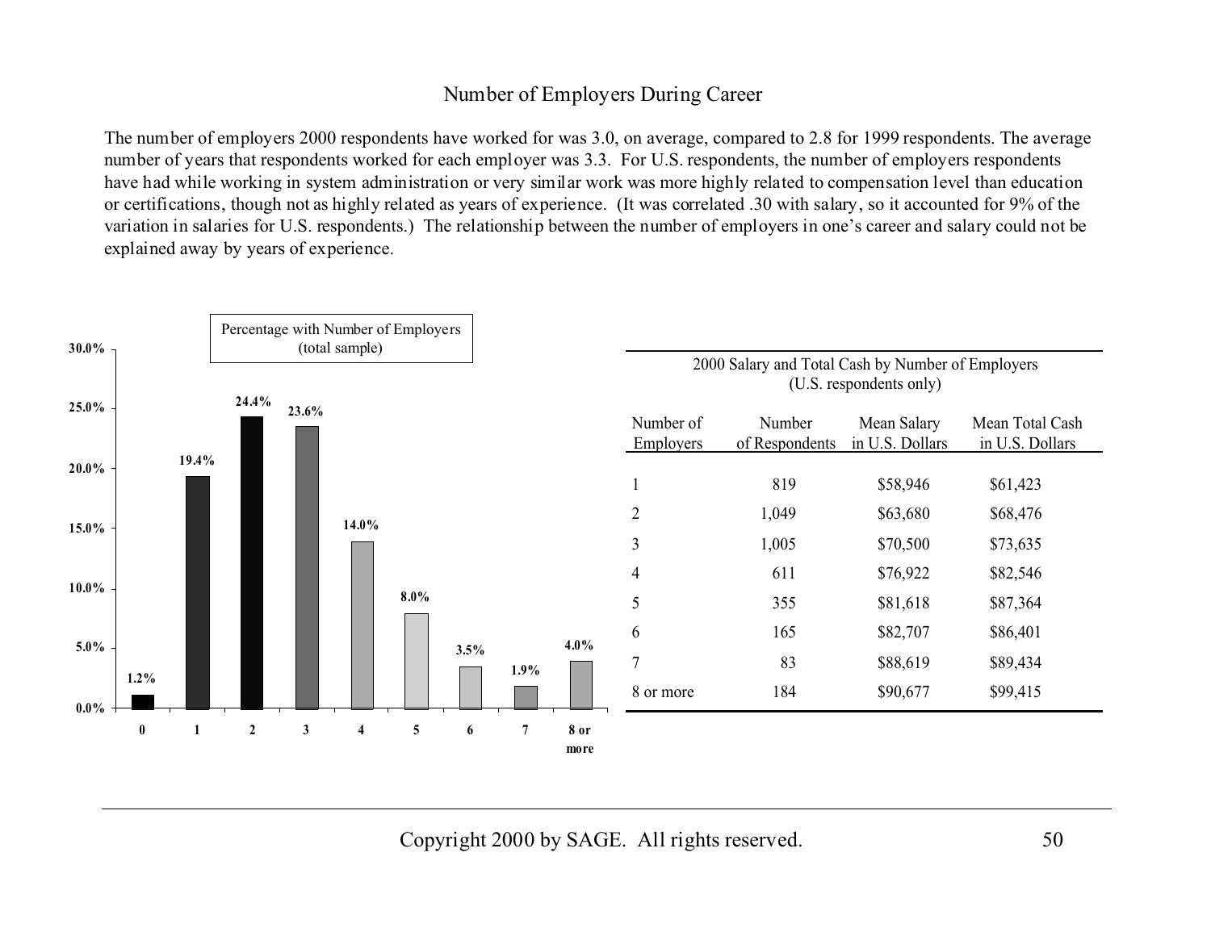## Number of Employers During Career

The number of employers 2000 respondents have worked for was 3.0, on average, compared to 2.8 for 1999 respondents. The average number of years that respondents worked for each employer was 3.3. For U.S. respondents, the number of employers respondents have had while working in system administration or very similar work was more highly related to compensation level than education or certifications, though not as highly related as years of experience. (It was correlated .30 with salary, so it accounted for 9% of the variation in salaries for U.S. respondents.) The relationship between the number of employers in one's career and salary could not be explained away by years of experience.

Percentage with Number of Employers (total sample)

| Number of Employers | Percentage |
|---|---|
| 0 | 1.2% |
| 1 | 19.4% |
| 2 | 24.4% |
| 3 | 23.6% |
| 4 | 14.0% |
| 5 | 8.0% |
| 6 | 3.5% |
| 7 | 1.9% |
| 8 or more | 4.0% |

2000 Salary and Total Cash by Number of Employers (U.S. respondents only)

| Number of Employers | Number of Respondents | Mean Salary in U.S. Dollars | Mean Total Cash in U.S. Dollars |
|---|---|---|---|
| 1 | 819 | $58,946 | $61,423 |
| 2 | 1,049 | $63,680 | $68,476 |
| 3 | 1,005 | $70,500 | $73,635 |
| 4 | 611 | $76,922 | $82,546 |
| 5 | 355 | $81,618 | $87,364 |
| 6 | 165 | $82,707 | $86,401 |
| 7 | 83 | $88,619 | $89,434 |
| 8 or more | 184 | $90,677 | $99,415 |

Copyright 2000 by SAGE. All rights reserved.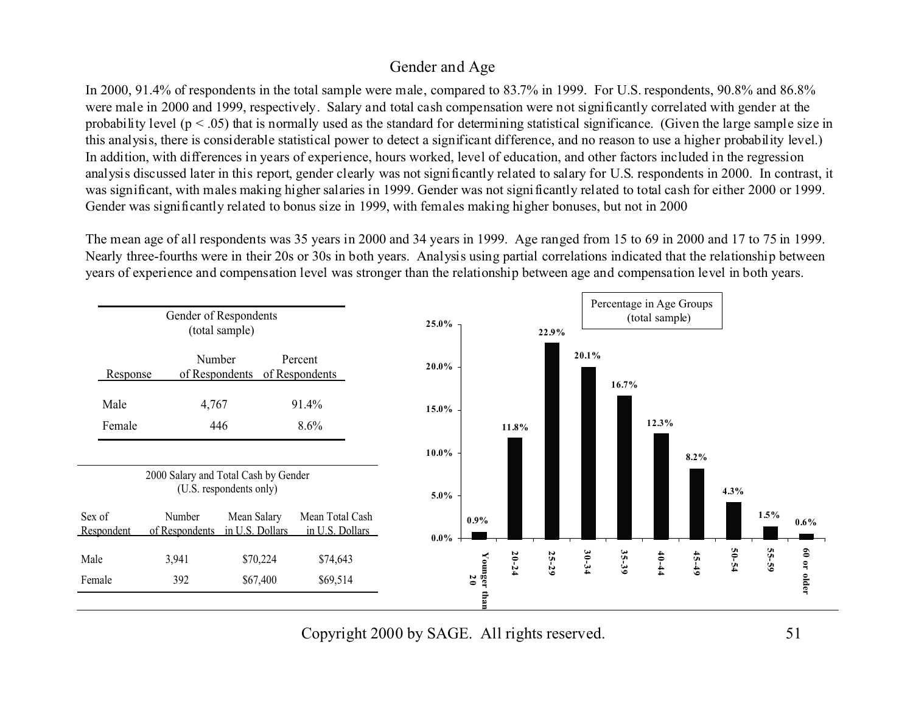## Gender and Age

In 2000, 91.4% of respondents in the total sample were male, compared to 83.7% in 1999. For U.S. respondents, 90.8% and 86.8% were male in 2000 and 1999, respectively. Salary and total cash compensation were not significantly correlated with gender at the probability level ($p < .05$) that is normally used as the standard for determining statistical significance. (Given the large sample size in this analysis, there is considerable statistical power to detect a significant difference, and no reason to use a higher probability level.) In addition, with differences in years of experience, hours worked, level of education, and other factors included in the regression analysis discussed later in this report, gender clearly was not significantly related to salary for U.S. respondents in 2000. In contrast, it was significant, with males making higher salaries in 1999. Gender was not significantly related to total cash for either 2000 or 1999. Gender was significantly related to bonus size in 1999, with females making higher bonuses, but not in 2000

The mean age of all respondents was 35 years in 2000 and 34 years in 1999. Age ranged from 15 to 69 in 2000 and 17 to 75 in 1999. Nearly three-fourths were in their 20s or 30s in both years. Analysis using partial correlations indicated that the relationship between years of experience and compensation level was stronger than the relationship between age and compensation level in both years.

Gender of Respondents (total sample)

| Response | Number of Respondents | Percent of Respondents |
|---|---|---|
| Male | 4,767 | 91.4% |
| Female | 446 | 8.6% |

2000 Salary and Total Cash by Gender (U.S. respondents only)

| Sex of Respondent | Number of Respondents | Mean Salary in U.S. Dollars | Mean Total Cash in U.S. Dollars |
|---|---|---|---|
| Male | 3,941 | $70,224 | $74,643 |
| Female | 392 | $67,400 | $69,514 |

Percentage in Age Groups (total sample)

| Age Group | Percentage |
|---|---|
| Younger than 20 | 0.9% |
| 20-24 | 11.8% |
| 25-29 | 22.9% |
| 30-34 | 20.1% |
| 35-39 | 16.7% |
| 40-44 | 12.3% |
| 45-49 | 8.2% |
| 50-54 | 4.3% |
| 55-59 | 1.5% |
| 60 or older | 0.6% |

Copyright 2000 by SAGE. All rights reserved.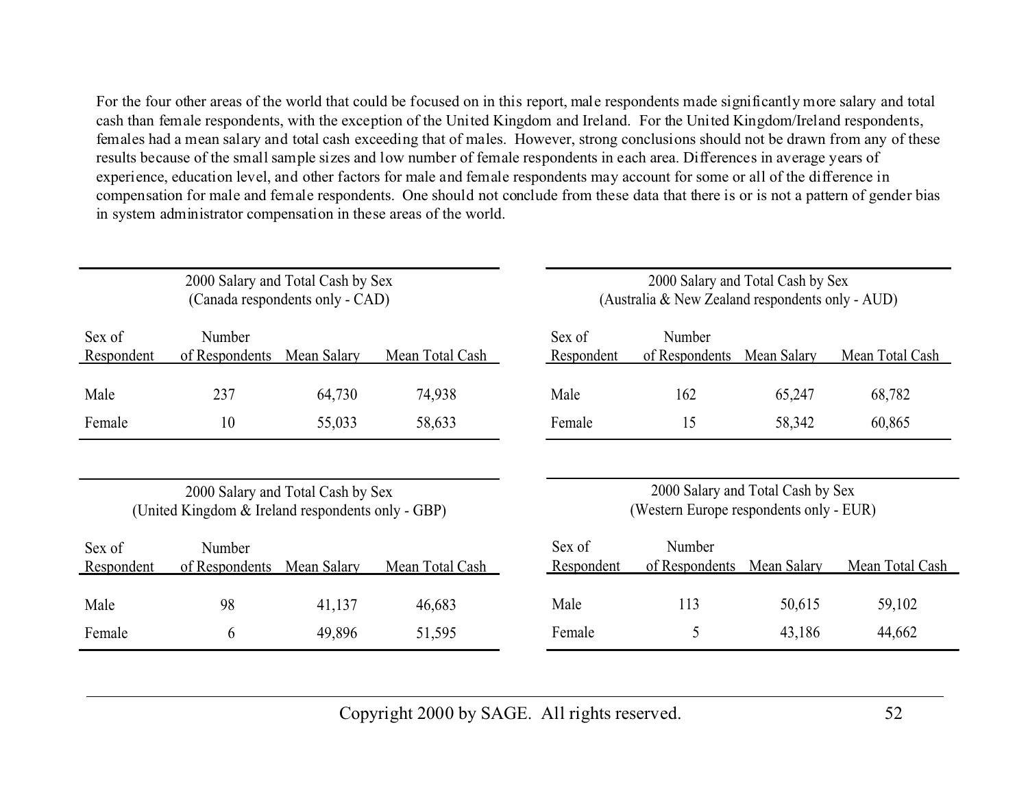For the four other areas of the world that could be focused on in this report, male respondents made significantly more salary and total cash than female respondents, with the exception of the United Kingdom and Ireland. For the United Kingdom/Ireland respondents, females had a mean salary and total cash exceeding that of males. However, strong conclusions should not be drawn from any of these results because of the small sample sizes and low number of female respondents in each area. Differences in average years of experience, education level, and other factors for male and female respondents may account for some or all of the difference in compensation for male and female respondents. One should not conclude from these data that there is or is not a pattern of gender bias in system administrator compensation in these areas of the world.

2000 Salary and Total Cash by Sex
(Canada respondents only - CAD)

| Sex of Respondent | Number of Respondents | Mean Salary | Mean Total Cash |
|---|---|---|---|
| Male | 237 | 64,730 | 74,938 |
| Female | 10 | 55,033 | 58,633 |

2000 Salary and Total Cash by Sex
(Australia & New Zealand respondents only - AUD)

| Sex of Respondent | Number of Respondents | Mean Salary | Mean Total Cash |
|---|---|---|---|
| Male | 162 | 65,247 | 68,782 |
| Female | 15 | 58,342 | 60,865 |

2000 Salary and Total Cash by Sex
(United Kingdom & Ireland respondents only - GBP)

| Sex of Respondent | Number of Respondents | Mean Salary | Mean Total Cash |
|---|---|---|---|
| Male | 98 | 41,137 | 46,683 |
| Female | 6 | 49,896 | 51,595 |

2000 Salary and Total Cash by Sex
(Western Europe respondents only - EUR)

| Sex of Respondent | Number of Respondents | Mean Salary | Mean Total Cash |
|---|---|---|---|
| Male | 113 | 50,615 | 59,102 |
| Female | 5 | 43,186 | 44,662 |

Copyright 2000 by SAGE. All rights reserved.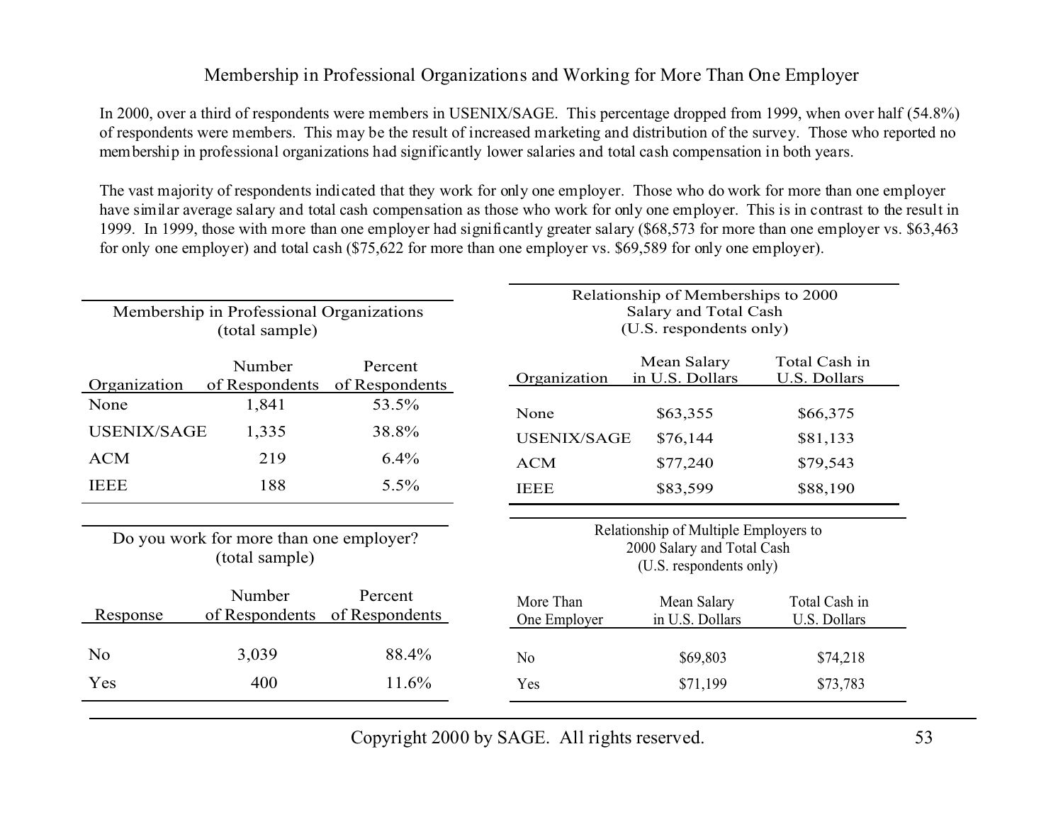## Membership in Professional Organizations and Working for More Than One Employer

In 2000, over a third of respondents were members in USENIX/SAGE. This percentage dropped from 1999, when over half (54.8%) of respondents were members. This may be the result of increased marketing and distribution of the survey. Those who reported no membership in professional organizations had significantly lower salaries and total cash compensation in both years.

The vast majority of respondents indicated that they work for only one employer. Those who do work for more than one employer have similar average salary and total cash compensation as those who work for only one employer. This is in contrast to the result in 1999. In 1999, those with more than one employer had significantly greater salary ($68,573 for more than one employer vs. $63,463 for only one employer) and total cash ($75,622 for more than one employer vs. $69,589 for only one employer).

**Membership in Professional Organizations (total sample)**

| Organization | Number of Respondents | Percent of Respondents |
|---|---|---|
| None | 1,841 | 53.5% |
| USENIX/SAGE | 1,335 | 38.8% |
| ACM | 219 | 6.4% |
| IEEE | 188 | 5.5% |

**Relationship of Memberships to 2000 Salary and Total Cash (U.S. respondents only)**

| Organization | Mean Salary in U.S. Dollars | Total Cash in U.S. Dollars |
|---|---|---|
| None | $63,355 | $66,375 |
| USENIX/SAGE | $76,144 | $81,133 |
| ACM | $77,240 | $79,543 |
| IEEE | $83,599 | $88,190 |

**Do you work for more than one employer? (total sample)**

| Response | Number of Respondents | Percent of Respondents |
|---|---|---|
| No | 3,039 | 88.4% |
| Yes | 400 | 11.6% |

**Relationship of Multiple Employers to 2000 Salary and Total Cash (U.S. respondents only)**

| More Than One Employer | Mean Salary in U.S. Dollars | Total Cash in U.S. Dollars |
|---|---|---|
| No | $69,803 | $74,218 |
| Yes | $71,199 | $73,783 |

Copyright 2000 by SAGE. All rights reserved.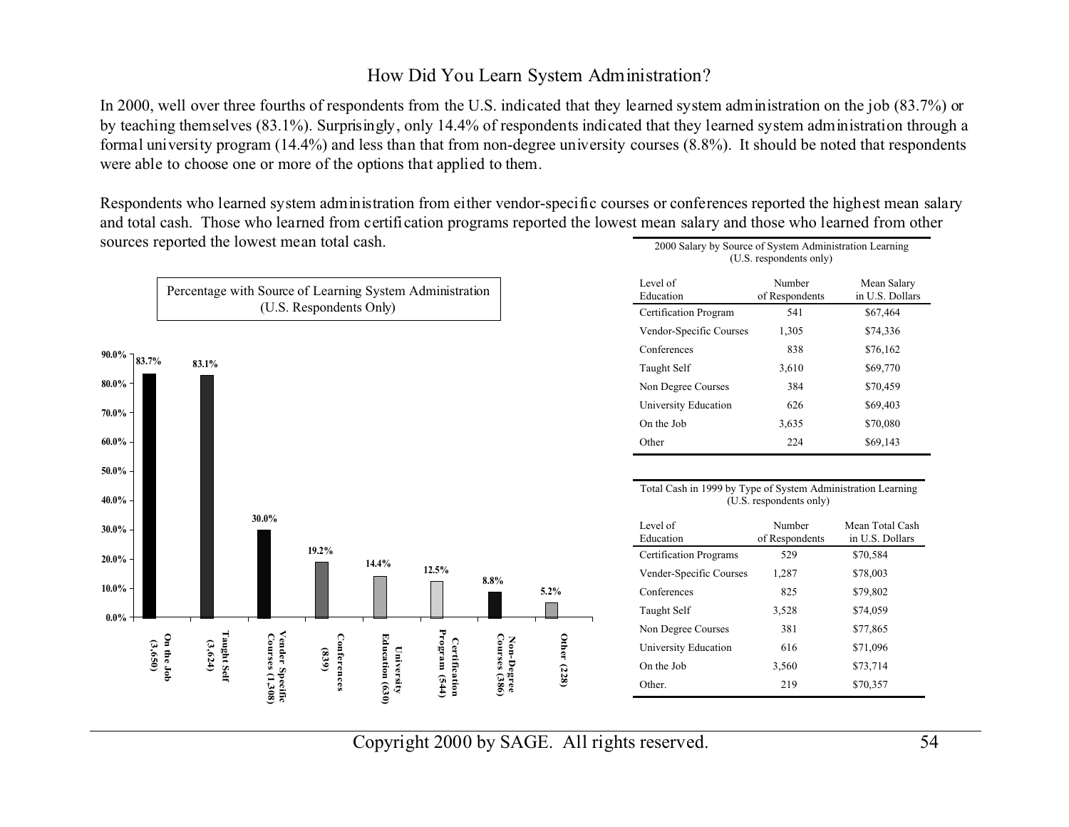## How Did You Learn System Administration?

In 2000, well over three fourths of respondents from the U.S. indicated that they learned system administration on the job (83.7%) or by teaching themselves (83.1%). Surprisingly, only 14.4% of respondents indicated that they learned system administration through a formal university program (14.4%) and less than that from non-degree university courses (8.8%). It should be noted that respondents were able to choose one or more of the options that applied to them.

Respondents who learned system administration from either vendor-specific courses or conferences reported the highest mean salary and total cash. Those who learned from certification programs reported the lowest mean salary and those who learned from other sources reported the lowest mean total cash.

**Percentage with Source of Learning System Administration (U.S. Respondents Only)**

| Source | Percentage |
|---|---|
| On the Job (3,650) | 83.7% |
| Taught Self (3,624) | 83.1% |
| Vender Specific Courses (1,308) | 30.0% |
| Conferences (839) | 19.2% |
| University Education (630) | 14.4% |
| Certification Program (544) | 12.5% |
| Non-Degree Courses (386) | 8.8% |
| Other (228) | 5.2% |

2000 Salary by Source of System Administration Learning (U.S. respondents only)

| Level of Education | Number of Respondents | Mean Salary in U.S. Dollars |
|---|---|---|
| Certification Program | 541 | $67,464 |
| Vendor-Specific Courses | 1,305 | $74,336 |
| Conferences | 838 | $76,162 |
| Taught Self | 3,610 | $69,770 |
| Non Degree Courses | 384 | $70,459 |
| University Education | 626 | $69,403 |
| On the Job | 3,635 | $70,080 |
| Other | 224 | $69,143 |

Total Cash in 1999 by Type of System Administration Learning (U.S. respondents only)

| Level of Education | Number of Respondents | Mean Total Cash in U.S. Dollars |
|---|---|---|
| Certification Programs | 529 | $70,584 |
| Vender-Specific Courses | 1,287 | $78,003 |
| Conferences | 825 | $79,802 |
| Taught Self | 3,528 | $74,059 |
| Non Degree Courses | 381 | $77,865 |
| University Education | 616 | $71,096 |
| On the Job | 3,560 | $73,714 |
| Other. | 219 | $70,357 |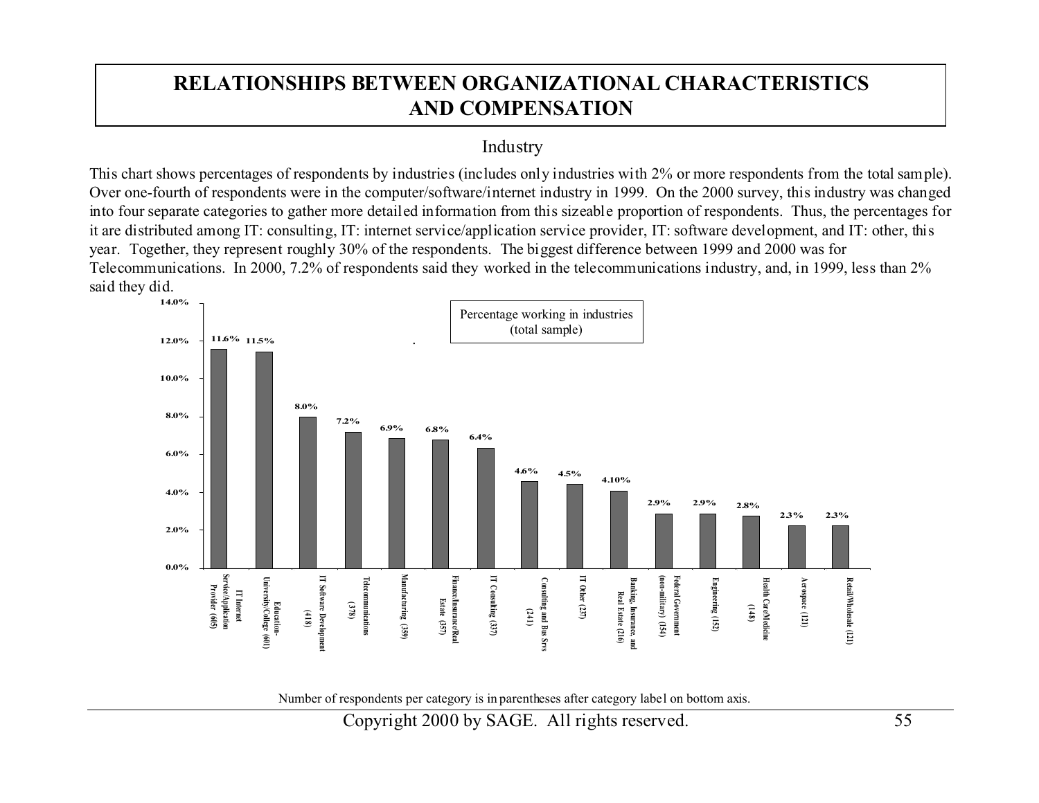# RELATIONSHIPS BETWEEN ORGANIZATIONAL CHARACTERISTICS AND COMPENSATION

## Industry

This chart shows percentages of respondents by industries (includes only industries with 2% or more respondents from the total sample). Over one-fourth of respondents were in the computer/software/internet industry in 1999. On the 2000 survey, this industry was changed into four separate categories to gather more detailed information from this sizeable proportion of respondents. Thus, the percentages for it are distributed among IT: consulting, IT: internet service/application service provider, IT: software development, and IT: other, this year. Together, they represent roughly 30% of the respondents. The biggest difference between 1999 and 2000 was for Telecommunications. In 2000, 7.2% of respondents said they worked in the telecommunications industry, and, in 1999, less than 2% said they did.

**Percentage working in industries (total sample)**

| Industry | Percentage |
|---|---|
| IT Internet Service/Application Provider (605) | 11.6% |
| Education-University/College (601) | 11.5% |
| IT Software Development (418) | 8.0% |
| Telecommunications (378) | 7.2% |
| Manufacturing (359) | 6.9% |
| Finance/Insurance/Real Estate (357) | 6.8% |
| IT Consulting (337) | 6.4% |
| Consulting and Bus Srvs (241) | 4.6% |
| IT Other (237) | 4.5% |
| Banking, Insurance, and Real Estate (216) | 4.10% |
| Federal Government (non-military) (154) | 2.9% |
| Engineering (152) | 2.9% |
| Health Care/Medicine (148) | 2.8% |
| Aerospace (121) | 2.3% |
| Retail/Wholesale (121) | 2.3% |

Number of respondents per category is in parentheses after category label on bottom axis.

Copyright 2000 by SAGE. All rights reserved.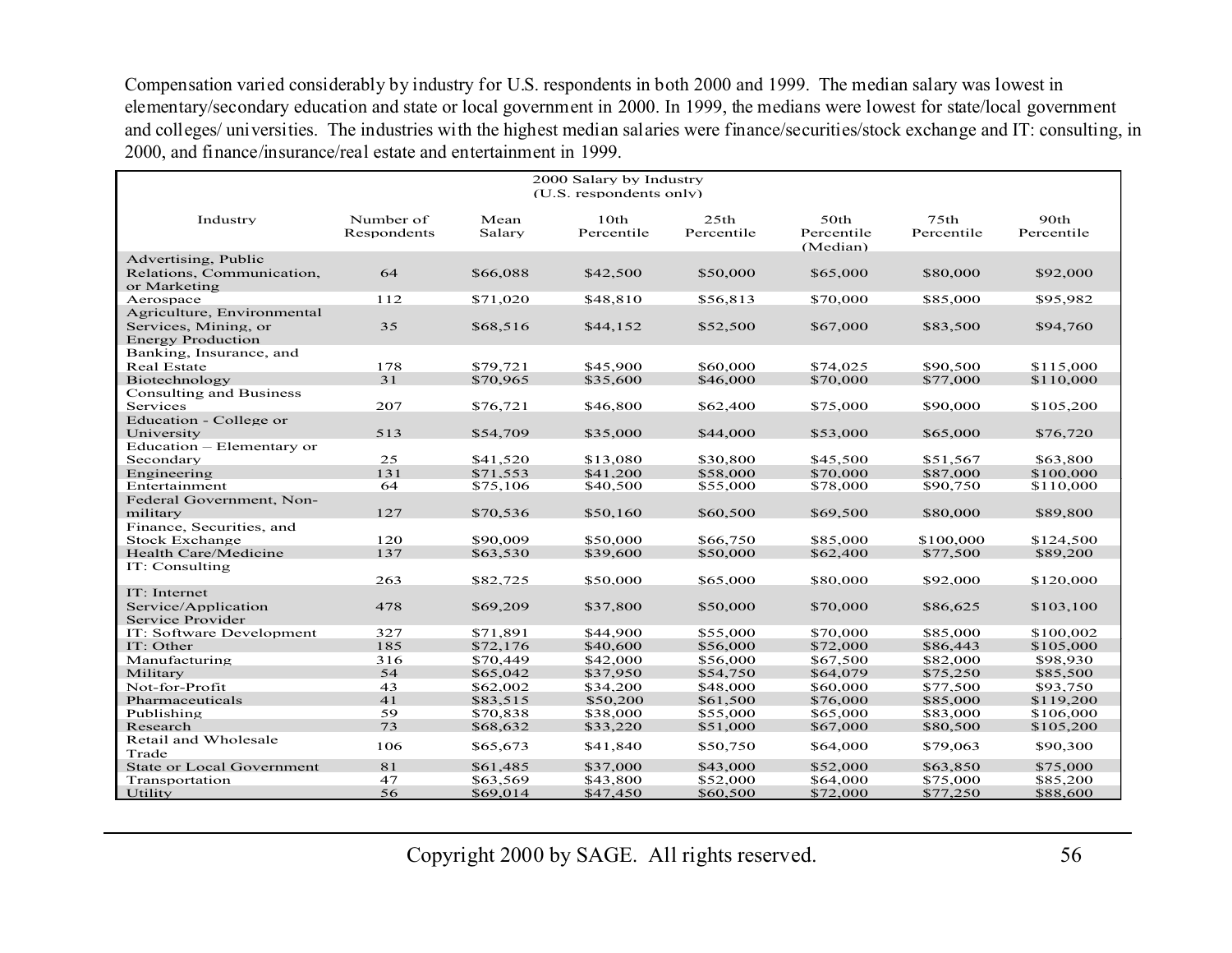Compensation varied considerably by industry for U.S. respondents in both 2000 and 1999. The median salary was lowest in elementary/secondary education and state or local government in 2000. In 1999, the medians were lowest for state/local government and colleges/ universities. The industries with the highest median salaries were finance/securities/stock exchange and IT: consulting, in 2000, and finance/insurance/real estate and entertainment in 1999.

2000 Salary by Industry
(U.S. respondents only)

| Industry | Number of Respondents | Mean Salary | 10th Percentile | 25th Percentile | 50th Percentile (Median) | 75th Percentile | 90th Percentile |
|---|---|---|---|---|---|---|---|
| Advertising, Public Relations, Communication, or Marketing | 64 | $66,088 | $42,500 | $50,000 | $65,000 | $80,000 | $92,000 |
| Aerospace | 112 | $71,020 | $48,810 | $56,813 | $70,000 | $85,000 | $95,982 |
| Agriculture, Environmental Services, Mining, or Energy Production | 35 | $68,516 | $44,152 | $52,500 | $67,000 | $83,500 | $94,760 |
| Banking, Insurance, and Real Estate | 178 | $79,721 | $45,900 | $60,000 | $74,025 | $90,500 | $115,000 |
| Biotechnology | 31 | $70,965 | $35,600 | $46,000 | $70,000 | $77,000 | $110,000 |
| Consulting and Business Services | 207 | $76,721 | $46,800 | $62,400 | $75,000 | $90,000 | $105,200 |
| Education - College or University | 513 | $54,709 | $35,000 | $44,000 | $53,000 | $65,000 | $76,720 |
| Education – Elementary or Secondary | 25 | $41,520 | $13,080 | $30,800 | $45,500 | $51,567 | $63,800 |
| Engineering | 131 | $71,553 | $41,200 | $58,000 | $70,000 | $87,000 | $100,000 |
| Entertainment | 64 | $75,106 | $40,500 | $55,000 | $78,000 | $90,750 | $110,000 |
| Federal Government, Non-military | 127 | $70,536 | $50,160 | $60,500 | $69,500 | $80,000 | $89,800 |
| Finance, Securities, and Stock Exchange | 120 | $90,009 | $50,000 | $66,750 | $85,000 | $100,000 | $124,500 |
| Health Care/Medicine | 137 | $63,530 | $39,600 | $50,000 | $62,400 | $77,500 | $89,200 |
| IT: Consulting | 263 | $82,725 | $50,000 | $65,000 | $80,000 | $92,000 | $120,000 |
| IT: Internet Service/Application Service Provider | 478 | $69,209 | $37,800 | $50,000 | $70,000 | $86,625 | $103,100 |
| IT: Software Development | 327 | $71,891 | $44,900 | $55,000 | $70,000 | $85,000 | $100,002 |
| IT: Other | 185 | $72,176 | $40,600 | $56,000 | $72,000 | $86,443 | $105,000 |
| Manufacturing | 316 | $70,449 | $42,000 | $56,000 | $67,500 | $82,000 | $98,930 |
| Military | 54 | $65,042 | $37,950 | $54,750 | $64,079 | $75,250 | $85,500 |
| Not-for-Profit | 43 | $62,002 | $34,200 | $48,000 | $60,000 | $77,500 | $93,750 |
| Pharmaceuticals | 41 | $83,515 | $50,200 | $61,500 | $76,000 | $85,000 | $119,200 |
| Publishing | 59 | $70,838 | $38,000 | $55,000 | $65,000 | $83,000 | $106,000 |
| Research | 73 | $68,632 | $33,220 | $51,000 | $67,000 | $80,500 | $105,200 |
| Retail and Wholesale Trade | 106 | $65,673 | $41,840 | $50,750 | $64,000 | $79,063 | $90,300 |
| State or Local Government | 81 | $61,485 | $37,000 | $43,000 | $52,000 | $63,850 | $75,000 |
| Transportation | 47 | $63,569 | $43,800 | $52,000 | $64,000 | $75,000 | $85,200 |
| Utility | 56 | $69,014 | $47,450 | $60,500 | $72,000 | $77,250 | $88,600 |

Copyright 2000 by SAGE. All rights reserved.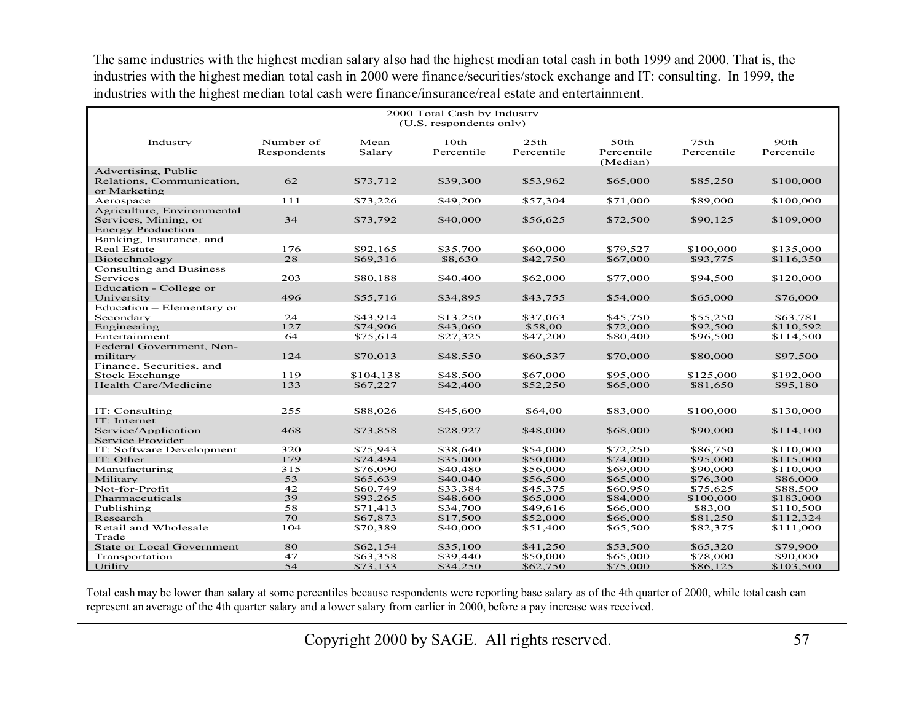The same industries with the highest median salary also had the highest median total cash in both 1999 and 2000. That is, the industries with the highest median total cash in 2000 were finance/securities/stock exchange and IT: consulting. In 1999, the industries with the highest median total cash were finance/insurance/real estate and entertainment.

2000 Total Cash by Industry
(U.S. respondents only)

| Industry | Number of Respondents | Mean Salary | 10th Percentile | 25th Percentile | 50th Percentile (Median) | 75th Percentile | 90th Percentile |
|---|---|---|---|---|---|---|---|
| Advertising, Public Relations, Communication, or Marketing | 62 | $73,712 | $39,300 | $53,962 | $65,000 | $85,250 | $100,000 |
| Aerospace | 111 | $73,226 | $49,200 | $57,304 | $71,000 | $89,000 | $100,000 |
| Agriculture, Environmental Services, Mining, or Energy Production | 34 | $73,792 | $40,000 | $56,625 | $72,500 | $90,125 | $109,000 |
| Banking, Insurance, and Real Estate | 176 | $92,165 | $35,700 | $60,000 | $79,527 | $100,000 | $135,000 |
| Biotechnology | 28 | $69,316 | $8,630 | $42,750 | $67,000 | $93,775 | $116,350 |
| Consulting and Business Services | 203 | $80,188 | $40,400 | $62,000 | $77,000 | $94,500 | $120,000 |
| Education - College or University | 496 | $55,716 | $34,895 | $43,755 | $54,000 | $65,000 | $76,000 |
| Education – Elementary or Secondary | 24 | $43,914 | $13,250 | $37,063 | $45,750 | $55,250 | $63,781 |
| Engineering | 127 | $74,906 | $43,060 | $58,00 | $72,000 | $92,500 | $110,592 |
| Entertainment | 64 | $75,614 | $27,325 | $47,200 | $80,400 | $96,500 | $114,500 |
| Federal Government, Non-military | 124 | $70,013 | $48,550 | $60,537 | $70,000 | $80,000 | $97,500 |
| Finance, Securities, and Stock Exchange | 119 | $104,138 | $48,500 | $67,000 | $95,000 | $125,000 | $192,000 |
| Health Care/Medicine | 133 | $67,227 | $42,400 | $52,250 | $65,000 | $81,650 | $95,180 |
| IT: Consulting | 255 | $88,026 | $45,600 | $64,00 | $83,000 | $100,000 | $130,000 |
| IT: Internet Service/Application Service Provider | 468 | $73,858 | $28,927 | $48,000 | $68,000 | $90,000 | $114,100 |
| IT: Software Development | 320 | $75,943 | $38,640 | $54,000 | $72,250 | $86,750 | $110,000 |
| IT: Other | 179 | $74,494 | $35,000 | $50,000 | $74,000 | $95,000 | $115,000 |
| Manufacturing | 315 | $76,090 | $40,480 | $56,000 | $69,000 | $90,000 | $110,000 |
| Military | 53 | $65,639 | $40,040 | $56,500 | $65,000 | $76,300 | $86,000 |
| Not-for-Profit | 42 | $60,749 | $33,384 | $45,375 | $60,950 | $75,625 | $88,500 |
| Pharmaceuticals | 39 | $93,265 | $48,600 | $65,000 | $84,000 | $100,000 | $183,000 |
| Publishing | 58 | $71,413 | $34,700 | $49,616 | $66,000 | $83,00 | $110,500 |
| Research | 70 | $67,873 | $17,500 | $52,000 | $66,000 | $81,250 | $112,324 |
| Retail and Wholesale Trade | 104 | $70,389 | $40,000 | $51,400 | $65,500 | $82,375 | $111,000 |
| State or Local Government | 80 | $62,154 | $35,100 | $41,250 | $53,500 | $65,320 | $79,900 |
| Transportation | 47 | $63,358 | $39,440 | $50,000 | $65,000 | $78,000 | $90,000 |
| Utility | 54 | $73,133 | $34,250 | $62,750 | $75,000 | $86,125 | $103,500 |

Total cash may be lower than salary at some percentiles because respondents were reporting base salary as of the 4th quarter of 2000, while total cash can represent an average of the 4th quarter salary and a lower salary from earlier in 2000, before a pay increase was received.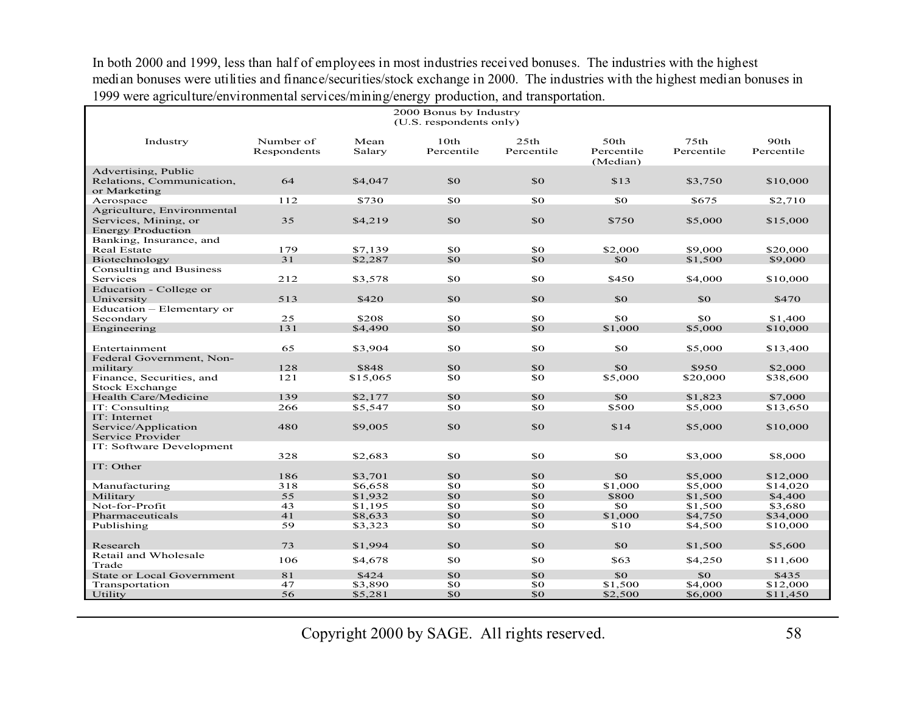In both 2000 and 1999, less than half of employees in most industries received bonuses. The industries with the highest median bonuses were utilities and finance/securities/stock exchange in 2000. The industries with the highest median bonuses in 1999 were agriculture/environmental services/mining/energy production, and transportation.

2000 Bonus by Industry
(U.S. respondents only)

| Industry | Number of Respondents | Mean Salary | 10th Percentile | 25th Percentile | 50th Percentile (Median) | 75th Percentile | 90th Percentile |
|---|---|---|---|---|---|---|---|
| Advertising, Public Relations, Communication, or Marketing | 64 | $4,047 | $0 | $0 | $13 | $3,750 | $10,000 |
| Aerospace | 112 | $730 | $0 | $0 | $0 | $675 | $2,710 |
| Agriculture, Environmental Services, Mining, or Energy Production | 35 | $4,219 | $0 | $0 | $750 | $5,000 | $15,000 |
| Banking, Insurance, and Real Estate | 179 | $7,139 | $0 | $0 | $2,000 | $9,000 | $20,000 |
| Biotechnology | 31 | $2,287 | $0 | $0 | $0 | $1,500 | $9,000 |
| Consulting and Business Services | 212 | $3,578 | $0 | $0 | $450 | $4,000 | $10,000 |
| Education - College or University | 513 | $420 | $0 | $0 | $0 | $0 | $470 |
| Education – Elementary or Secondary | 25 | $208 | $0 | $0 | $0 | $0 | $1,400 |
| Engineering | 131 | $4,490 | $0 | $0 | $1,000 | $5,000 | $10,000 |
| Entertainment | 65 | $3,904 | $0 | $0 | $0 | $5,000 | $13,400 |
| Federal Government, Non-military | 128 | $848 | $0 | $0 | $0 | $950 | $2,000 |
| Finance, Securities, and Stock Exchange | 121 | $15,065 | $0 | $0 | $5,000 | $20,000 | $38,600 |
| Health Care/Medicine | 139 | $2,177 | $0 | $0 | $0 | $1,823 | $7,000 |
| IT: Consulting | 266 | $5,547 | $0 | $0 | $500 | $5,000 | $13,650 |
| IT: Internet Service/Application Service Provider | 480 | $9,005 | $0 | $0 | $14 | $5,000 | $10,000 |
| IT: Software Development | 328 | $2,683 | $0 | $0 | $0 | $3,000 | $8,000 |
| IT: Other | 186 | $3,701 | $0 | $0 | $0 | $5,000 | $12,000 |
| Manufacturing | 318 | $6,658 | $0 | $0 | $1,000 | $5,000 | $14,020 |
| Military | 55 | $1,932 | $0 | $0 | $800 | $1,500 | $4,400 |
| Not-for-Profit | 43 | $1,195 | $0 | $0 | $0 | $1,500 | $3,680 |
| Pharmaceuticals | 41 | $8,633 | $0 | $0 | $1,000 | $4,750 | $34,000 |
| Publishing | 59 | $3,323 | $0 | $0 | $10 | $4,500 | $10,000 |
| Research | 73 | $1,994 | $0 | $0 | $0 | $1,500 | $5,600 |
| Retail and Wholesale Trade | 106 | $4,678 | $0 | $0 | $63 | $4,250 | $11,600 |
| State or Local Government | 81 | $424 | $0 | $0 | $0 | $0 | $435 |
| Transportation | 47 | $3,890 | $0 | $0 | $1,500 | $4,000 | $12,000 |
| Utility | 56 | $5,281 | $0 | $0 | $2,500 | $6,000 | $11,450 |

Copyright 2000 by SAGE. All rights reserved.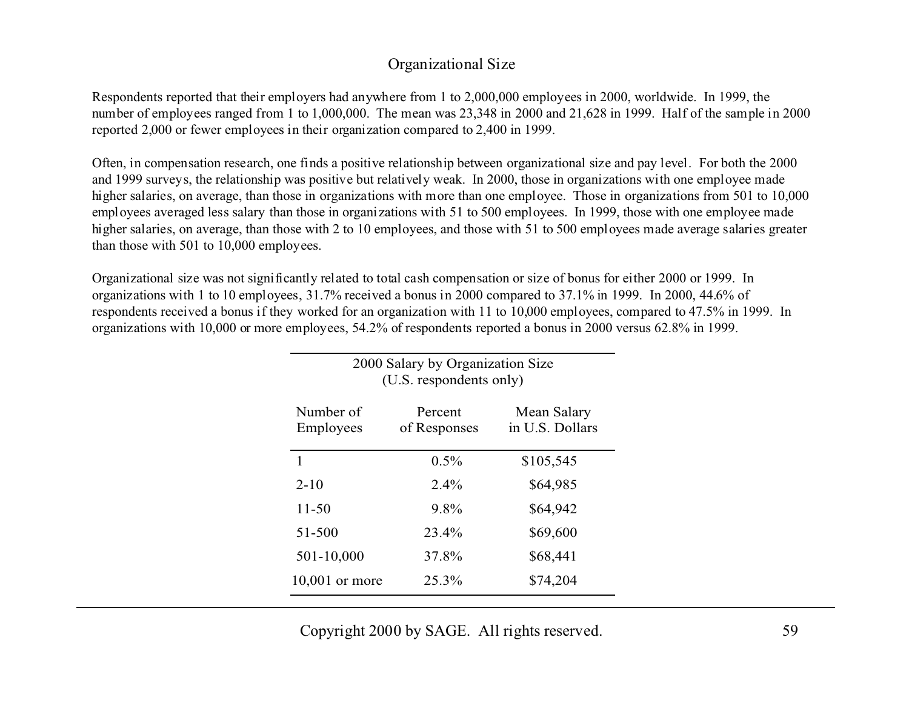## Organizational Size

Respondents reported that their employers had anywhere from 1 to 2,000,000 employees in 2000, worldwide. In 1999, the number of employees ranged from 1 to 1,000,000. The mean was 23,348 in 2000 and 21,628 in 1999. Half of the sample in 2000 reported 2,000 or fewer employees in their organization compared to 2,400 in 1999.

Often, in compensation research, one finds a positive relationship between organizational size and pay level. For both the 2000 and 1999 surveys, the relationship was positive but relatively weak. In 2000, those in organizations with one employee made higher salaries, on average, than those in organizations with more than one employee. Those in organizations from 501 to 10,000 employees averaged less salary than those in organizations with 51 to 500 employees. In 1999, those with one employee made higher salaries, on average, than those with 2 to 10 employees, and those with 51 to 500 employees made average salaries greater than those with 501 to 10,000 employees.

Organizational size was not significantly related to total cash compensation or size of bonus for either 2000 or 1999. In organizations with 1 to 10 employees, 31.7% received a bonus in 2000 compared to 37.1% in 1999. In 2000, 44.6% of respondents received a bonus if they worked for an organization with 11 to 10,000 employees, compared to 47.5% in 1999. In organizations with 10,000 or more employees, 54.2% of respondents reported a bonus in 2000 versus 62.8% in 1999.

2000 Salary by Organization Size
(U.S. respondents only)

| Number of Employees | Percent of Responses | Mean Salary in U.S. Dollars |
|---|---|---|
| 1 | 0.5% | $105,545 |
| 2-10 | 2.4% | $64,985 |
| 11-50 | 9.8% | $64,942 |
| 51-500 | 23.4% | $69,600 |
| 501-10,000 | 37.8% | $68,441 |
| 10,001 or more | 25.3% | $74,204 |

Copyright 2000 by SAGE. All rights reserved.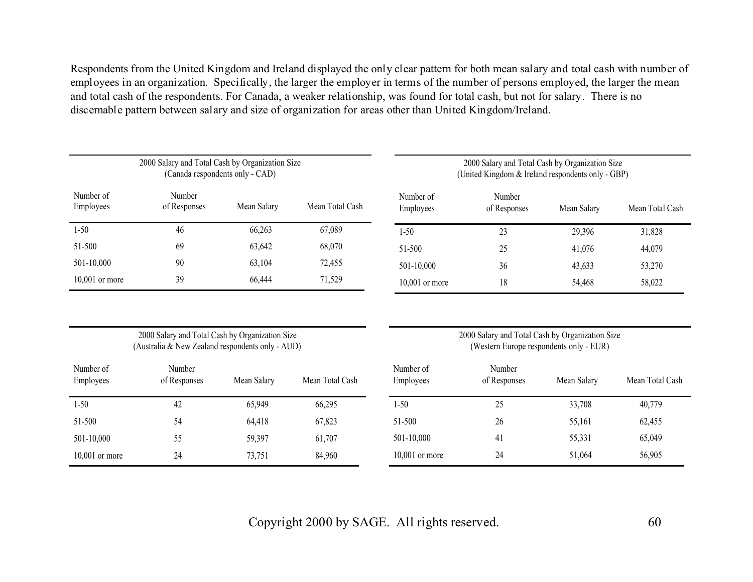Respondents from the United Kingdom and Ireland displayed the only clear pattern for both mean salary and total cash with number of employees in an organization. Specifically, the larger the employer in terms of the number of persons employed, the larger the mean and total cash of the respondents. For Canada, a weaker relationship, was found for total cash, but not for salary. There is no discernable pattern between salary and size of organization for areas other than United Kingdom/Ireland.

2000 Salary and Total Cash by Organization Size
(Canada respondents only - CAD)

| Number of Employees | Number of Responses | Mean Salary | Mean Total Cash |
|---|---|---|---|
| 1-50 | 46 | 66,263 | 67,089 |
| 51-500 | 69 | 63,642 | 68,070 |
| 501-10,000 | 90 | 63,104 | 72,455 |
| 10,001 or more | 39 | 66,444 | 71,529 |

2000 Salary and Total Cash by Organization Size
(United Kingdom & Ireland respondents only - GBP)

| Number of Employees | Number of Responses | Mean Salary | Mean Total Cash |
|---|---|---|---|
| 1-50 | 23 | 29,396 | 31,828 |
| 51-500 | 25 | 41,076 | 44,079 |
| 501-10,000 | 36 | 43,633 | 53,270 |
| 10,001 or more | 18 | 54,468 | 58,022 |

2000 Salary and Total Cash by Organization Size
(Australia & New Zealand respondents only - AUD)

| Number of Employees | Number of Responses | Mean Salary | Mean Total Cash |
|---|---|---|---|
| 1-50 | 42 | 65,949 | 66,295 |
| 51-500 | 54 | 64,418 | 67,823 |
| 501-10,000 | 55 | 59,397 | 61,707 |
| 10,001 or more | 24 | 73,751 | 84,960 |

2000 Salary and Total Cash by Organization Size
(Western Europe respondents only - EUR)

| Number of Employees | Number of Responses | Mean Salary | Mean Total Cash |
|---|---|---|---|
| 1-50 | 25 | 33,708 | 40,779 |
| 51-500 | 26 | 55,161 | 62,455 |
| 501-10,000 | 41 | 55,331 | 65,049 |
| 10,001 or more | 24 | 51,064 | 56,905 |

Copyright 2000 by SAGE. All rights reserved.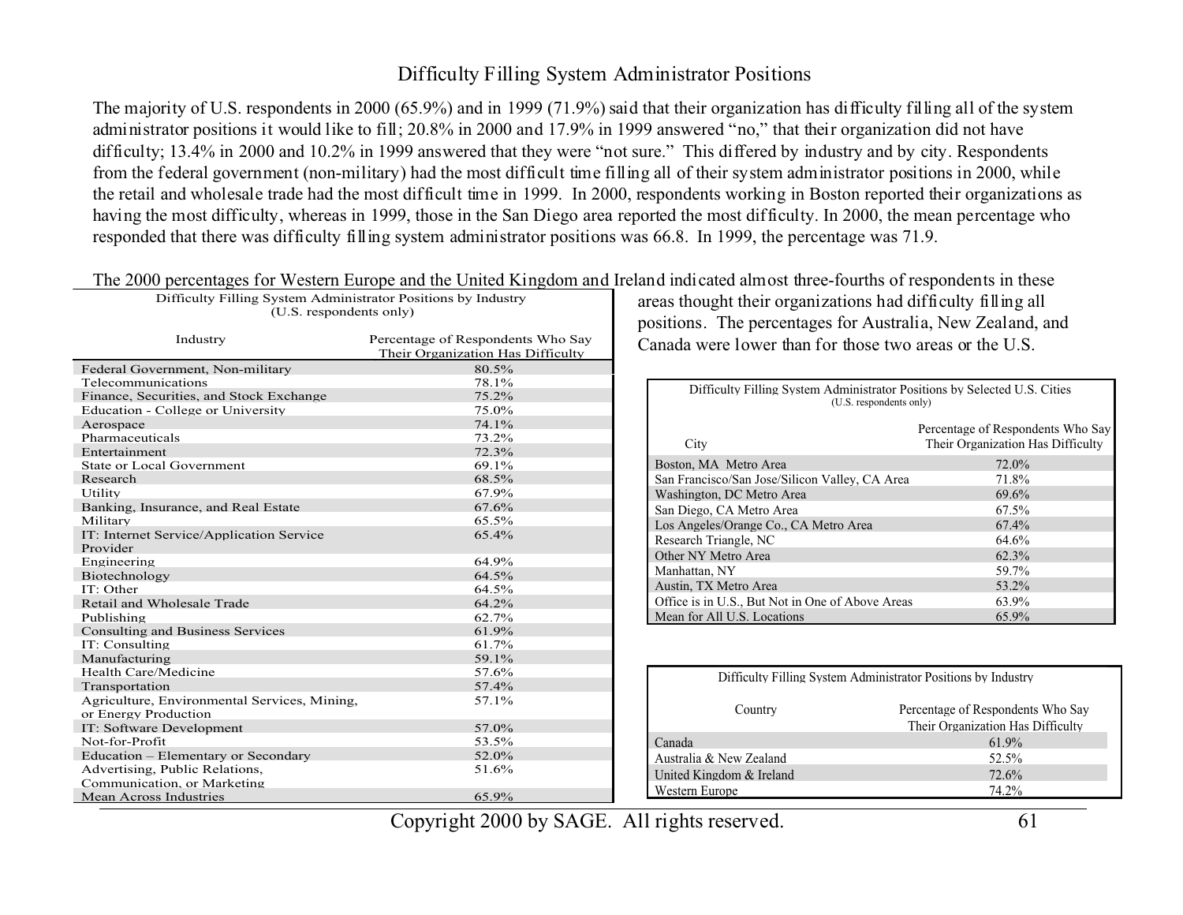# Difficulty Filling System Administrator Positions

The majority of U.S. respondents in 2000 (65.9%) and in 1999 (71.9%) said that their organization has difficulty filling all of the system administrator positions it would like to fill; 20.8% in 2000 and 17.9% in 1999 answered "no," that their organization did not have difficulty; 13.4% in 2000 and 10.2% in 1999 answered that they were "not sure." This differed by industry and by city. Respondents from the federal government (non-military) had the most difficult time filling all of their system administrator positions in 2000, while the retail and wholesale trade had the most difficult time in 1999. In 2000, respondents working in Boston reported their organizations as having the most difficulty, whereas in 1999, those in the San Diego area reported the most difficulty. In 2000, the mean percentage who responded that there was difficulty filling system administrator positions was 66.8. In 1999, the percentage was 71.9.

The 2000 percentages for Western Europe and the United Kingdom and Ireland indicated almost three-fourths of respondents in these areas thought their organizations had difficulty filling all positions. The percentages for Australia, New Zealand, and Canada were lower than for those two areas or the U.S.

Difficulty Filling System Administrator Positions by Industry (U.S. respondents only)

| Industry | Percentage of Respondents Who Say Their Organization Has Difficulty |
|---|---|
| Federal Government, Non-military | 80.5% |
| Telecommunications | 78.1% |
| Finance, Securities, and Stock Exchange | 75.2% |
| Education - College or University | 75.0% |
| Aerospace | 74.1% |
| Pharmaceuticals | 73.2% |
| Entertainment | 72.3% |
| State or Local Government | 69.1% |
| Research | 68.5% |
| Utility | 67.9% |
| Banking, Insurance, and Real Estate | 67.6% |
| Military | 65.5% |
| IT: Internet Service/Application Service Provider | 65.4% |
| Engineering | 64.9% |
| Biotechnology | 64.5% |
| IT: Other | 64.5% |
| Retail and Wholesale Trade | 64.2% |
| Publishing | 62.7% |
| Consulting and Business Services | 61.9% |
| IT: Consulting | 61.7% |
| Manufacturing | 59.1% |
| Health Care/Medicine | 57.6% |
| Transportation | 57.4% |
| Agriculture, Environmental Services, Mining, or Energy Production | 57.1% |
| IT: Software Development | 57.0% |
| Not-for-Profit | 53.5% |
| Education – Elementary or Secondary | 52.0% |
| Advertising, Public Relations, Communication, or Marketing | 51.6% |
| Mean Across Industries | 65.9% |

Difficulty Filling System Administrator Positions by Selected U.S. Cities (U.S. respondents only)

| City | Percentage of Respondents Who Say Their Organization Has Difficulty |
|---|---|
| Boston, MA Metro Area | 72.0% |
| San Francisco/San Jose/Silicon Valley, CA Area | 71.8% |
| Washington, DC Metro Area | 69.6% |
| San Diego, CA Metro Area | 67.5% |
| Los Angeles/Orange Co., CA Metro Area | 67.4% |
| Research Triangle, NC | 64.6% |
| Other NY Metro Area | 62.3% |
| Manhattan, NY | 59.7% |
| Austin, TX Metro Area | 53.2% |
| Office is in U.S., But Not in One of Above Areas | 63.9% |
| Mean for All U.S. Locations | 65.9% |

Difficulty Filling System Administrator Positions by Industry

| Country | Percentage of Respondents Who Say Their Organization Has Difficulty |
|---|---|
| Canada | 61.9% |
| Australia & New Zealand | 52.5% |
| United Kingdom & Ireland | 72.6% |
| Western Europe | 74.2% |

Copyright 2000 by SAGE. All rights reserved.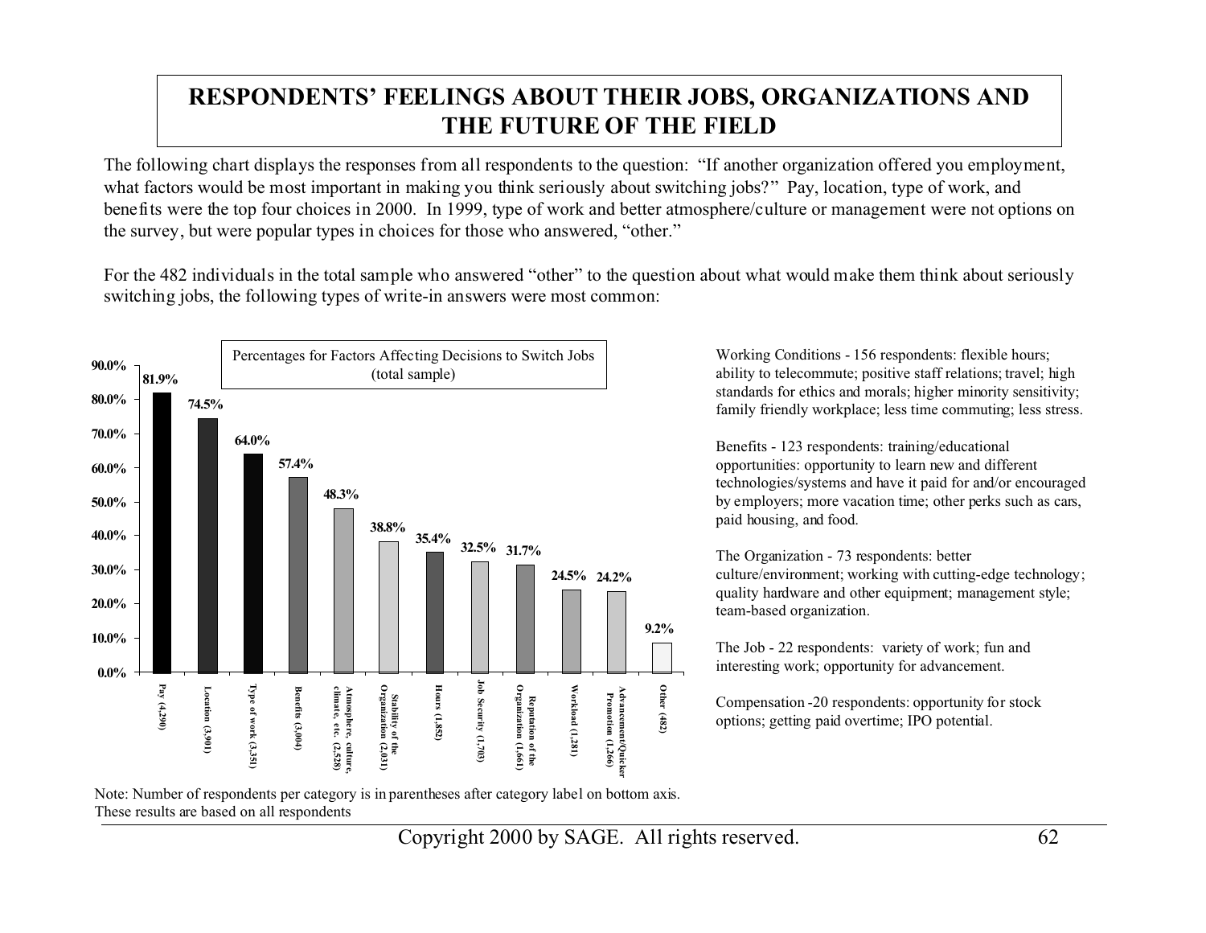# RESPONDENTS' FEELINGS ABOUT THEIR JOBS, ORGANIZATIONS AND THE FUTURE OF THE FIELD

The following chart displays the responses from all respondents to the question: "If another organization offered you employment, what factors would be most important in making you think seriously about switching jobs?" Pay, location, type of work, and benefits were the top four choices in 2000. In 1999, type of work and better atmosphere/culture or management were not options on the survey, but were popular types in choices for those who answered, "other."

For the 482 individuals in the total sample who answered "other" to the question about what would make them think about seriously switching jobs, the following types of write-in answers were most common:

**Percentages for Factors Affecting Decisions to Switch Jobs (total sample)**

| Factor | Percentage |
|---|---|
| Pay (4,290) | 81.9% |
| Location (3,901) | 74.5% |
| Type of work (3,351) | 64.0% |
| Benefits (3,004) | 57.4% |
| Atmosphere, culture, climate, etc. (2,528) | 48.3% |
| Stability of the Organization (2,031) | 38.8% |
| Hours (1,852) | 35.4% |
| Job Security (1,703) | 32.5% |
| Reputation of the Organization (1,661) | 31.7% |
| Workload (1,281) | 24.5% |
| Advancement/Quicker Promotion (1,266) | 24.2% |
| Other (482) | 9.2% |

Note: Number of respondents per category is in parentheses after category label on bottom axis. These results are based on all respondents

Working Conditions - 156 respondents: flexible hours; ability to telecommute; positive staff relations; travel; high standards for ethics and morals; higher minority sensitivity; family friendly workplace; less time commuting; less stress.

Benefits - 123 respondents: training/educational opportunities: opportunity to learn new and different technologies/systems and have it paid for and/or encouraged by employers; more vacation time; other perks such as cars, paid housing, and food.

The Organization - 73 respondents: better culture/environment; working with cutting-edge technology; quality hardware and other equipment; management style; team-based organization.

The Job - 22 respondents: variety of work; fun and interesting work; opportunity for advancement.

Compensation -20 respondents: opportunity for stock options; getting paid overtime; IPO potential.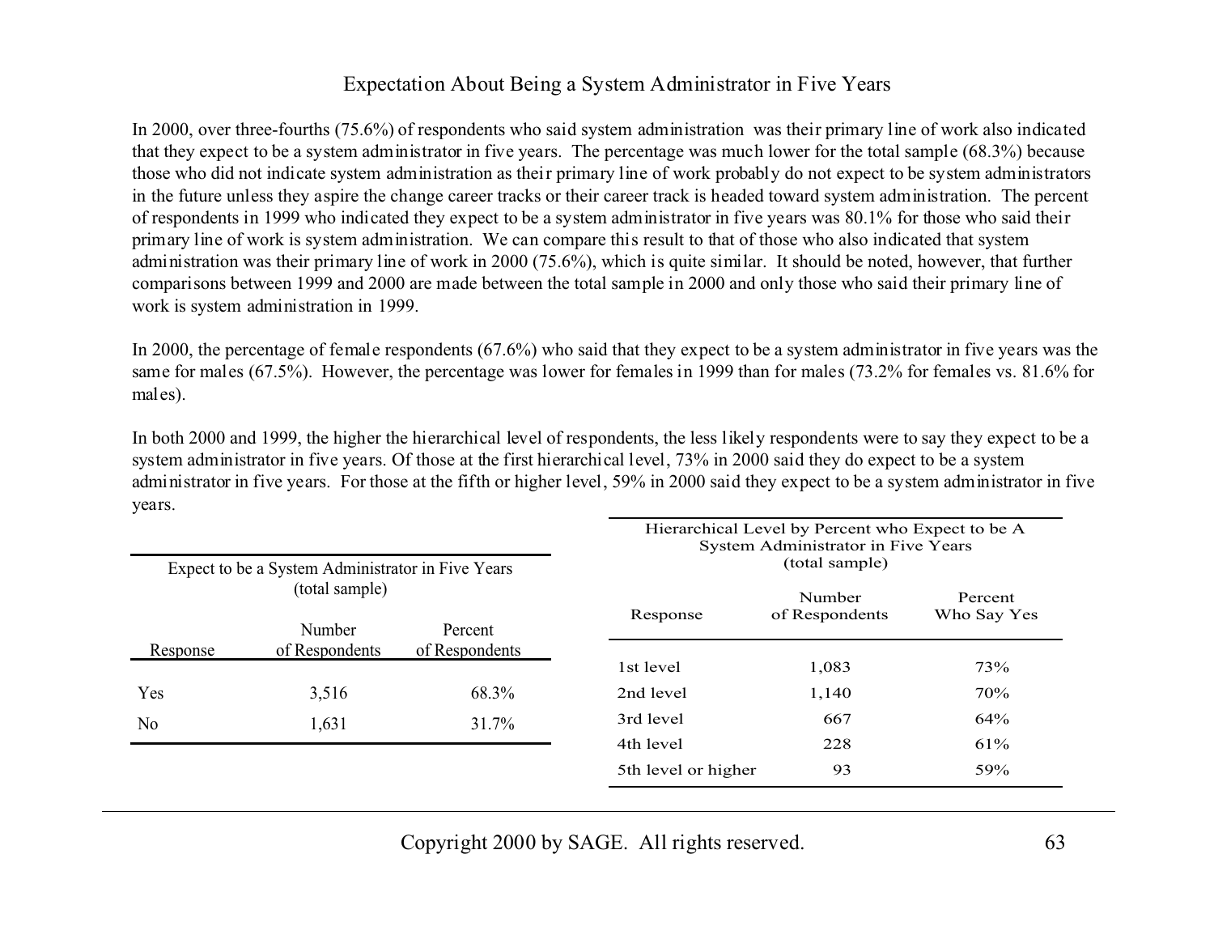## Expectation About Being a System Administrator in Five Years

In 2000, over three-fourths (75.6%) of respondents who said system administration was their primary line of work also indicated that they expect to be a system administrator in five years. The percentage was much lower for the total sample (68.3%) because those who did not indicate system administration as their primary line of work probably do not expect to be system administrators in the future unless they aspire the change career tracks or their career track is headed toward system administration. The percent of respondents in 1999 who indicated they expect to be a system administrator in five years was 80.1% for those who said their primary line of work is system administration. We can compare this result to that of those who also indicated that system administration was their primary line of work in 2000 (75.6%), which is quite similar. It should be noted, however, that further comparisons between 1999 and 2000 are made between the total sample in 2000 and only those who said their primary line of work is system administration in 1999.

In 2000, the percentage of female respondents (67.6%) who said that they expect to be a system administrator in five years was the same for males (67.5%). However, the percentage was lower for females in 1999 than for males (73.2% for females vs. 81.6% for males).

In both 2000 and 1999, the higher the hierarchical level of respondents, the less likely respondents were to say they expect to be a system administrator in five years. Of those at the first hierarchical level, 73% in 2000 said they do expect to be a system administrator in five years. For those at the fifth or higher level, 59% in 2000 said they expect to be a system administrator in five years.

Expect to be a System Administrator in Five Years (total sample)

| Response | Number of Respondents | Percent of Respondents |
|---|---|---|
| Yes | 3,516 | 68.3% |
| No | 1,631 | 31.7% |

Hierarchical Level by Percent who Expect to be A System Administrator in Five Years (total sample)

| Response | Number of Respondents | Percent Who Say Yes |
|---|---|---|
| 1st level | 1,083 | 73% |
| 2nd level | 1,140 | 70% |
| 3rd level | 667 | 64% |
| 4th level | 228 | 61% |
| 5th level or higher | 93 | 59% |

Copyright 2000 by SAGE. All rights reserved.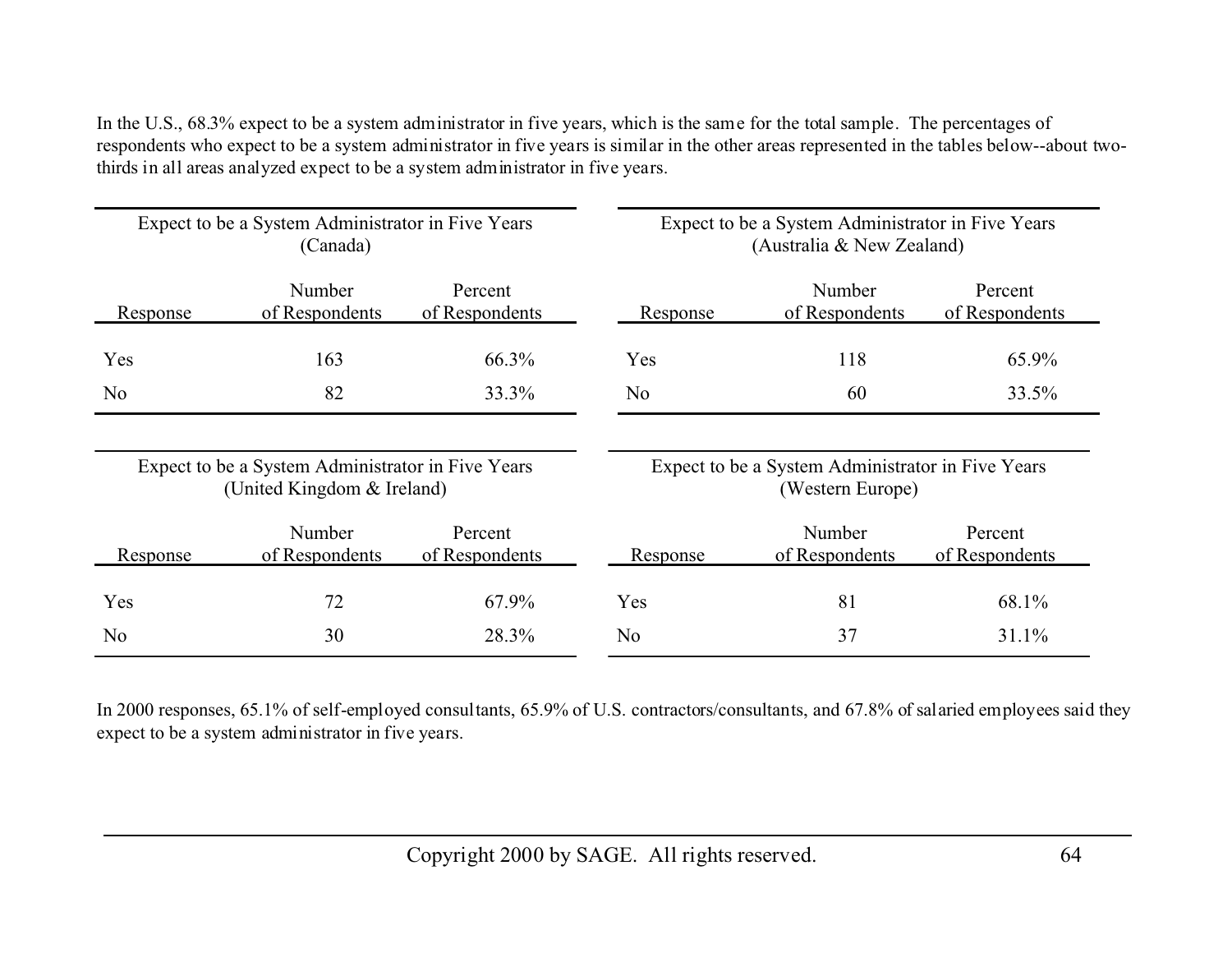In the U.S., 68.3% expect to be a system administrator in five years, which is the same for the total sample. The percentages of respondents who expect to be a system administrator in five years is similar in the other areas represented in the tables below--about two-thirds in all areas analyzed expect to be a system administrator in five years.

| Expect to be a System Administrator in Five Years (Canada) | | |
|---|---|---|
| Response | Number of Respondents | Percent of Respondents |
| Yes | 163 | 66.3% |
| No | 82 | 33.3% |

| Expect to be a System Administrator in Five Years (Australia & New Zealand) | | |
|---|---|---|
| Response | Number of Respondents | Percent of Respondents |
| Yes | 118 | 65.9% |
| No | 60 | 33.5% |

| Expect to be a System Administrator in Five Years (United Kingdom & Ireland) | | |
|---|---|---|
| Response | Number of Respondents | Percent of Respondents |
| Yes | 72 | 67.9% |
| No | 30 | 28.3% |

| Expect to be a System Administrator in Five Years (Western Europe) | | |
|---|---|---|
| Response | Number of Respondents | Percent of Respondents |
| Yes | 81 | 68.1% |
| No | 37 | 31.1% |

In 2000 responses, 65.1% of self-employed consultants, 65.9% of U.S. contractors/consultants, and 67.8% of salaried employees said they expect to be a system administrator in five years.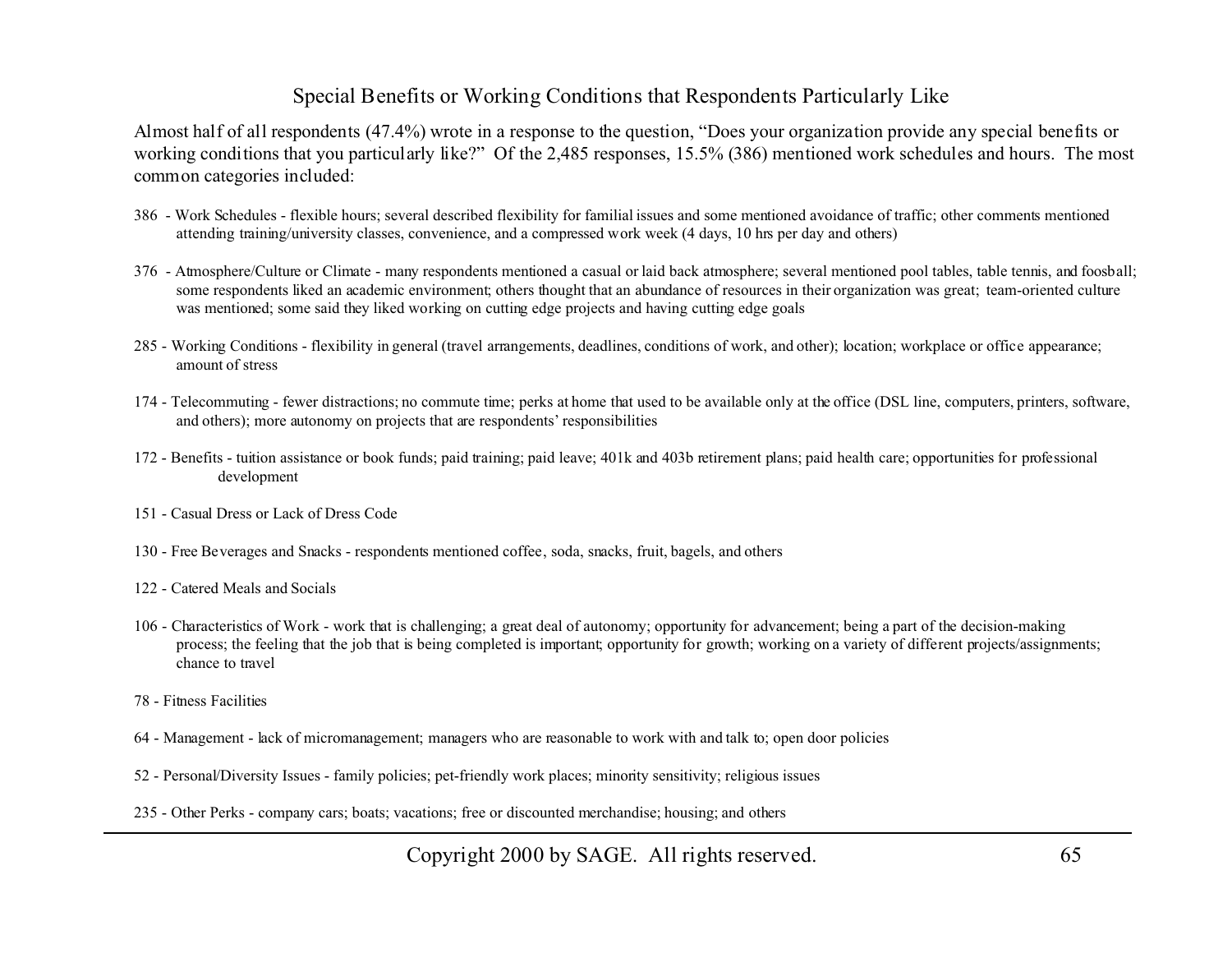## Special Benefits or Working Conditions that Respondents Particularly Like

Almost half of all respondents (47.4%) wrote in a response to the question, "Does your organization provide any special benefits or working conditions that you particularly like?" Of the 2,485 responses, 15.5% (386) mentioned work schedules and hours. The most common categories included:

386 - Work Schedules - flexible hours; several described flexibility for familial issues and some mentioned avoidance of traffic; other comments mentioned attending training/university classes, convenience, and a compressed work week (4 days, 10 hrs per day and others)

376 - Atmosphere/Culture or Climate - many respondents mentioned a casual or laid back atmosphere; several mentioned pool tables, table tennis, and foosball; some respondents liked an academic environment; others thought that an abundance of resources in their organization was great; team-oriented culture was mentioned; some said they liked working on cutting edge projects and having cutting edge goals

285 - Working Conditions - flexibility in general (travel arrangements, deadlines, conditions of work, and other); location; workplace or office appearance; amount of stress

174 - Telecommuting - fewer distractions; no commute time; perks at home that used to be available only at the office (DSL line, computers, printers, software, and others); more autonomy on projects that are respondents' responsibilities

172 - Benefits - tuition assistance or book funds; paid training; paid leave; 401k and 403b retirement plans; paid health care; opportunities for professional development

151 - Casual Dress or Lack of Dress Code

130 - Free Beverages and Snacks - respondents mentioned coffee, soda, snacks, fruit, bagels, and others

122 - Catered Meals and Socials

106 - Characteristics of Work - work that is challenging; a great deal of autonomy; opportunity for advancement; being a part of the decision-making process; the feeling that the job that is being completed is important; opportunity for growth; working on a variety of different projects/assignments; chance to travel

78 - Fitness Facilities

64 - Management - lack of micromanagement; managers who are reasonable to work with and talk to; open door policies

52 - Personal/Diversity Issues - family policies; pet-friendly work places; minority sensitivity; religious issues

235 - Other Perks - company cars; boats; vacations; free or discounted merchandise; housing; and others

Copyright 2000 by SAGE. All rights reserved.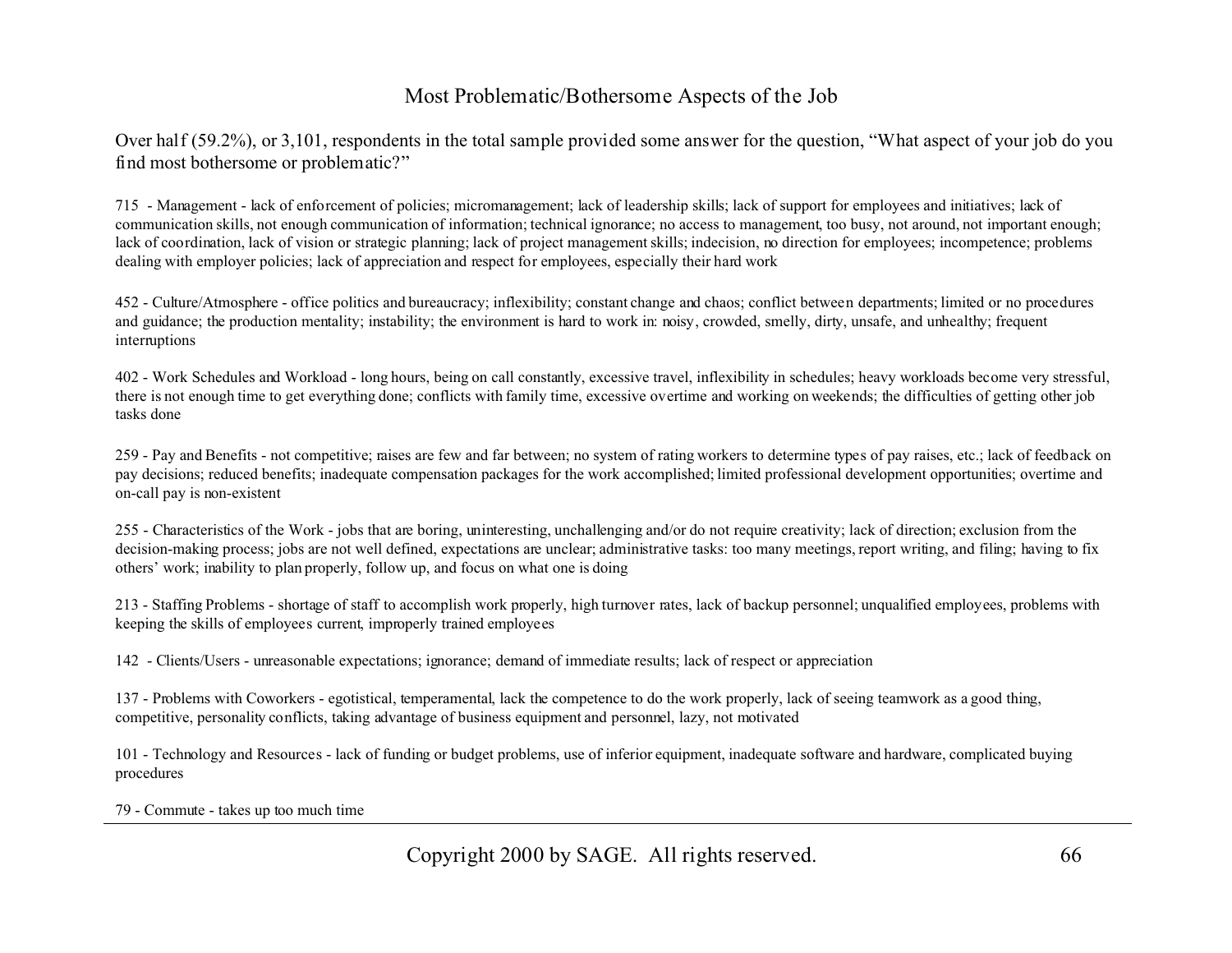# Most Problematic/Bothersome Aspects of the Job

Over half (59.2%), or 3,101, respondents in the total sample provided some answer for the question, "What aspect of your job do you find most bothersome or problematic?"

715 - Management - lack of enforcement of policies; micromanagement; lack of leadership skills; lack of support for employees and initiatives; lack of communication skills, not enough communication of information; technical ignorance; no access to management, too busy, not around, not important enough; lack of coordination, lack of vision or strategic planning; lack of project management skills; indecision, no direction for employees; incompetence; problems dealing with employer policies; lack of appreciation and respect for employees, especially their hard work

452 - Culture/Atmosphere - office politics and bureaucracy; inflexibility; constant change and chaos; conflict between departments; limited or no procedures and guidance; the production mentality; instability; the environment is hard to work in: noisy, crowded, smelly, dirty, unsafe, and unhealthy; frequent interruptions

402 - Work Schedules and Workload - long hours, being on call constantly, excessive travel, inflexibility in schedules; heavy workloads become very stressful, there is not enough time to get everything done; conflicts with family time, excessive overtime and working on weekends; the difficulties of getting other job tasks done

259 - Pay and Benefits - not competitive; raises are few and far between; no system of rating workers to determine types of pay raises, etc.; lack of feedback on pay decisions; reduced benefits; inadequate compensation packages for the work accomplished; limited professional development opportunities; overtime and on-call pay is non-existent

255 - Characteristics of the Work - jobs that are boring, uninteresting, unchallenging and/or do not require creativity; lack of direction; exclusion from the decision-making process; jobs are not well defined, expectations are unclear; administrative tasks: too many meetings, report writing, and filing; having to fix others' work; inability to plan properly, follow up, and focus on what one is doing

213 - Staffing Problems - shortage of staff to accomplish work properly, high turnover rates, lack of backup personnel; unqualified employees, problems with keeping the skills of employees current, improperly trained employees

142 - Clients/Users - unreasonable expectations; ignorance; demand of immediate results; lack of respect or appreciation

137 - Problems with Coworkers - egotistical, temperamental, lack the competence to do the work properly, lack of seeing teamwork as a good thing, competitive, personality conflicts, taking advantage of business equipment and personnel, lazy, not motivated

101 - Technology and Resources - lack of funding or budget problems, use of inferior equipment, inadequate software and hardware, complicated buying procedures

79 - Commute - takes up too much time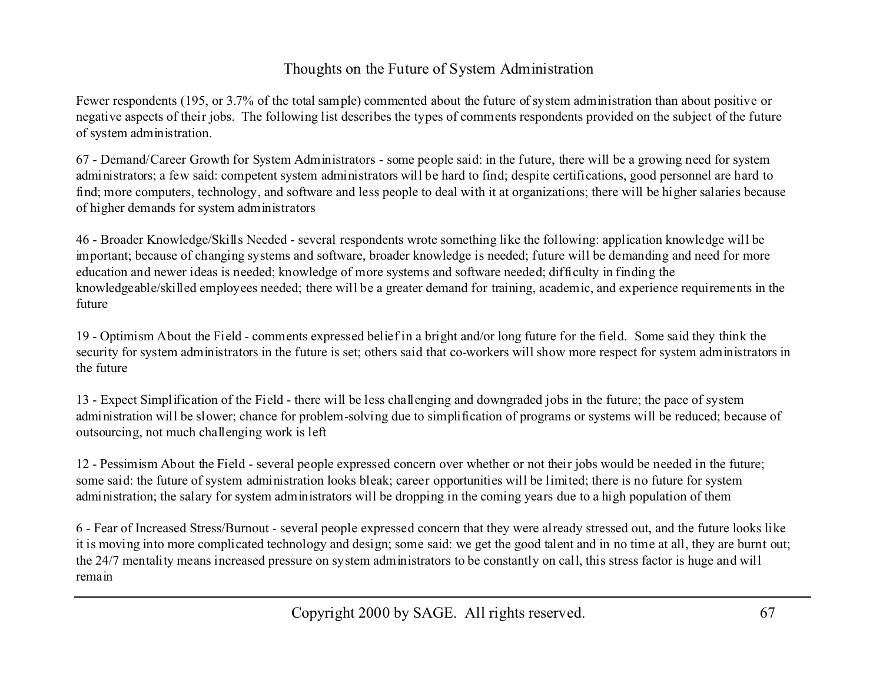## Thoughts on the Future of System Administration

Fewer respondents (195, or 3.7% of the total sample) commented about the future of system administration than about positive or negative aspects of their jobs. The following list describes the types of comments respondents provided on the subject of the future of system administration.

67 - Demand/Career Growth for System Administrators - some people said: in the future, there will be a growing need for system administrators; a few said: competent system administrators will be hard to find; despite certifications, good personnel are hard to find; more computers, technology, and software and less people to deal with it at organizations; there will be higher salaries because of higher demands for system administrators

46 - Broader Knowledge/Skills Needed - several respondents wrote something like the following: application knowledge will be important; because of changing systems and software, broader knowledge is needed; future will be demanding and need for more education and newer ideas is needed; knowledge of more systems and software needed; difficulty in finding the knowledgeable/skilled employees needed; there will be a greater demand for training, academic, and experience requirements in the future

19 - Optimism About the Field - comments expressed belief in a bright and/or long future for the field. Some said they think the security for system administrators in the future is set; others said that co-workers will show more respect for system administrators in the future

13 - Expect Simplification of the Field - there will be less challenging and downgraded jobs in the future; the pace of system administration will be slower; chance for problem-solving due to simplification of programs or systems will be reduced; because of outsourcing, not much challenging work is left

12 - Pessimism About the Field - several people expressed concern over whether or not their jobs would be needed in the future; some said: the future of system administration looks bleak; career opportunities will be limited; there is no future for system administration; the salary for system administrators will be dropping in the coming years due to a high population of them

6 - Fear of Increased Stress/Burnout - several people expressed concern that they were already stressed out, and the future looks like it is moving into more complicated technology and design; some said: we get the good talent and in no time at all, they are burnt out; the 24/7 mentality means increased pressure on system administrators to be constantly on call, this stress factor is huge and will remain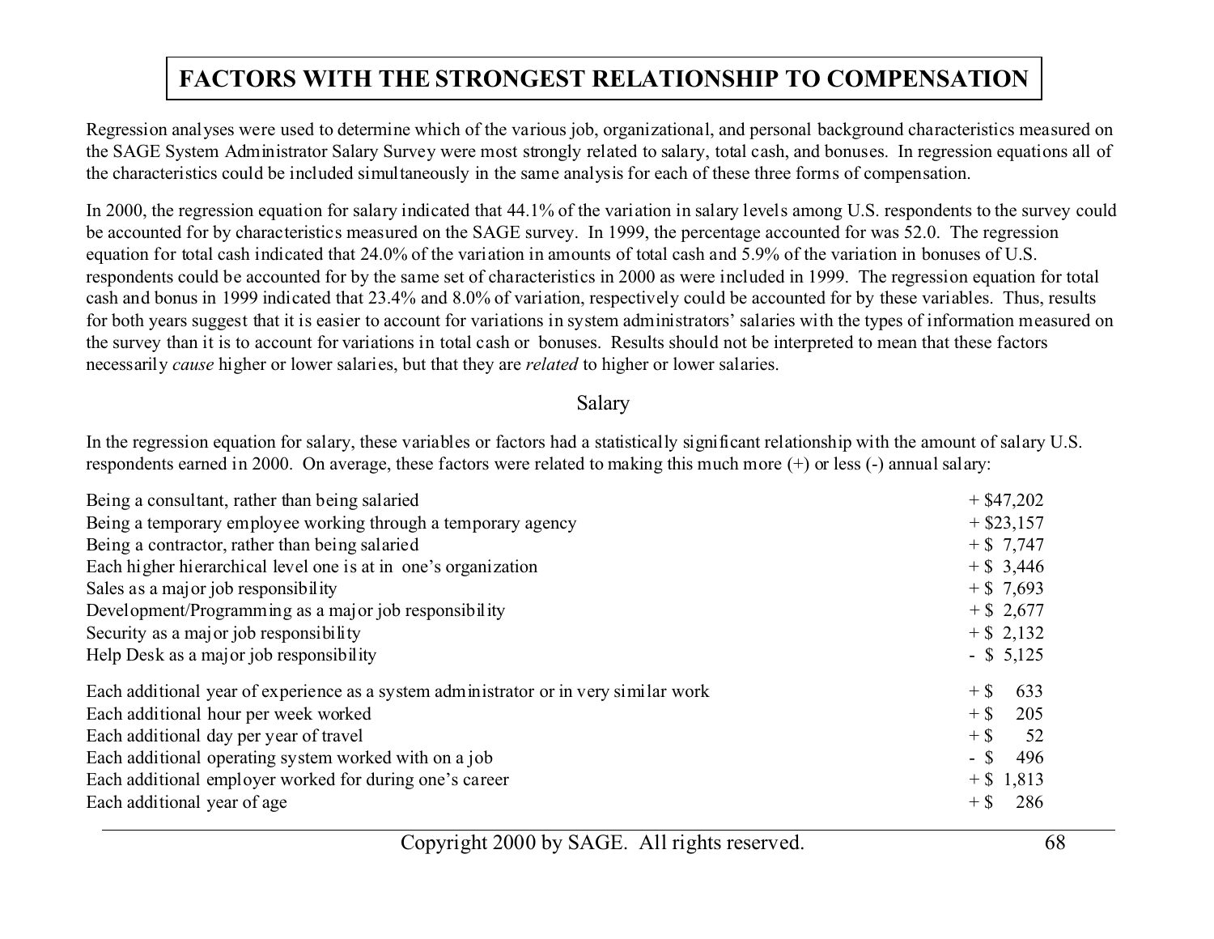# FACTORS WITH THE STRONGEST RELATIONSHIP TO COMPENSATION

Regression analyses were used to determine which of the various job, organizational, and personal background characteristics measured on the SAGE System Administrator Salary Survey were most strongly related to salary, total cash, and bonuses. In regression equations all of the characteristics could be included simultaneously in the same analysis for each of these three forms of compensation.

In 2000, the regression equation for salary indicated that 44.1% of the variation in salary levels among U.S. respondents to the survey could be accounted for by characteristics measured on the SAGE survey. In 1999, the percentage accounted for was 52.0. The regression equation for total cash indicated that 24.0% of the variation in amounts of total cash and 5.9% of the variation in bonuses of U.S. respondents could be accounted for by the same set of characteristics in 2000 as were included in 1999. The regression equation for total cash and bonus in 1999 indicated that 23.4% and 8.0% of variation, respectively could be accounted for by these variables. Thus, results for both years suggest that it is easier to account for variations in system administrators' salaries with the types of information measured on the survey than it is to account for variations in total cash or bonuses. Results should not be interpreted to mean that these factors necessarily *cause* higher or lower salaries, but that they are *related* to higher or lower salaries.

## Salary

In the regression equation for salary, these variables or factors had a statistically significant relationship with the amount of salary U.S. respondents earned in 2000. On average, these factors were related to making this much more (+) or less (-) annual salary:

| Factor | Amount |
|---|---|
| Being a consultant, rather than being salaried | + $47,202 |
| Being a temporary employee working through a temporary agency | + $23,157 |
| Being a contractor, rather than being salaried | + $ 7,747 |
| Each higher hierarchical level one is at in one's organization | + $ 3,446 |
| Sales as a major job responsibility | + $ 7,693 |
| Development/Programming as a major job responsibility | + $ 2,677 |
| Security as a major job responsibility | + $ 2,132 |
| Help Desk as a major job responsibility | - $ 5,125 |
| Each additional year of experience as a system administrator or in very similar work | + $ 633 |
| Each additional hour per week worked | + $ 205 |
| Each additional day per year of travel | + $ 52 |
| Each additional operating system worked with on a job | - $ 496 |
| Each additional employer worked for during one's career | + $ 1,813 |
| Each additional year of age | + $ 286 |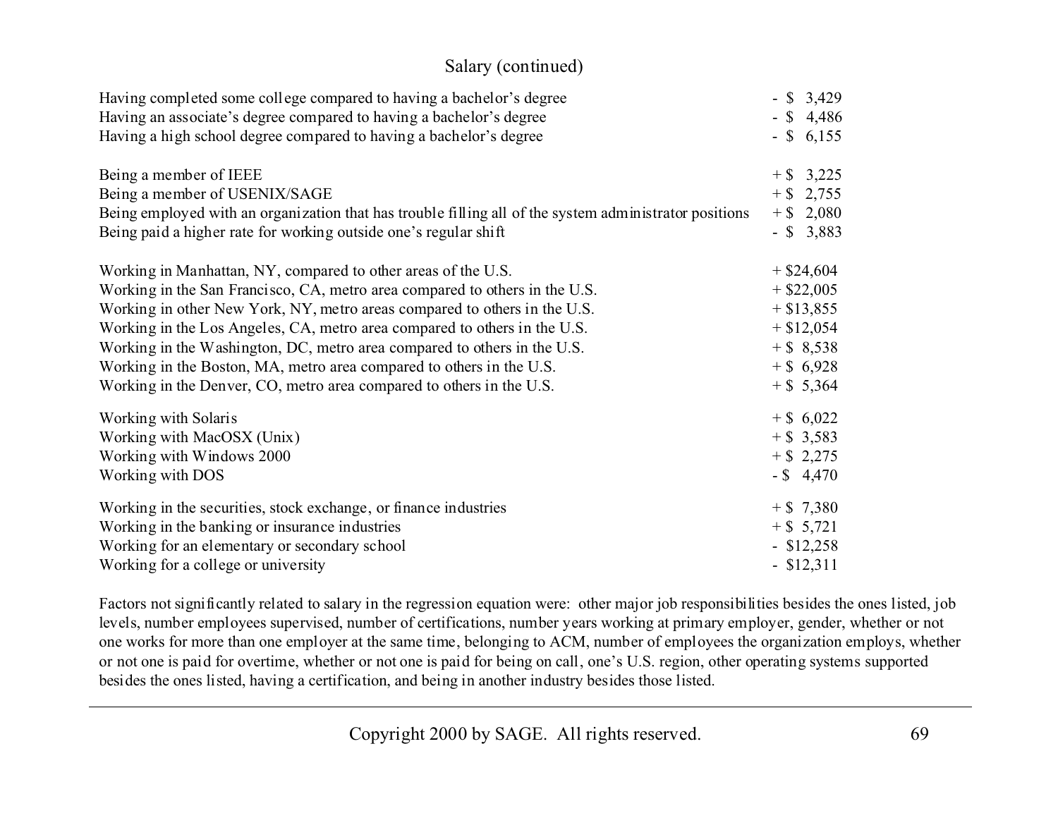## Salary (continued)

| | |
|---|---|
| Having completed some college compared to having a bachelor's degree | - $ 3,429 |
| Having an associate's degree compared to having a bachelor's degree | - $ 4,486 |
| Having a high school degree compared to having a bachelor's degree | - $ 6,155 |
| | |
| Being a member of IEEE | + $ 3,225 |
| Being a member of USENIX/SAGE | + $ 2,755 |
| Being employed with an organization that has trouble filling all of the system administrator positions | + $ 2,080 |
| Being paid a higher rate for working outside one's regular shift | - $ 3,883 |
| | |
| Working in Manhattan, NY, compared to other areas of the U.S. | + $24,604 |
| Working in the San Francisco, CA, metro area compared to others in the U.S. | + $22,005 |
| Working in other New York, NY, metro areas compared to others in the U.S. | + $13,855 |
| Working in the Los Angeles, CA, metro area compared to others in the U.S. | + $12,054 |
| Working in the Washington, DC, metro area compared to others in the U.S. | + $ 8,538 |
| Working in the Boston, MA, metro area compared to others in the U.S. | + $ 6,928 |
| Working in the Denver, CO, metro area compared to others in the U.S. | + $ 5,364 |
| | |
| Working with Solaris | + $ 6,022 |
| Working with MacOSX (Unix) | + $ 3,583 |
| Working with Windows 2000 | + $ 2,275 |
| Working with DOS | - $ 4,470 |
| | |
| Working in the securities, stock exchange, or finance industries | + $ 7,380 |
| Working in the banking or insurance industries | + $ 5,721 |
| Working for an elementary or secondary school | - $12,258 |
| Working for a college or university | - $12,311 |

Factors not significantly related to salary in the regression equation were: other major job responsibilities besides the ones listed, job levels, number employees supervised, number of certifications, number years working at primary employer, gender, whether or not one works for more than one employer at the same time, belonging to ACM, number of employees the organization employs, whether or not one is paid for overtime, whether or not one is paid for being on call, one's U.S. region, other operating systems supported besides the ones listed, having a certification, and being in another industry besides those listed.

Copyright 2000 by SAGE. All rights reserved.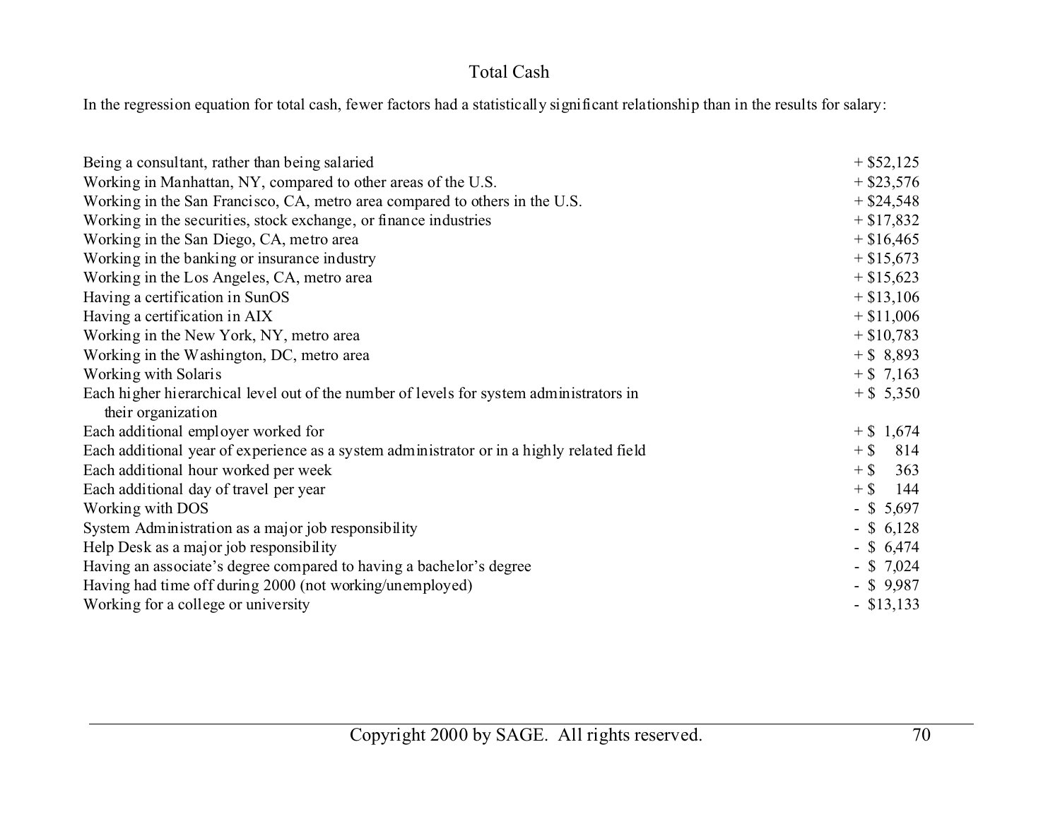## Total Cash

In the regression equation for total cash, fewer factors had a statistically significant relationship than in the results for salary:

| | |
|---|---|
| Being a consultant, rather than being salaried | + $52,125 |
| Working in Manhattan, NY, compared to other areas of the U.S. | + $23,576 |
| Working in the San Francisco, CA, metro area compared to others in the U.S. | + $24,548 |
| Working in the securities, stock exchange, or finance industries | + $17,832 |
| Working in the San Diego, CA, metro area | + $16,465 |
| Working in the banking or insurance industry | + $15,673 |
| Working in the Los Angeles, CA, metro area | + $15,623 |
| Having a certification in SunOS | + $13,106 |
| Having a certification in AIX | + $11,006 |
| Working in the New York, NY, metro area | + $10,783 |
| Working in the Washington, DC, metro area | + $ 8,893 |
| Working with Solaris | + $ 7,163 |
| Each higher hierarchical level out of the number of levels for system administrators in their organization | + $ 5,350 |
| Each additional employer worked for | + $ 1,674 |
| Each additional year of experience as a system administrator or in a highly related field | + $ 814 |
| Each additional hour worked per week | + $ 363 |
| Each additional day of travel per year | + $ 144 |
| Working with DOS | - $ 5,697 |
| System Administration as a major job responsibility | - $ 6,128 |
| Help Desk as a major job responsibility | - $ 6,474 |
| Having an associate's degree compared to having a bachelor's degree | - $ 7,024 |
| Having had time off during 2000 (not working/unemployed) | - $ 9,987 |
| Working for a college or university | - $13,133 |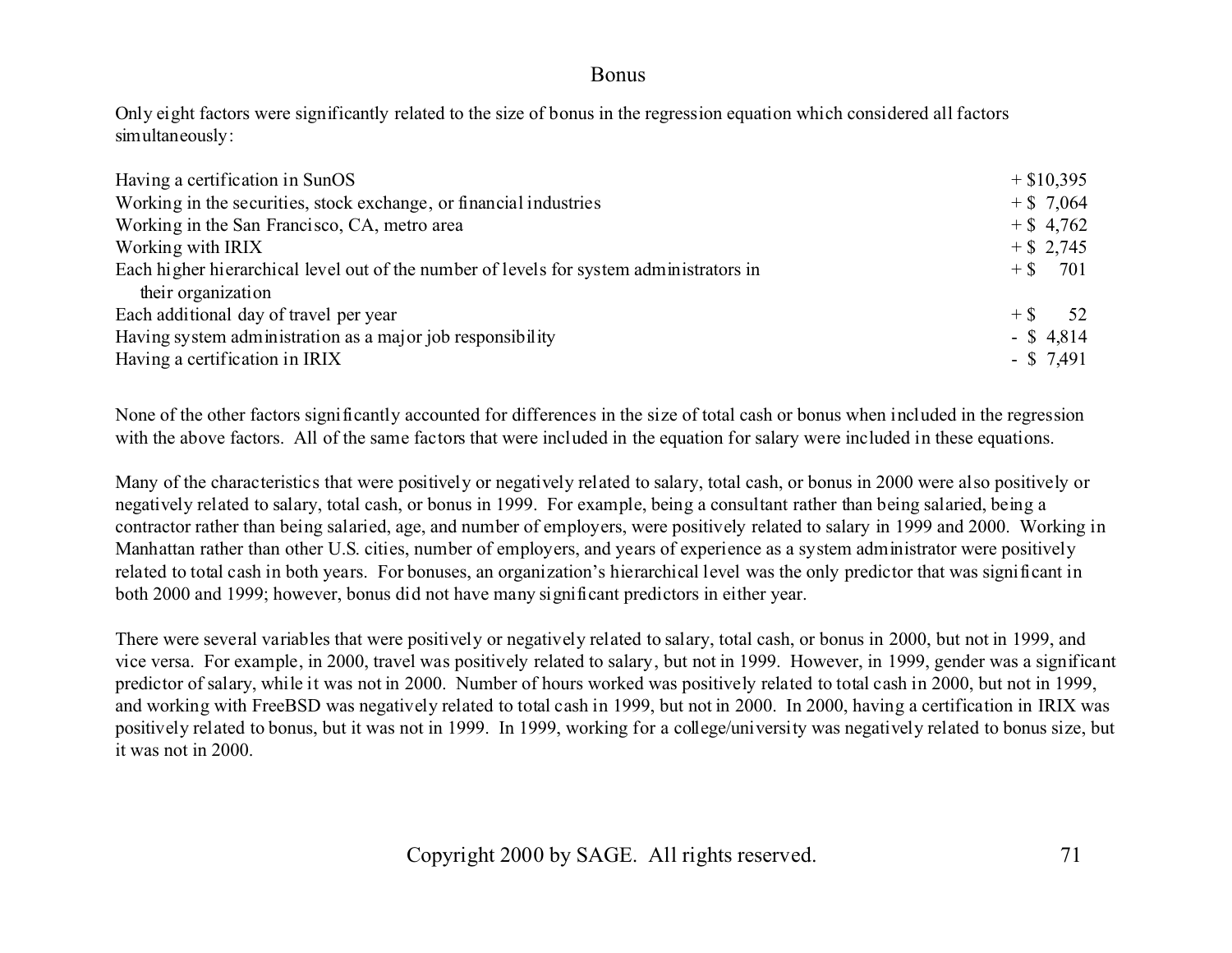## Bonus

Only eight factors were significantly related to the size of bonus in the regression equation which considered all factors simultaneously:

| | |
|---|---|
| Having a certification in SunOS | + $10,395 |
| Working in the securities, stock exchange, or financial industries | + $ 7,064 |
| Working in the San Francisco, CA, metro area | + $ 4,762 |
| Working with IRIX | + $ 2,745 |
| Each higher hierarchical level out of the number of levels for system administrators in their organization | + $ 701 |
| Each additional day of travel per year | + $ 52 |
| Having system administration as a major job responsibility | - $ 4,814 |
| Having a certification in IRIX | - $ 7,491 |

None of the other factors significantly accounted for differences in the size of total cash or bonus when included in the regression with the above factors. All of the same factors that were included in the equation for salary were included in these equations.

Many of the characteristics that were positively or negatively related to salary, total cash, or bonus in 2000 were also positively or negatively related to salary, total cash, or bonus in 1999. For example, being a consultant rather than being salaried, being a contractor rather than being salaried, age, and number of employers, were positively related to salary in 1999 and 2000. Working in Manhattan rather than other U.S. cities, number of employers, and years of experience as a system administrator were positively related to total cash in both years. For bonuses, an organization's hierarchical level was the only predictor that was significant in both 2000 and 1999; however, bonus did not have many significant predictors in either year.

There were several variables that were positively or negatively related to salary, total cash, or bonus in 2000, but not in 1999, and vice versa. For example, in 2000, travel was positively related to salary, but not in 1999. However, in 1999, gender was a significant predictor of salary, while it was not in 2000. Number of hours worked was positively related to total cash in 2000, but not in 1999, and working with FreeBSD was negatively related to total cash in 1999, but not in 2000. In 2000, having a certification in IRIX was positively related to bonus, but it was not in 1999. In 1999, working for a college/university was negatively related to bonus size, but it was not in 2000.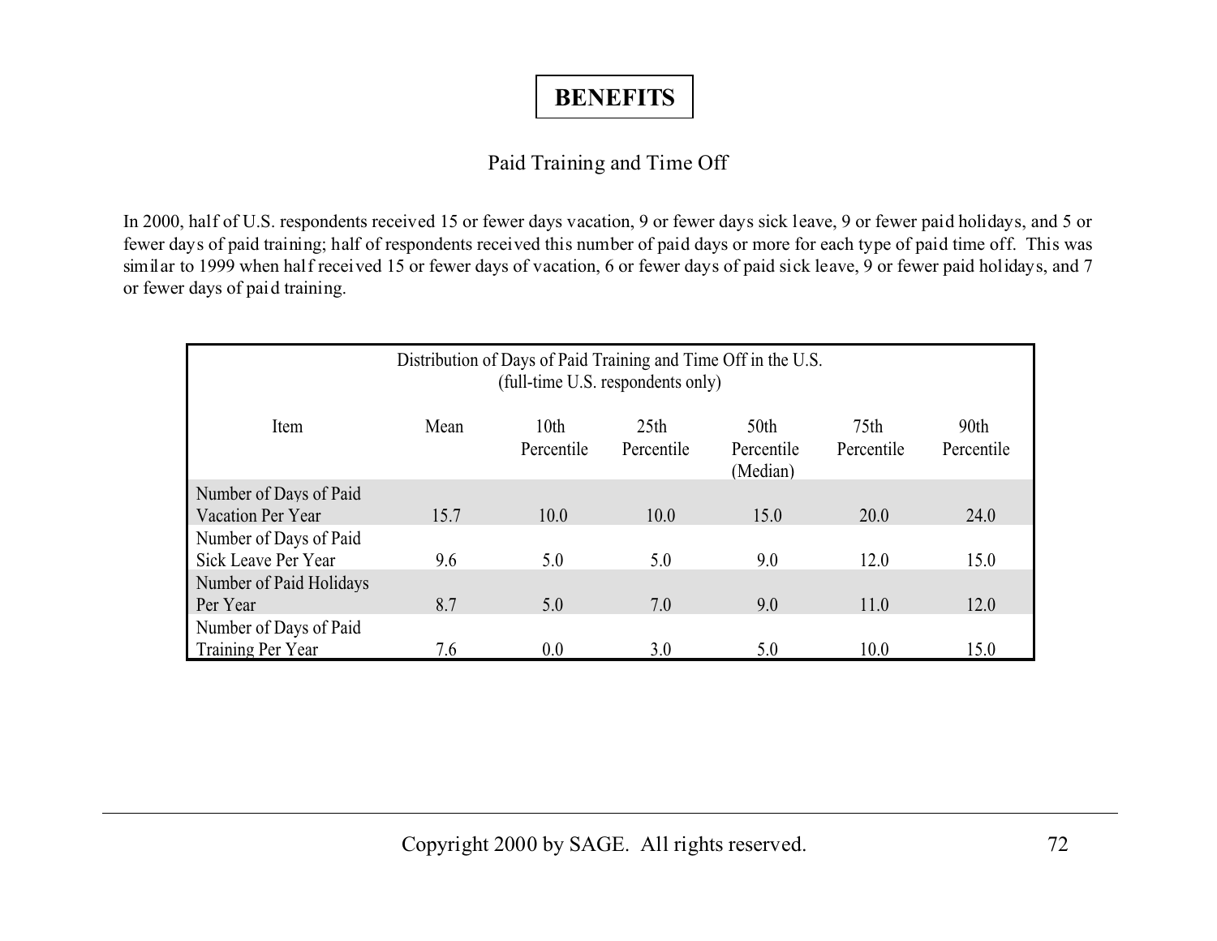# BENEFITS

## Paid Training and Time Off

In 2000, half of U.S. respondents received 15 or fewer days vacation, 9 or fewer days sick leave, 9 or fewer paid holidays, and 5 or fewer days of paid training; half of respondents received this number of paid days or more for each type of paid time off. This was similar to 1999 when half received 15 or fewer days of vacation, 6 or fewer days of paid sick leave, 9 or fewer paid holidays, and 7 or fewer days of paid training.

Distribution of Days of Paid Training and Time Off in the U.S.
(full-time U.S. respondents only)

| Item | Mean | 10th Percentile | 25th Percentile | 50th Percentile (Median) | 75th Percentile | 90th Percentile |
|---|---|---|---|---|---|---|
| Number of Days of Paid Vacation Per Year | 15.7 | 10.0 | 10.0 | 15.0 | 20.0 | 24.0 |
| Number of Days of Paid Sick Leave Per Year | 9.6 | 5.0 | 5.0 | 9.0 | 12.0 | 15.0 |
| Number of Paid Holidays Per Year | 8.7 | 5.0 | 7.0 | 9.0 | 11.0 | 12.0 |
| Number of Days of Paid Training Per Year | 7.6 | 0.0 | 3.0 | 5.0 | 10.0 | 15.0 |

Copyright 2000 by SAGE. All rights reserved.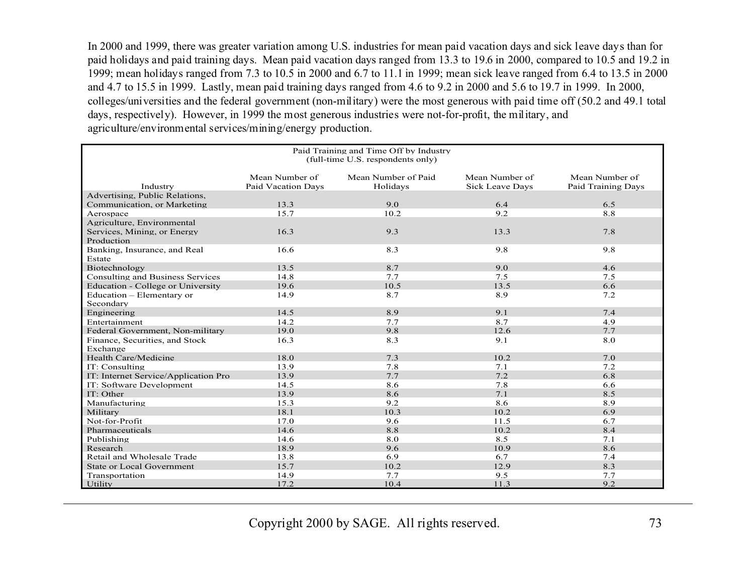In 2000 and 1999, there was greater variation among U.S. industries for mean paid vacation days and sick leave days than for paid holidays and paid training days. Mean paid vacation days ranged from 13.3 to 19.6 in 2000, compared to 10.5 and 19.2 in 1999; mean holidays ranged from 7.3 to 10.5 in 2000 and 6.7 to 11.1 in 1999; mean sick leave ranged from 6.4 to 13.5 in 2000 and 4.7 to 15.5 in 1999. Lastly, mean paid training days ranged from 4.6 to 9.2 in 2000 and 5.6 to 19.7 in 1999. In 2000, colleges/universities and the federal government (non-military) were the most generous with paid time off (50.2 and 49.1 total days, respectively). However, in 1999 the most generous industries were not-for-profit, the military, and agriculture/environmental services/mining/energy production.

Paid Training and Time Off by Industry
(full-time U.S. respondents only)

| Industry | Mean Number of Paid Vacation Days | Mean Number of Paid Holidays | Mean Number of Sick Leave Days | Mean Number of Paid Training Days |
|---|---|---|---|---|
| Advertising, Public Relations, Communication, or Marketing | 13.3 | 9.0 | 6.4 | 6.5 |
| Aerospace | 15.7 | 10.2 | 9.2 | 8.8 |
| Agriculture, Environmental Services, Mining, or Energy Production | 16.3 | 9.3 | 13.3 | 7.8 |
| Banking, Insurance, and Real Estate | 16.6 | 8.3 | 9.8 | 9.8 |
| Biotechnology | 13.5 | 8.7 | 9.0 | 4.6 |
| Consulting and Business Services | 14.8 | 7.7 | 7.5 | 7.5 |
| Education - College or University | 19.6 | 10.5 | 13.5 | 6.6 |
| Education – Elementary or Secondary | 14.9 | 8.7 | 8.9 | 7.2 |
| Engineering | 14.5 | 8.9 | 9.1 | 7.4 |
| Entertainment | 14.2 | 7.7 | 8.7 | 4.9 |
| Federal Government, Non-military | 19.0 | 9.8 | 12.6 | 7.7 |
| Finance, Securities, and Stock Exchange | 16.3 | 8.3 | 9.1 | 8.0 |
| Health Care/Medicine | 18.0 | 7.3 | 10.2 | 7.0 |
| IT: Consulting | 13.9 | 7.8 | 7.1 | 7.2 |
| IT: Internet Service/Application Pro | 13.9 | 7.7 | 7.2 | 6.8 |
| IT: Software Development | 14.5 | 8.6 | 7.8 | 6.6 |
| IT: Other | 13.9 | 8.6 | 7.1 | 8.5 |
| Manufacturing | 15.3 | 9.2 | 8.6 | 8.9 |
| Military | 18.1 | 10.3 | 10.2 | 6.9 |
| Not-for-Profit | 17.0 | 9.6 | 11.5 | 6.7 |
| Pharmaceuticals | 14.6 | 8.8 | 10.2 | 8.4 |
| Publishing | 14.6 | 8.0 | 8.5 | 7.1 |
| Research | 18.9 | 9.6 | 10.9 | 8.6 |
| Retail and Wholesale Trade | 13.8 | 6.9 | 6.7 | 7.4 |
| State or Local Government | 15.7 | 10.2 | 12.9 | 8.3 |
| Transportation | 14.9 | 7.7 | 9.5 | 7.7 |
| Utility | 17.2 | 10.4 | 11.3 | 9.2 |

Copyright 2000 by SAGE. All rights reserved.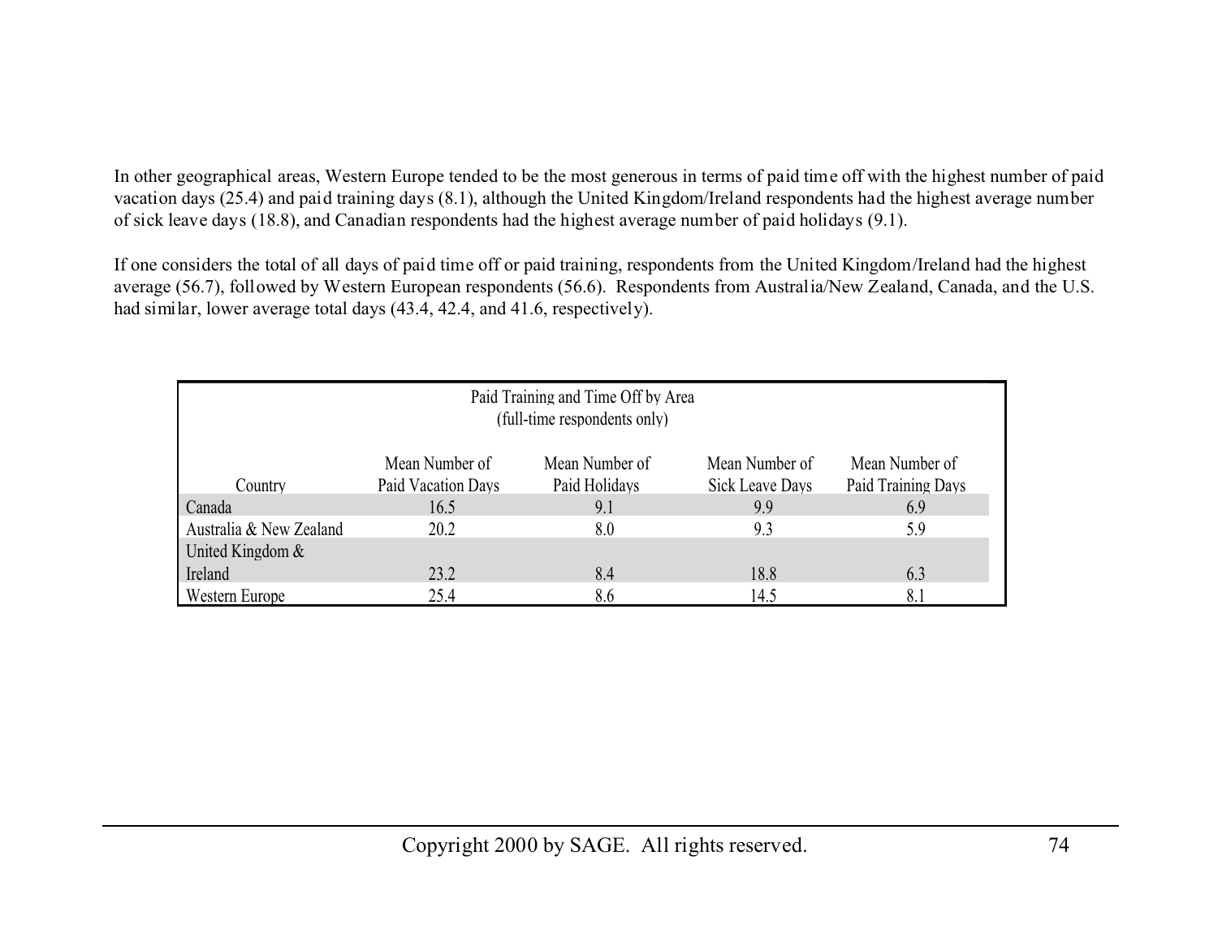In other geographical areas, Western Europe tended to be the most generous in terms of paid time off with the highest number of paid vacation days (25.4) and paid training days (8.1), although the United Kingdom/Ireland respondents had the highest average number of sick leave days (18.8), and Canadian respondents had the highest average number of paid holidays (9.1).

If one considers the total of all days of paid time off or paid training, respondents from the United Kingdom/Ireland had the highest average (56.7), followed by Western European respondents (56.6). Respondents from Australia/New Zealand, Canada, and the U.S. had similar, lower average total days (43.4, 42.4, and 41.6, respectively).

Paid Training and Time Off by Area
(full-time respondents only)

| Country | Mean Number of Paid Vacation Days | Mean Number of Paid Holidays | Mean Number of Sick Leave Days | Mean Number of Paid Training Days |
|---|---|---|---|---|
| Canada | 16.5 | 9.1 | 9.9 | 6.9 |
| Australia & New Zealand | 20.2 | 8.0 | 9.3 | 5.9 |
| United Kingdom & Ireland | 23.2 | 8.4 | 18.8 | 6.3 |
| Western Europe | 25.4 | 8.6 | 14.5 | 8.1 |

Copyright 2000 by SAGE. All rights reserved.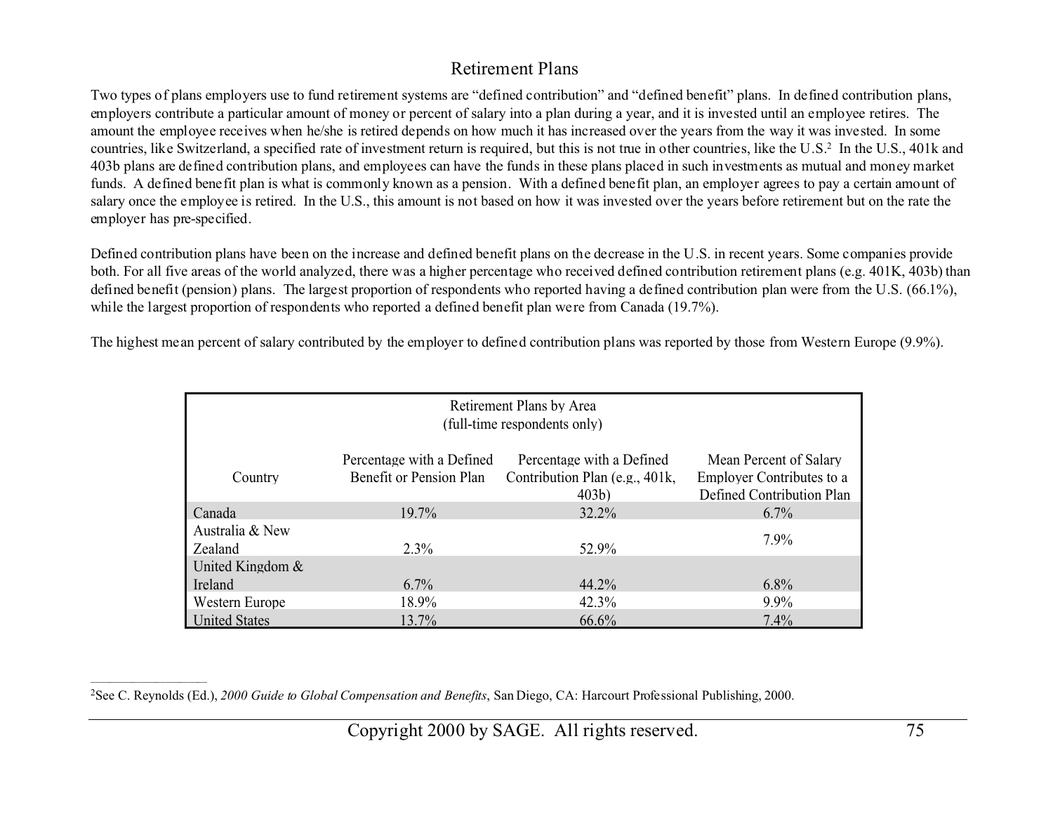## Retirement Plans

Two types of plans employers use to fund retirement systems are "defined contribution" and "defined benefit" plans. In defined contribution plans, employers contribute a particular amount of money or percent of salary into a plan during a year, and it is invested until an employee retires. The amount the employee receives when he/she is retired depends on how much it has increased over the years from the way it was invested. In some countries, like Switzerland, a specified rate of investment return is required, but this is not true in other countries, like the U.S.[2] In the U.S., 401k and 403b plans are defined contribution plans, and employees can have the funds in these plans placed in such investments as mutual and money market funds. A defined benefit plan is what is commonly known as a pension. With a defined benefit plan, an employer agrees to pay a certain amount of salary once the employee is retired. In the U.S., this amount is not based on how it was invested over the years before retirement but on the rate the employer has pre-specified.

Defined contribution plans have been on the increase and defined benefit plans on the decrease in the U.S. in recent years. Some companies provide both. For all five areas of the world analyzed, there was a higher percentage who received defined contribution retirement plans (e.g. 401K, 403b) than defined benefit (pension) plans. The largest proportion of respondents who reported having a defined contribution plan were from the U.S. (66.1%), while the largest proportion of respondents who reported a defined benefit plan were from Canada (19.7%).

The highest mean percent of salary contributed by the employer to defined contribution plans was reported by those from Western Europe (9.9%).

Retirement Plans by Area
(full-time respondents only)

| Country | Percentage with a Defined Benefit or Pension Plan | Percentage with a Defined Contribution Plan (e.g., 401k, 403b) | Mean Percent of Salary Employer Contributes to a Defined Contribution Plan |
|---|---|---|---|
| Canada | 19.7% | 32.2% | 6.7% |
| Australia & New Zealand | 2.3% | 52.9% | 7.9% |
| United Kingdom & Ireland | 6.7% | 44.2% | 6.8% |
| Western Europe | 18.9% | 42.3% | 9.9% |
| United States | 13.7% | 66.6% | 7.4% |

[2]See C. Reynolds (Ed.), *2000 Guide to Global Compensation and Benefits*, San Diego, CA: Harcourt Professional Publishing, 2000.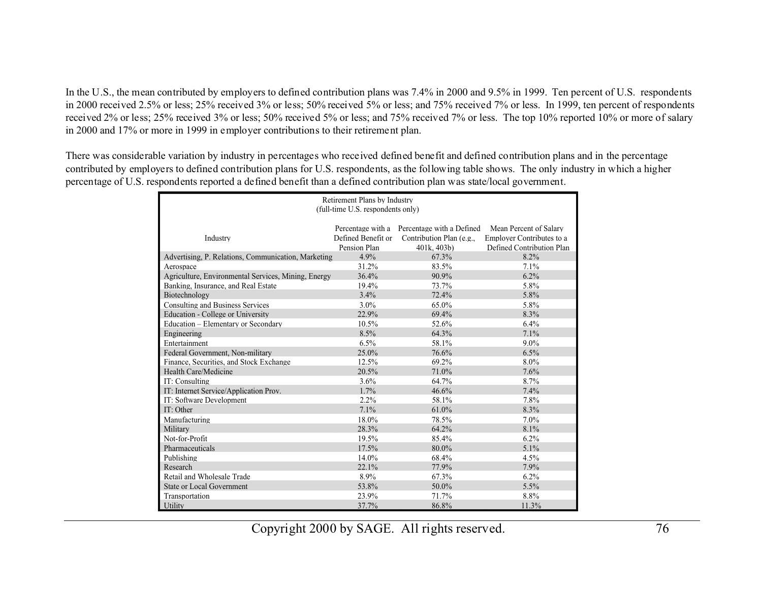In the U.S., the mean contributed by employers to defined contribution plans was 7.4% in 2000 and 9.5% in 1999. Ten percent of U.S. respondents in 2000 received 2.5% or less; 25% received 3% or less; 50% received 5% or less; and 75% received 7% or less. In 1999, ten percent of respondents received 2% or less; 25% received 3% or less; 50% received 5% or less; and 75% received 7% or less. The top 10% reported 10% or more of salary in 2000 and 17% or more in 1999 in employer contributions to their retirement plan.

There was considerable variation by industry in percentages who received defined benefit and defined contribution plans and in the percentage contributed by employers to defined contribution plans for U.S. respondents, as the following table shows. The only industry in which a higher percentage of U.S. respondents reported a defined benefit than a defined contribution plan was state/local government.

Retirement Plans by Industry
(full-time U.S. respondents only)

| Industry | Percentage with a Defined Benefit or Pension Plan | Percentage with a Defined Contribution Plan (e.g., 401k, 403b) | Mean Percent of Salary Employer Contributes to a Defined Contribution Plan |
|---|---|---|---|
| Advertising, P. Relations, Communication, Marketing | 4.9% | 67.3% | 8.2% |
| Aerospace | 31.2% | 83.5% | 7.1% |
| Agriculture, Environmental Services, Mining, Energy | 36.4% | 90.9% | 6.2% |
| Banking, Insurance, and Real Estate | 19.4% | 73.7% | 5.8% |
| Biotechnology | 3.4% | 72.4% | 5.8% |
| Consulting and Business Services | 3.0% | 65.0% | 5.8% |
| Education - College or University | 22.9% | 69.4% | 8.3% |
| Education – Elementary or Secondary | 10.5% | 52.6% | 6.4% |
| Engineering | 8.5% | 64.3% | 7.1% |
| Entertainment | 6.5% | 58.1% | 9.0% |
| Federal Government, Non-military | 25.0% | 76.6% | 6.5% |
| Finance, Securities, and Stock Exchange | 12.5% | 69.2% | 8.0% |
| Health Care/Medicine | 20.5% | 71.0% | 7.6% |
| IT: Consulting | 3.6% | 64.7% | 8.7% |
| IT: Internet Service/Application Prov. | 1.7% | 46.6% | 7.4% |
| IT: Software Development | 2.2% | 58.1% | 7.8% |
| IT: Other | 7.1% | 61.0% | 8.3% |
| Manufacturing | 18.0% | 78.5% | 7.0% |
| Military | 28.3% | 64.2% | 8.1% |
| Not-for-Profit | 19.5% | 85.4% | 6.2% |
| Pharmaceuticals | 17.5% | 80.0% | 5.1% |
| Publishing | 14.0% | 68.4% | 4.5% |
| Research | 22.1% | 77.9% | 7.9% |
| Retail and Wholesale Trade | 8.9% | 67.3% | 6.2% |
| State or Local Government | 53.8% | 50.0% | 5.5% |
| Transportation | 23.9% | 71.7% | 8.8% |
| Utility | 37.7% | 86.8% | 11.3% |

Copyright 2000 by SAGE. All rights reserved.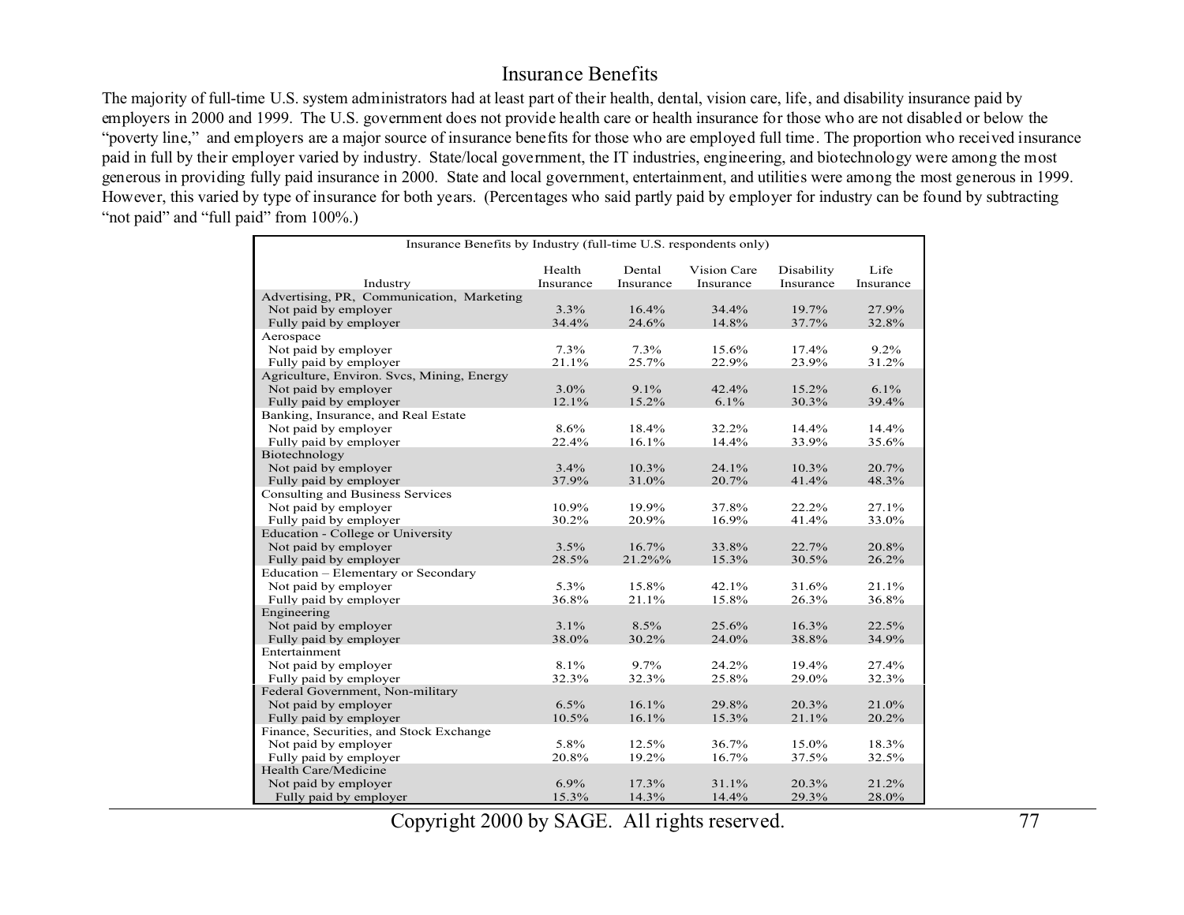# Insurance Benefits

The majority of full-time U.S. system administrators had at least part of their health, dental, vision care, life, and disability insurance paid by employers in 2000 and 1999. The U.S. government does not provide health care or health insurance for those who are not disabled or below the "poverty line," and employers are a major source of insurance benefits for those who are employed full time. The proportion who received insurance paid in full by their employer varied by industry. State/local government, the IT industries, engineering, and biotechnology were among the most generous in providing fully paid insurance in 2000. State and local government, entertainment, and utilities were among the most generous in 1999. However, this varied by type of insurance for both years. (Percentages who said partly paid by employer for industry can be found by subtracting "not paid" and "full paid" from 100%.)

Insurance Benefits by Industry (full-time U.S. respondents only)

| Industry | Health Insurance | Dental Insurance | Vision Care Insurance | Disability Insurance | Life Insurance |
|---|---|---|---|---|---|
| Advertising, PR, Communication, Marketing | | | | | |
| Not paid by employer | 3.3% | 16.4% | 34.4% | 19.7% | 27.9% |
| Fully paid by employer | 34.4% | 24.6% | 14.8% | 37.7% | 32.8% |
| Aerospace | | | | | |
| Not paid by employer | 7.3% | 7.3% | 15.6% | 17.4% | 9.2% |
| Fully paid by employer | 21.1% | 25.7% | 22.9% | 23.9% | 31.2% |
| Agriculture, Environ. Svcs, Mining, Energy | | | | | |
| Not paid by employer | 3.0% | 9.1% | 42.4% | 15.2% | 6.1% |
| Fully paid by employer | 12.1% | 15.2% | 6.1% | 30.3% | 39.4% |
| Banking, Insurance, and Real Estate | | | | | |
| Not paid by employer | 8.6% | 18.4% | 32.2% | 14.4% | 14.4% |
| Fully paid by employer | 22.4% | 16.1% | 14.4% | 33.9% | 35.6% |
| Biotechnology | | | | | |
| Not paid by employer | 3.4% | 10.3% | 24.1% | 10.3% | 20.7% |
| Fully paid by employer | 37.9% | 31.0% | 20.7% | 41.4% | 48.3% |
| Consulting and Business Services | | | | | |
| Not paid by employer | 10.9% | 19.9% | 37.8% | 22.2% | 27.1% |
| Fully paid by employer | 30.2% | 20.9% | 16.9% | 41.4% | 33.0% |
| Education - College or University | | | | | |
| Not paid by employer | 3.5% | 16.7% | 33.8% | 22.7% | 20.8% |
| Fully paid by employer | 28.5% | 21.2%% | 15.3% | 30.5% | 26.2% |
| Education – Elementary or Secondary | | | | | |
| Not paid by employer | 5.3% | 15.8% | 42.1% | 31.6% | 21.1% |
| Fully paid by employer | 36.8% | 21.1% | 15.8% | 26.3% | 36.8% |
| Engineering | | | | | |
| Not paid by employer | 3.1% | 8.5% | 25.6% | 16.3% | 22.5% |
| Fully paid by employer | 38.0% | 30.2% | 24.0% | 38.8% | 34.9% |
| Entertainment | | | | | |
| Not paid by employer | 8.1% | 9.7% | 24.2% | 19.4% | 27.4% |
| Fully paid by employer | 32.3% | 32.3% | 25.8% | 29.0% | 32.3% |
| Federal Government, Non-military | | | | | |
| Not paid by employer | 6.5% | 16.1% | 29.8% | 20.3% | 21.0% |
| Fully paid by employer | 10.5% | 16.1% | 15.3% | 21.1% | 20.2% |
| Finance, Securities, and Stock Exchange | | | | | |
| Not paid by employer | 5.8% | 12.5% | 36.7% | 15.0% | 18.3% |
| Fully paid by employer | 20.8% | 19.2% | 16.7% | 37.5% | 32.5% |
| Health Care/Medicine | | | | | |
| Not paid by employer | 6.9% | 17.3% | 31.1% | 20.3% | 21.2% |
| Fully paid by employer | 15.3% | 14.3% | 14.4% | 29.3% | 28.0% |

Copyright 2000 by SAGE. All rights reserved.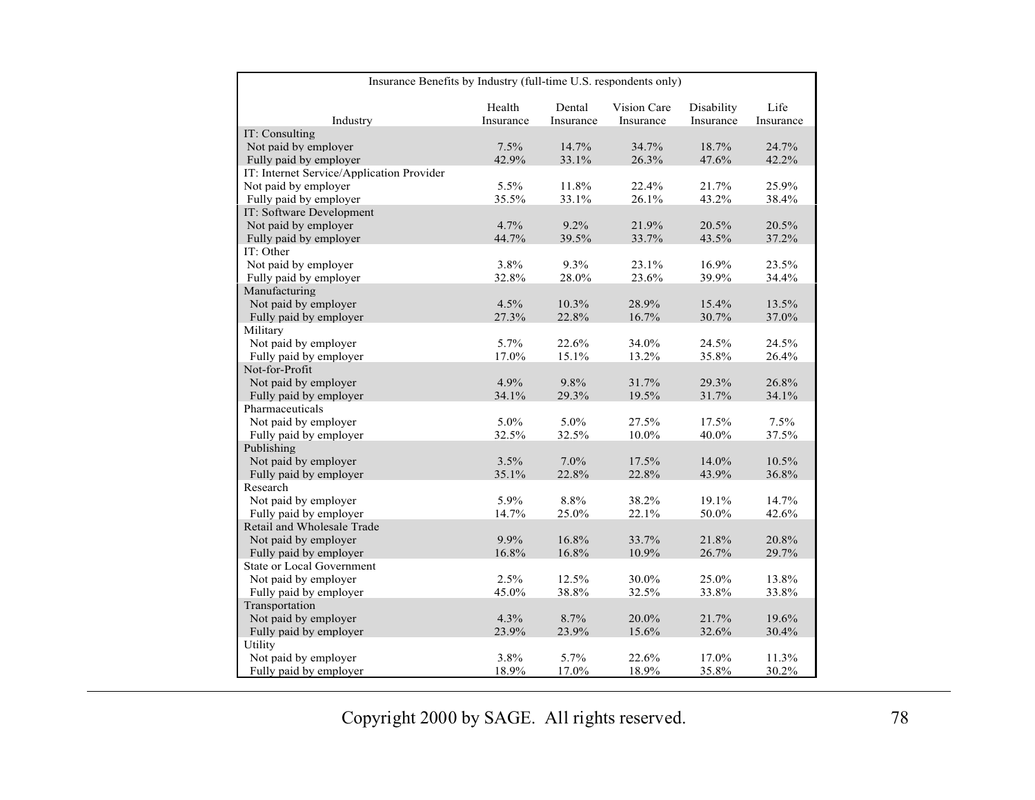Insurance Benefits by Industry (full-time U.S. respondents only)

| Industry | Health Insurance | Dental Insurance | Vision Care Insurance | Disability Insurance | Life Insurance |
|---|---|---|---|---|---|
| IT: Consulting | | | | | |
| Not paid by employer | 7.5% | 14.7% | 34.7% | 18.7% | 24.7% |
| Fully paid by employer | 42.9% | 33.1% | 26.3% | 47.6% | 42.2% |
| IT: Internet Service/Application Provider | | | | | |
| Not paid by employer | 5.5% | 11.8% | 22.4% | 21.7% | 25.9% |
| Fully paid by employer | 35.5% | 33.1% | 26.1% | 43.2% | 38.4% |
| IT: Software Development | | | | | |
| Not paid by employer | 4.7% | 9.2% | 21.9% | 20.5% | 20.5% |
| Fully paid by employer | 44.7% | 39.5% | 33.7% | 43.5% | 37.2% |
| IT: Other | | | | | |
| Not paid by employer | 3.8% | 9.3% | 23.1% | 16.9% | 23.5% |
| Fully paid by employer | 32.8% | 28.0% | 23.6% | 39.9% | 34.4% |
| Manufacturing | | | | | |
| Not paid by employer | 4.5% | 10.3% | 28.9% | 15.4% | 13.5% |
| Fully paid by employer | 27.3% | 22.8% | 16.7% | 30.7% | 37.0% |
| Military | | | | | |
| Not paid by employer | 5.7% | 22.6% | 34.0% | 24.5% | 24.5% |
| Fully paid by employer | 17.0% | 15.1% | 13.2% | 35.8% | 26.4% |
| Not-for-Profit | | | | | |
| Not paid by employer | 4.9% | 9.8% | 31.7% | 29.3% | 26.8% |
| Fully paid by employer | 34.1% | 29.3% | 19.5% | 31.7% | 34.1% |
| Pharmaceuticals | | | | | |
| Not paid by employer | 5.0% | 5.0% | 27.5% | 17.5% | 7.5% |
| Fully paid by employer | 32.5% | 32.5% | 10.0% | 40.0% | 37.5% |
| Publishing | | | | | |
| Not paid by employer | 3.5% | 7.0% | 17.5% | 14.0% | 10.5% |
| Fully paid by employer | 35.1% | 22.8% | 22.8% | 43.9% | 36.8% |
| Research | | | | | |
| Not paid by employer | 5.9% | 8.8% | 38.2% | 19.1% | 14.7% |
| Fully paid by employer | 14.7% | 25.0% | 22.1% | 50.0% | 42.6% |
| Retail and Wholesale Trade | | | | | |
| Not paid by employer | 9.9% | 16.8% | 33.7% | 21.8% | 20.8% |
| Fully paid by employer | 16.8% | 16.8% | 10.9% | 26.7% | 29.7% |
| State or Local Government | | | | | |
| Not paid by employer | 2.5% | 12.5% | 30.0% | 25.0% | 13.8% |
| Fully paid by employer | 45.0% | 38.8% | 32.5% | 33.8% | 33.8% |
| Transportation | | | | | |
| Not paid by employer | 4.3% | 8.7% | 20.0% | 21.7% | 19.6% |
| Fully paid by employer | 23.9% | 23.9% | 15.6% | 32.6% | 30.4% |
| Utility | | | | | |
| Not paid by employer | 3.8% | 5.7% | 22.6% | 17.0% | 11.3% |
| Fully paid by employer | 18.9% | 17.0% | 18.9% | 35.8% | 30.2% |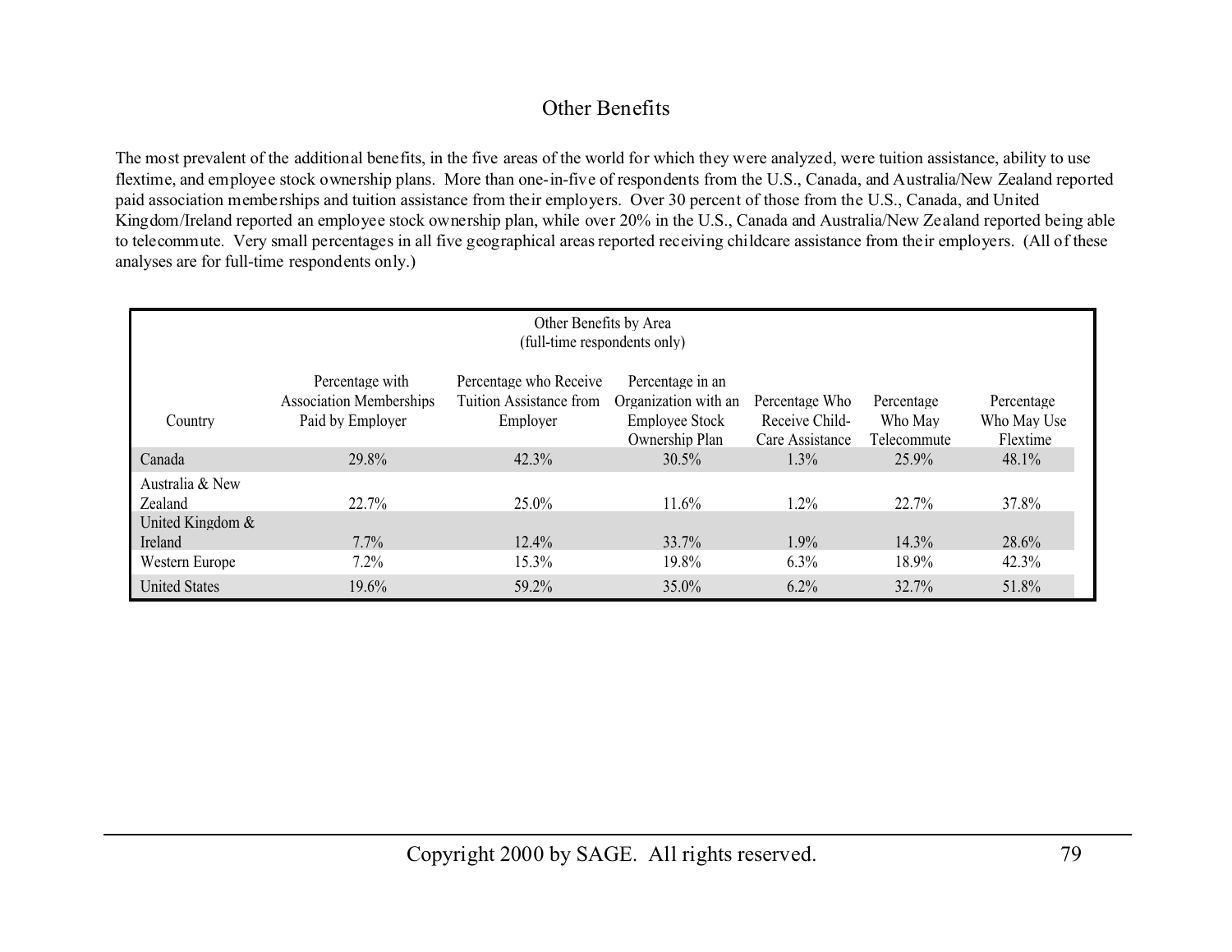## Other Benefits

The most prevalent of the additional benefits, in the five areas of the world for which they were analyzed, were tuition assistance, ability to use flextime, and employee stock ownership plans. More than one-in-five of respondents from the U.S., Canada, and Australia/New Zealand reported paid association memberships and tuition assistance from their employers. Over 30 percent of those from the U.S., Canada, and United Kingdom/Ireland reported an employee stock ownership plan, while over 20% in the U.S., Canada and Australia/New Zealand reported being able to telecommute. Very small percentages in all five geographical areas reported receiving childcare assistance from their employers. (All of these analyses are for full-time respondents only.)

Other Benefits by Area (full-time respondents only)

| Country | Percentage with Association Memberships Paid by Employer | Percentage who Receive Tuition Assistance from Employer | Percentage in an Organization with an Employee Stock Ownership Plan | Percentage Who Receive Child-Care Assistance | Percentage Who May Telecommute | Percentage Who May Use Flextime |
|---|---|---|---|---|---|---|
| Canada | 29.8% | 42.3% | 30.5% | 1.3% | 25.9% | 48.1% |
| Australia & New Zealand | 22.7% | 25.0% | 11.6% | 1.2% | 22.7% | 37.8% |
| United Kingdom & Ireland | 7.7% | 12.4% | 33.7% | 1.9% | 14.3% | 28.6% |
| Western Europe | 7.2% | 15.3% | 19.8% | 6.3% | 18.9% | 42.3% |
| United States | 19.6% | 59.2% | 35.0% | 6.2% | 32.7% | 51.8% |

Copyright 2000 by SAGE. All rights reserved.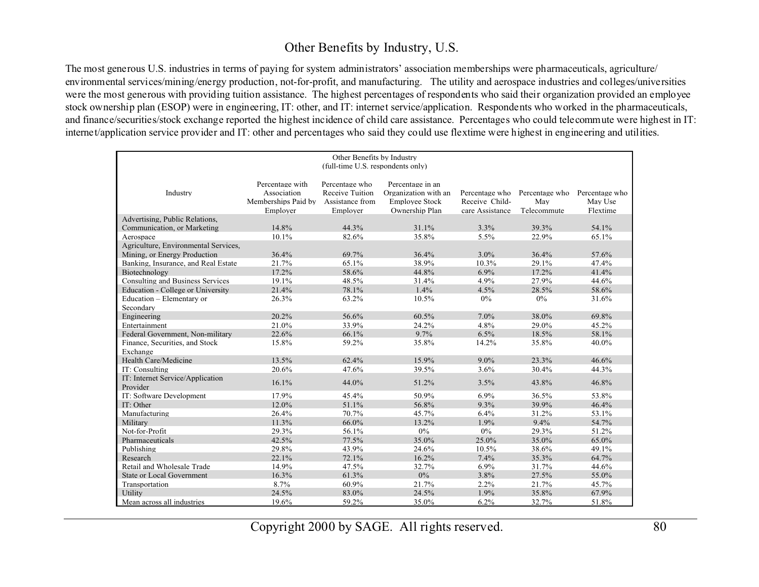# Other Benefits by Industry, U.S.

The most generous U.S. industries in terms of paying for system administrators' association memberships were pharmaceuticals, agriculture/ environmental services/mining/energy production, not-for-profit, and manufacturing. The utility and aerospace industries and colleges/universities were the most generous with providing tuition assistance. The highest percentages of respondents who said their organization provided an employee stock ownership plan (ESOP) were in engineering, IT: other, and IT: internet service/application. Respondents who worked in the pharmaceuticals, and finance/securities/stock exchange reported the highest incidence of child care assistance. Percentages who could telecommute were highest in IT: internet/application service provider and IT: other and percentages who said they could use flextime were highest in engineering and utilities.

Other Benefits by Industry
(full-time U.S. respondents only)

| Industry | Percentage with Association Memberships Paid by Employer | Percentage who Receive Tuition Assistance from Employer | Percentage in an Organization with an Employee Stock Ownership Plan | Percentage who Receive Child-care Assistance | Percentage who May Telecommute | Percentage who May Use Flextime |
|---|---|---|---|---|---|---|
| Advertising, Public Relations, Communication, or Marketing | 14.8% | 44.3% | 31.1% | 3.3% | 39.3% | 54.1% |
| Aerospace | 10.1% | 82.6% | 35.8% | 5.5% | 22.9% | 65.1% |
| Agriculture, Environmental Services, Mining, or Energy Production | 36.4% | 69.7% | 36.4% | 3.0% | 36.4% | 57.6% |
| Banking, Insurance, and Real Estate | 21.7% | 65.1% | 38.9% | 10.3% | 29.1% | 47.4% |
| Biotechnology | 17.2% | 58.6% | 44.8% | 6.9% | 17.2% | 41.4% |
| Consulting and Business Services | 19.1% | 48.5% | 31.4% | 4.9% | 27.9% | 44.6% |
| Education - College or University | 21.4% | 78.1% | 1.4% | 4.5% | 28.5% | 58.6% |
| Education – Elementary or Secondary | 26.3% | 63.2% | 10.5% | 0% | 0% | 31.6% |
| Engineering | 20.2% | 56.6% | 60.5% | 7.0% | 38.0% | 69.8% |
| Entertainment | 21.0% | 33.9% | 24.2% | 4.8% | 29.0% | 45.2% |
| Federal Government, Non-military | 22.6% | 66.1% | 9.7% | 6.5% | 18.5% | 58.1% |
| Finance, Securities, and Stock Exchange | 15.8% | 59.2% | 35.8% | 14.2% | 35.8% | 40.0% |
| Health Care/Medicine | 13.5% | 62.4% | 15.9% | 9.0% | 23.3% | 46.6% |
| IT: Consulting | 20.6% | 47.6% | 39.5% | 3.6% | 30.4% | 44.3% |
| IT: Internet Service/Application Provider | 16.1% | 44.0% | 51.2% | 3.5% | 43.8% | 46.8% |
| IT: Software Development | 17.9% | 45.4% | 50.9% | 6.9% | 36.5% | 53.8% |
| IT: Other | 12.0% | 51.1% | 56.8% | 9.3% | 39.9% | 46.4% |
| Manufacturing | 26.4% | 70.7% | 45.7% | 6.4% | 31.2% | 53.1% |
| Military | 11.3% | 66.0% | 13.2% | 1.9% | 9.4% | 54.7% |
| Not-for-Profit | 29.3% | 56.1% | 0% | 0% | 29.3% | 51.2% |
| Pharmaceuticals | 42.5% | 77.5% | 35.0% | 25.0% | 35.0% | 65.0% |
| Publishing | 29.8% | 43.9% | 24.6% | 10.5% | 38.6% | 49.1% |
| Research | 22.1% | 72.1% | 16.2% | 7.4% | 35.3% | 64.7% |
| Retail and Wholesale Trade | 14.9% | 47.5% | 32.7% | 6.9% | 31.7% | 44.6% |
| State or Local Government | 16.3% | 61.3% | 0% | 3.8% | 27.5% | 55.0% |
| Transportation | 8.7% | 60.9% | 21.7% | 2.2% | 21.7% | 45.7% |
| Utility | 24.5% | 83.0% | 24.5% | 1.9% | 35.8% | 67.9% |
| Mean across all industries | 19.6% | 59.2% | 35.0% | 6.2% | 32.7% | 51.8% |

Copyright 2000 by SAGE. All rights reserved.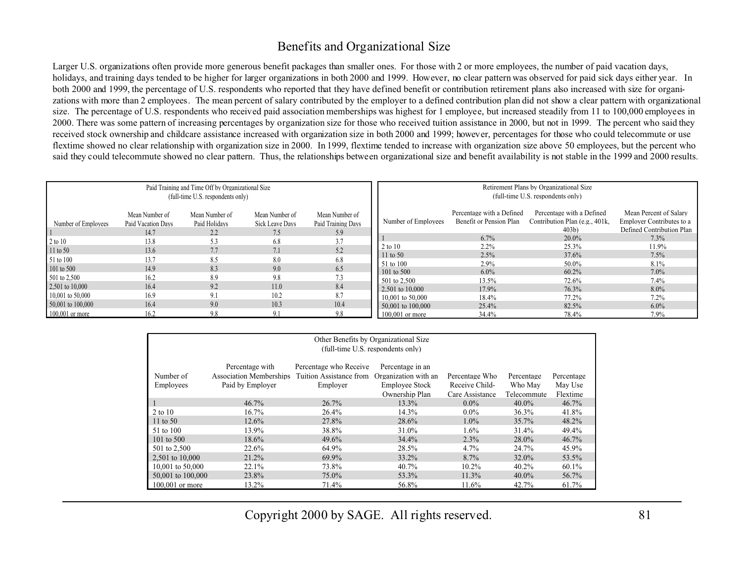# Benefits and Organizational Size

Larger U.S. organizations often provide more generous benefit packages than smaller ones. For those with 2 or more employees, the number of paid vacation days, holidays, and training days tended to be higher for larger organizations in both 2000 and 1999. However, no clear pattern was observed for paid sick days either year. In both 2000 and 1999, the percentage of U.S. respondents who reported that they have defined benefit or contribution retirement plans also increased with size for organizations with more than 2 employees. The mean percent of salary contributed by the employer to a defined contribution plan did not show a clear pattern with organizational size. The percentage of U.S. respondents who received paid association memberships was highest for 1 employee, but increased steadily from 11 to 100,000 employees in 2000. There was some pattern of increasing percentages by organization size for those who received tuition assistance in 2000, but not in 1999. The percent who said they received stock ownership and childcare assistance increased with organization size in both 2000 and 1999; however, percentages for those who could telecommute or use flextime showed no clear relationship with organization size in 2000. In 1999, flextime tended to increase with organization size above 50 employees, but the percent who said they could telecommute showed no clear pattern. Thus, the relationships between organizational size and benefit availability is not stable in the 1999 and 2000 results.

**Paid Training and Time Off by Organizational Size (full-time U.S. respondents only)**

| Number of Employees | Mean Number of Paid Vacation Days | Mean Number of Paid Holidays | Mean Number of Sick Leave Days | Mean Number of Paid Training Days |
|---|---|---|---|---|
| 1 | 14.7 | 2.2 | 7.5 | 5.9 |
| 2 to 10 | 13.8 | 5.3 | 6.8 | 3.7 |
| 11 to 50 | 13.6 | 7.7 | 7.1 | 5.2 |
| 51 to 100 | 13.7 | 8.5 | 8.0 | 6.8 |
| 101 to 500 | 14.9 | 8.3 | 9.0 | 6.5 |
| 501 to 2,500 | 16.2 | 8.9 | 9.8 | 7.3 |
| 2,501 to 10,000 | 16.4 | 9.2 | 11.0 | 8.4 |
| 10,001 to 50,000 | 16.9 | 9.1 | 10.2 | 8.7 |
| 50,001 to 100,000 | 16.4 | 9.0 | 10.3 | 10.4 |
| 100,001 or more | 16.2 | 9.8 | 9.1 | 9.8 |

**Retirement Plans by Organizational Size (full-time U.S. respondents only)**

| Number of Employees | Percentage with a Defined Benefit or Pension Plan | Percentage with a Defined Contribution Plan (e.g., 401k, 403b) | Mean Percent of Salary Employer Contributes to a Defined Contribution Plan |
|---|---|---|---|
| 1 | 6.7% | 20.0% | 7.3% |
| 2 to 10 | 2.2% | 25.3% | 11.9% |
| 11 to 50 | 2.5% | 37.6% | 7.5% |
| 51 to 100 | 2.9% | 50.0% | 8.1% |
| 101 to 500 | 6.0% | 60.2% | 7.0% |
| 501 to 2,500 | 13.5% | 72.6% | 7.4% |
| 2,501 to 10,000 | 17.9% | 76.3% | 8.0% |
| 10,001 to 50,000 | 18.4% | 77.2% | 7.2% |
| 50,001 to 100,000 | 25.4% | 82.5% | 6.0% |
| 100,001 or more | 34.4% | 78.4% | 7.9% |

**Other Benefits by Organizational Size (full-time U.S. respondents only)**

| Number of Employees | Percentage with Association Memberships Paid by Employer | Percentage who Receive Tuition Assistance from Employer | Percentage in an Organization with an Employee Stock Ownership Plan | Percentage Who Receive Child-Care Assistance | Percentage Who May Telecommute | Percentage May Use Flextime |
|---|---|---|---|---|---|---|
| 1 | 46.7% | 26.7% | 13.3% | 0.0% | 40.0% | 46.7% |
| 2 to 10 | 16.7% | 26.4% | 14.3% | 0.0% | 36.3% | 41.8% |
| 11 to 50 | 12.6% | 27.8% | 28.6% | 1.0% | 35.7% | 48.2% |
| 51 to 100 | 13.9% | 38.8% | 31.0% | 1.6% | 31.4% | 49.4% |
| 101 to 500 | 18.6% | 49.6% | 34.4% | 2.3% | 28.0% | 46.7% |
| 501 to 2,500 | 22.6% | 64.9% | 28.5% | 4.7% | 24.7% | 45.9% |
| 2,501 to 10,000 | 21.2% | 69.9% | 33.2% | 8.7% | 32.0% | 53.5% |
| 10,001 to 50,000 | 22.1% | 73.8% | 40.7% | 10.2% | 40.2% | 60.1% |
| 50,001 to 100,000 | 23.8% | 75.0% | 53.3% | 11.3% | 40.0% | 56.7% |
| 100,001 or more | 13.2% | 71.4% | 56.8% | 11.6% | 42.7% | 61.7% |

Copyright 2000 by SAGE. All rights reserved.